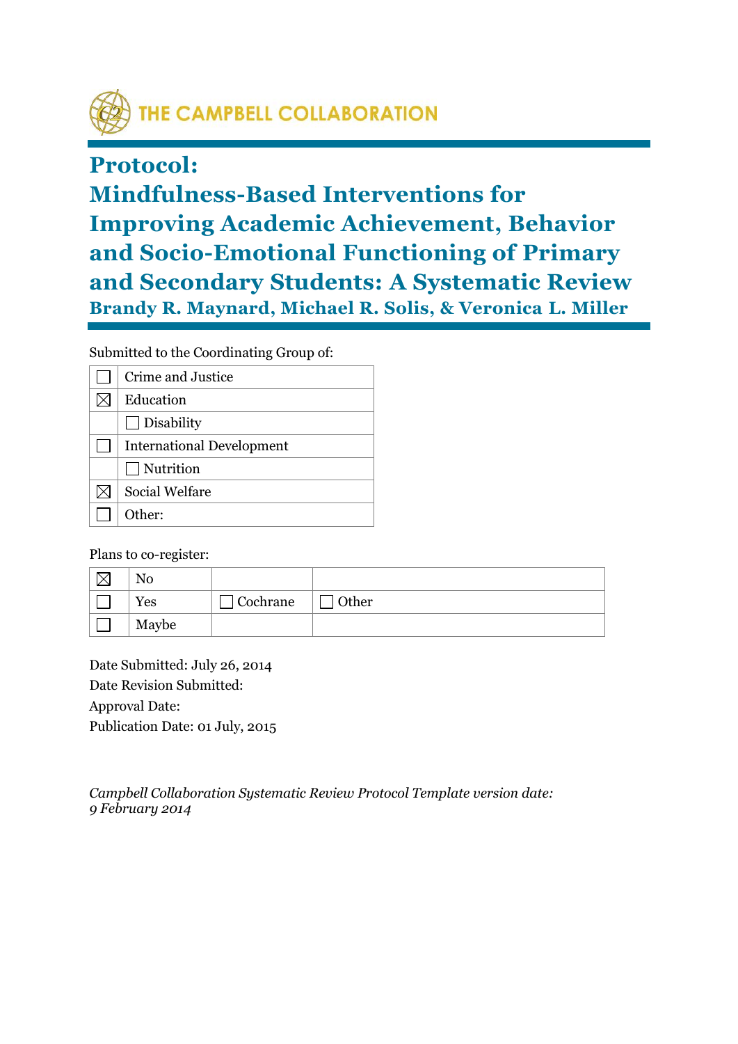THE CAMPBELL COLLABORATION

# Protocol: Mindfulness-Based Interventions for Improving Academic Achievement, Behavior and Socio-Emotional Functioning of Primary and Secondary Students: A Systematic Review

**Brandy R. Maynard, Michael R. Solis, & Veronica L. Miller**

Submitted to the Coordinating Group of:

| | |
|---|---|
| ☐ | Crime and Justice |
| ☒ | Education |
| | ☐ Disability |
| ☐ | International Development |
| | ☐ Nutrition |
| ☒ | Social Welfare |
| ☐ | Other: |

Plans to co-register:

| | | | |
|---|---|---|---|
| ☒ | No | | |
| ☐ | Yes | ☐ Cochrane | ☐ Other |
| ☐ | Maybe | | |

Date Submitted: July 26, 2014
Date Revision Submitted:
Approval Date:
Publication Date: 01 July, 2015

*Campbell Collaboration Systematic Review Protocol Template version date: 9 February 2014*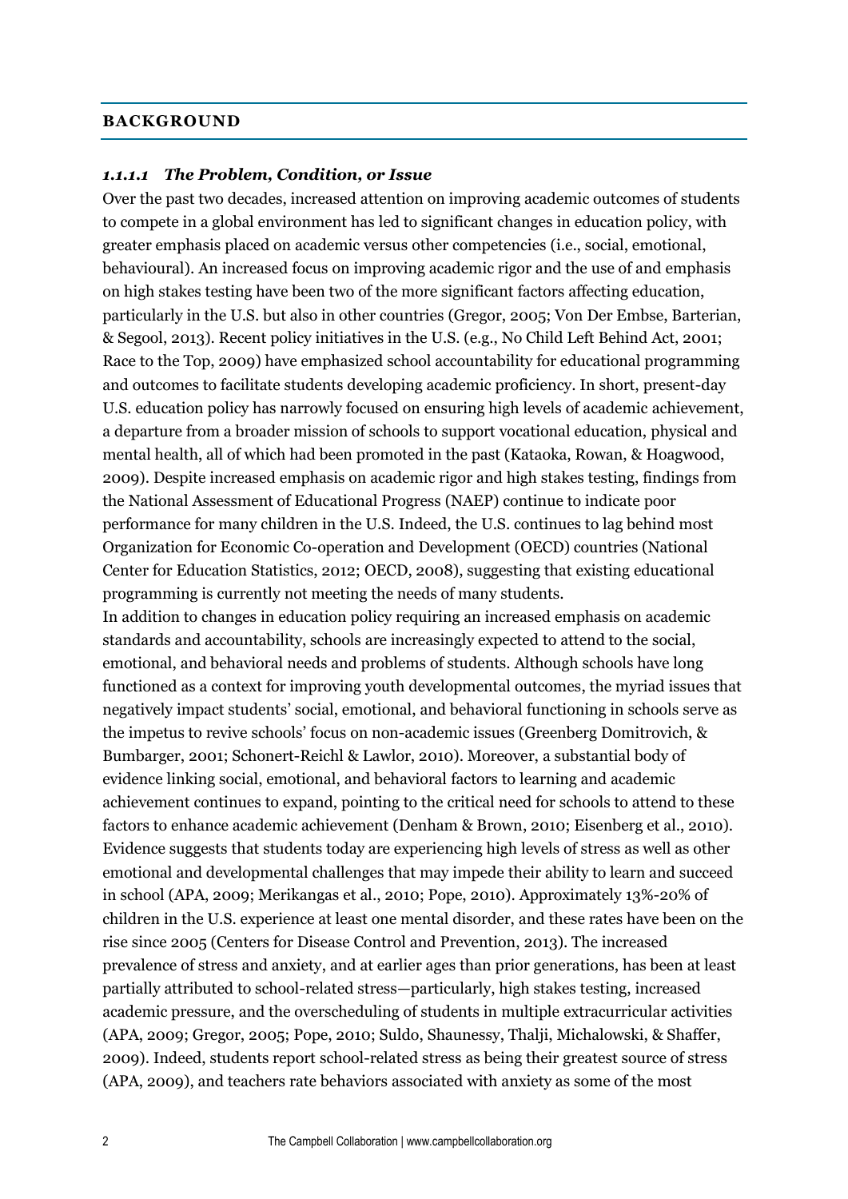## BACKGROUND

### *1.1.1.1 The Problem, Condition, or Issue*

Over the past two decades, increased attention on improving academic outcomes of students to compete in a global environment has led to significant changes in education policy, with greater emphasis placed on academic versus other competencies (i.e., social, emotional, behavioural). An increased focus on improving academic rigor and the use of and emphasis on high stakes testing have been two of the more significant factors affecting education, particularly in the U.S. but also in other countries (Gregor, 2005; Von Der Embse, Barterian, & Segool, 2013). Recent policy initiatives in the U.S. (e.g., No Child Left Behind Act, 2001; Race to the Top, 2009) have emphasized school accountability for educational programming and outcomes to facilitate students developing academic proficiency. In short, present-day U.S. education policy has narrowly focused on ensuring high levels of academic achievement, a departure from a broader mission of schools to support vocational education, physical and mental health, all of which had been promoted in the past (Kataoka, Rowan, & Hoagwood, 2009). Despite increased emphasis on academic rigor and high stakes testing, findings from the National Assessment of Educational Progress (NAEP) continue to indicate poor performance for many children in the U.S. Indeed, the U.S. continues to lag behind most Organization for Economic Co-operation and Development (OECD) countries (National Center for Education Statistics, 2012; OECD, 2008), suggesting that existing educational programming is currently not meeting the needs of many students.

In addition to changes in education policy requiring an increased emphasis on academic standards and accountability, schools are increasingly expected to attend to the social, emotional, and behavioral needs and problems of students. Although schools have long functioned as a context for improving youth developmental outcomes, the myriad issues that negatively impact students' social, emotional, and behavioral functioning in schools serve as the impetus to revive schools' focus on non-academic issues (Greenberg Domitrovich, & Bumbarger, 2001; Schonert-Reichl & Lawlor, 2010). Moreover, a substantial body of evidence linking social, emotional, and behavioral factors to learning and academic achievement continues to expand, pointing to the critical need for schools to attend to these factors to enhance academic achievement (Denham & Brown, 2010; Eisenberg et al., 2010). Evidence suggests that students today are experiencing high levels of stress as well as other emotional and developmental challenges that may impede their ability to learn and succeed in school (APA, 2009; Merikangas et al., 2010; Pope, 2010). Approximately 13%-20% of children in the U.S. experience at least one mental disorder, and these rates have been on the rise since 2005 (Centers for Disease Control and Prevention, 2013). The increased prevalence of stress and anxiety, and at earlier ages than prior generations, has been at least partially attributed to school-related stress—particularly, high stakes testing, increased academic pressure, and the overscheduling of students in multiple extracurricular activities (APA, 2009; Gregor, 2005; Pope, 2010; Suldo, Shaunessy, Thalji, Michalowski, & Shaffer, 2009). Indeed, students report school-related stress as being their greatest source of stress (APA, 2009), and teachers rate behaviors associated with anxiety as some of the most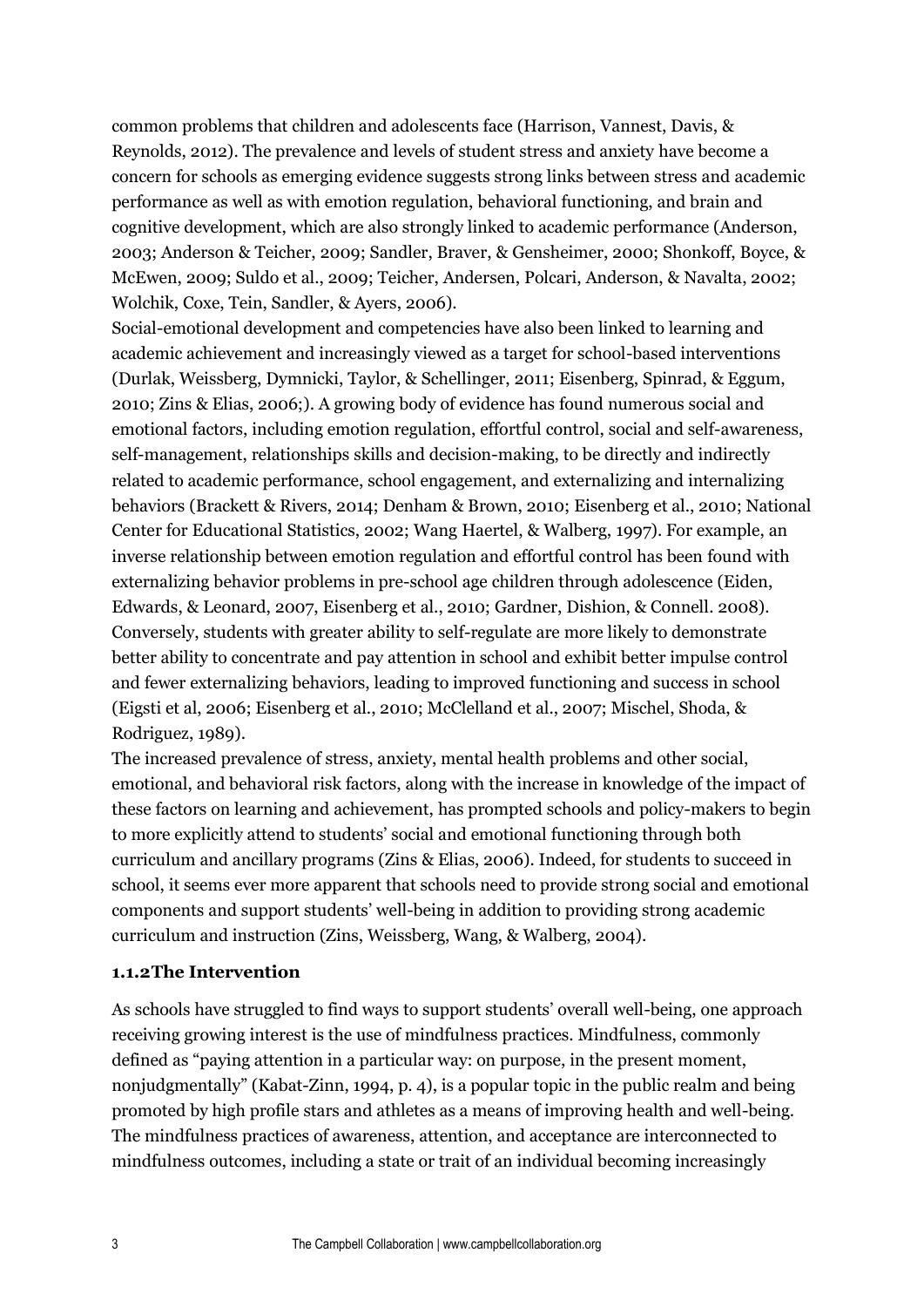common problems that children and adolescents face (Harrison, Vannest, Davis, & Reynolds, 2012). The prevalence and levels of student stress and anxiety have become a concern for schools as emerging evidence suggests strong links between stress and academic performance as well as with emotion regulation, behavioral functioning, and brain and cognitive development, which are also strongly linked to academic performance (Anderson, 2003; Anderson & Teicher, 2009; Sandler, Braver, & Gensheimer, 2000; Shonkoff, Boyce, & McEwen, 2009; Suldo et al., 2009; Teicher, Andersen, Polcari, Anderson, & Navalta, 2002; Wolchik, Coxe, Tein, Sandler, & Ayers, 2006).

Social-emotional development and competencies have also been linked to learning and academic achievement and increasingly viewed as a target for school-based interventions (Durlak, Weissberg, Dymnicki, Taylor, & Schellinger, 2011; Eisenberg, Spinrad, & Eggum, 2010; Zins & Elias, 2006;). A growing body of evidence has found numerous social and emotional factors, including emotion regulation, effortful control, social and self-awareness, self-management, relationships skills and decision-making, to be directly and indirectly related to academic performance, school engagement, and externalizing and internalizing behaviors (Brackett & Rivers, 2014; Denham & Brown, 2010; Eisenberg et al., 2010; National Center for Educational Statistics, 2002; Wang Haertel, & Walberg, 1997). For example, an inverse relationship between emotion regulation and effortful control has been found with externalizing behavior problems in pre-school age children through adolescence (Eiden, Edwards, & Leonard, 2007, Eisenberg et al., 2010; Gardner, Dishion, & Connell. 2008). Conversely, students with greater ability to self-regulate are more likely to demonstrate better ability to concentrate and pay attention in school and exhibit better impulse control and fewer externalizing behaviors, leading to improved functioning and success in school (Eigsti et al, 2006; Eisenberg et al., 2010; McClelland et al., 2007; Mischel, Shoda, & Rodriguez, 1989).

The increased prevalence of stress, anxiety, mental health problems and other social, emotional, and behavioral risk factors, along with the increase in knowledge of the impact of these factors on learning and achievement, has prompted schools and policy-makers to begin to more explicitly attend to students' social and emotional functioning through both curriculum and ancillary programs (Zins & Elias, 2006). Indeed, for students to succeed in school, it seems ever more apparent that schools need to provide strong social and emotional components and support students' well-being in addition to providing strong academic curriculum and instruction (Zins, Weissberg, Wang, & Walberg, 2004).

### 1.1.2 The Intervention

As schools have struggled to find ways to support students' overall well-being, one approach receiving growing interest is the use of mindfulness practices. Mindfulness, commonly defined as "paying attention in a particular way: on purpose, in the present moment, nonjudgmentally" (Kabat-Zinn, 1994, p. 4), is a popular topic in the public realm and being promoted by high profile stars and athletes as a means of improving health and well-being. The mindfulness practices of awareness, attention, and acceptance are interconnected to mindfulness outcomes, including a state or trait of an individual becoming increasingly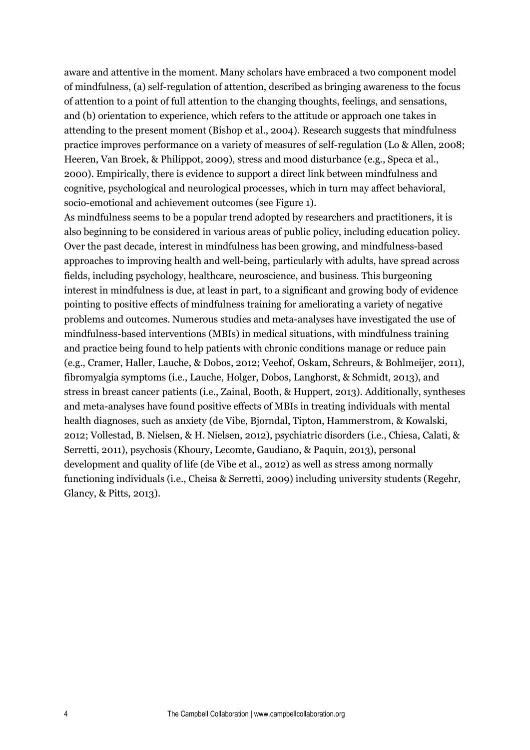aware and attentive in the moment. Many scholars have embraced a two component model of mindfulness, (a) self-regulation of attention, described as bringing awareness to the focus of attention to a point of full attention to the changing thoughts, feelings, and sensations, and (b) orientation to experience, which refers to the attitude or approach one takes in attending to the present moment (Bishop et al., 2004). Research suggests that mindfulness practice improves performance on a variety of measures of self-regulation (Lo & Allen, 2008; Heeren, Van Broek, & Philippot, 2009), stress and mood disturbance (e.g., Speca et al., 2000). Empirically, there is evidence to support a direct link between mindfulness and cognitive, psychological and neurological processes, which in turn may affect behavioral, socio-emotional and achievement outcomes (see Figure 1).

As mindfulness seems to be a popular trend adopted by researchers and practitioners, it is also beginning to be considered in various areas of public policy, including education policy. Over the past decade, interest in mindfulness has been growing, and mindfulness-based approaches to improving health and well-being, particularly with adults, have spread across fields, including psychology, healthcare, neuroscience, and business. This burgeoning interest in mindfulness is due, at least in part, to a significant and growing body of evidence pointing to positive effects of mindfulness training for ameliorating a variety of negative problems and outcomes. Numerous studies and meta-analyses have investigated the use of mindfulness-based interventions (MBIs) in medical situations, with mindfulness training and practice being found to help patients with chronic conditions manage or reduce pain (e.g., Cramer, Haller, Lauche, & Dobos, 2012; Veehof, Oskam, Schreurs, & Bohlmeijer, 2011), fibromyalgia symptoms (i.e., Lauche, Holger, Dobos, Langhorst, & Schmidt, 2013), and stress in breast cancer patients (i.e., Zainal, Booth, & Huppert, 2013). Additionally, syntheses and meta-analyses have found positive effects of MBIs in treating individuals with mental health diagnoses, such as anxiety (de Vibe, Bjorndal, Tipton, Hammerstrom, & Kowalski, 2012; Vollestad, B. Nielsen, & H. Nielsen, 2012), psychiatric disorders (i.e., Chiesa, Calati, & Serretti, 2011), psychosis (Khoury, Lecomte, Gaudiano, & Paquin, 2013), personal development and quality of life (de Vibe et al., 2012) as well as stress among normally functioning individuals (i.e., Cheisa & Serretti, 2009) including university students (Regehr, Glancy, & Pitts, 2013).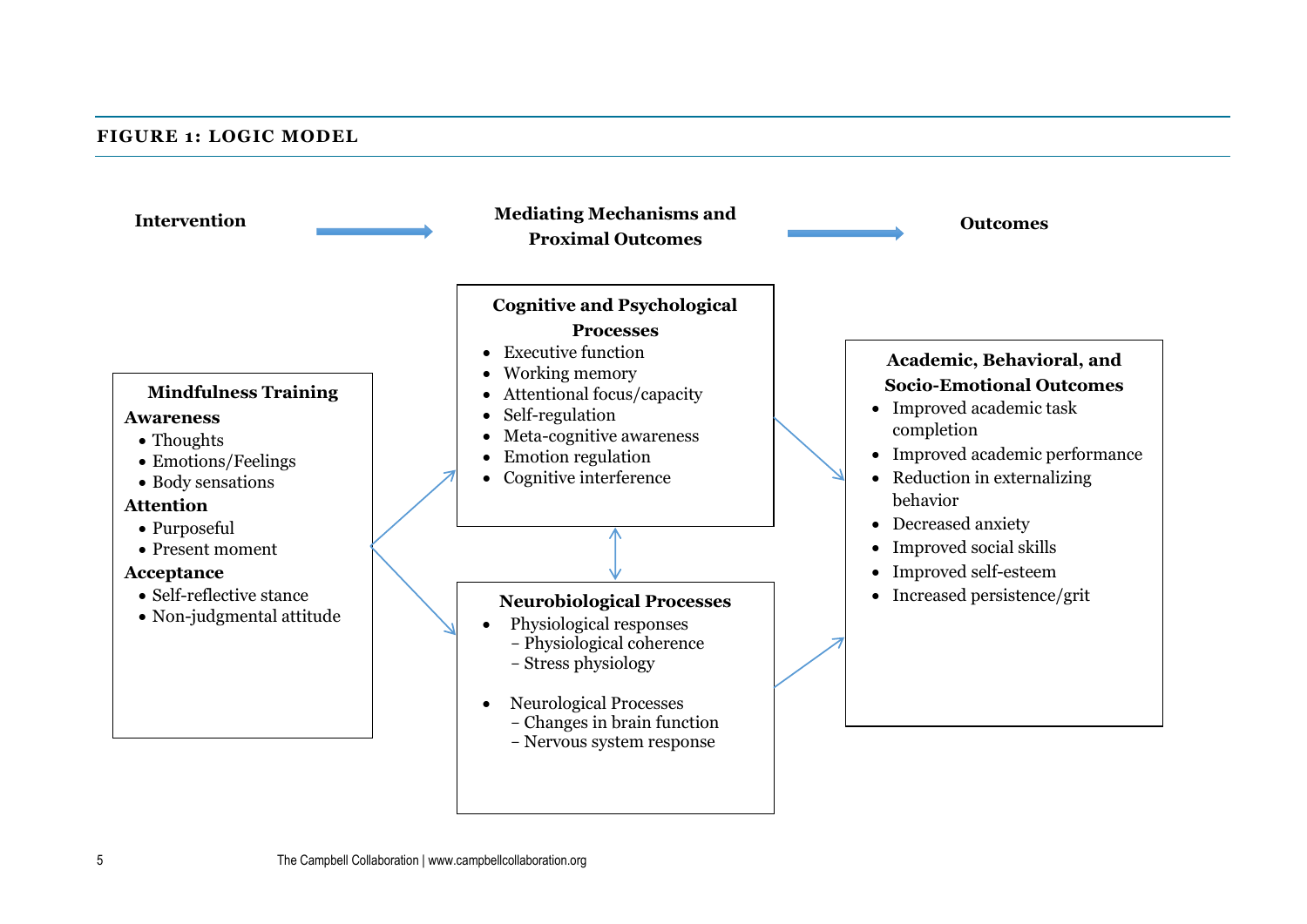**FIGURE 1: LOGIC MODEL**

**Intervention** → **Mediating Mechanisms and Proximal Outcomes** → **Outcomes**

**Mindfulness Training**

**Awareness**
- Thoughts
- Emotions/Feelings
- Body sensations

**Attention**
- Purposeful
- Present moment

**Acceptance**
- Self-reflective stance
- Non-judgmental attitude

**Cognitive and Psychological Processes**
- Executive function
- Working memory
- Attentional focus/capacity
- Self-regulation
- Meta-cognitive awareness
- Emotion regulation
- Cognitive interference

**Neurobiological Processes**
- Physiological responses
  - Physiological coherence
  - Stress physiology
- Neurological Processes
  - Changes in brain function
  - Nervous system response

**Academic, Behavioral, and Socio-Emotional Outcomes**
- Improved academic task completion
- Improved academic performance
- Reduction in externalizing behavior
- Decreased anxiety
- Improved social skills
- Improved self-esteem
- Increased persistence/grit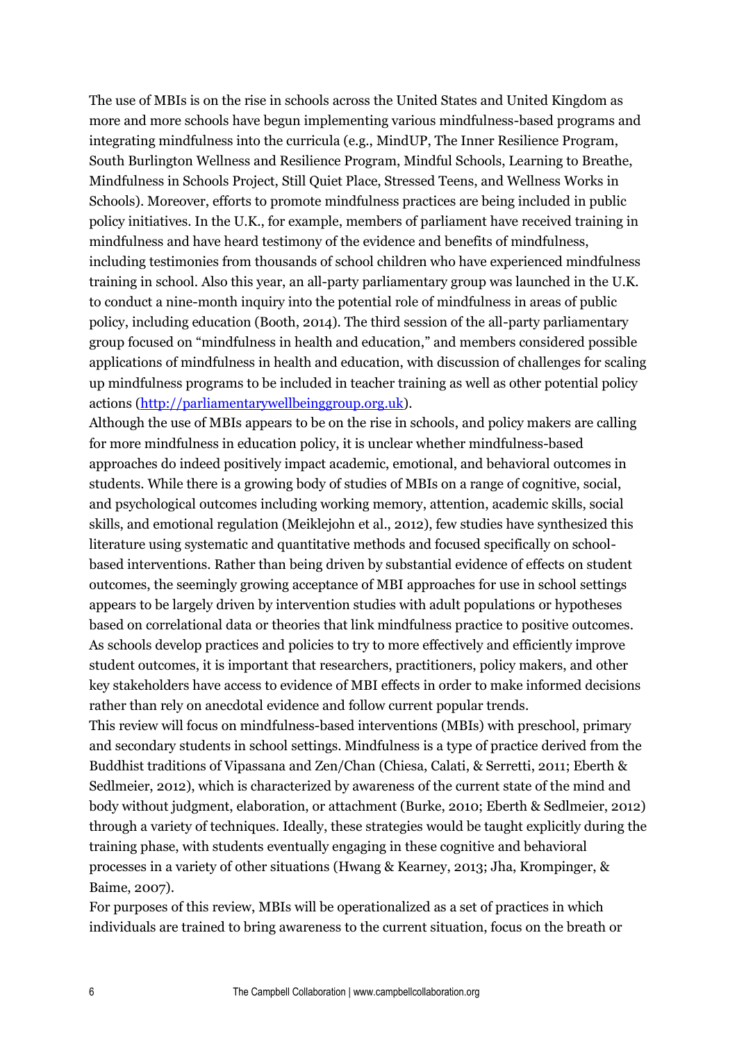The use of MBIs is on the rise in schools across the United States and United Kingdom as more and more schools have begun implementing various mindfulness-based programs and integrating mindfulness into the curricula (e.g., MindUP, The Inner Resilience Program, South Burlington Wellness and Resilience Program, Mindful Schools, Learning to Breathe, Mindfulness in Schools Project, Still Quiet Place, Stressed Teens, and Wellness Works in Schools). Moreover, efforts to promote mindfulness practices are being included in public policy initiatives. In the U.K., for example, members of parliament have received training in mindfulness and have heard testimony of the evidence and benefits of mindfulness, including testimonies from thousands of school children who have experienced mindfulness training in school. Also this year, an all-party parliamentary group was launched in the U.K. to conduct a nine-month inquiry into the potential role of mindfulness in areas of public policy, including education (Booth, 2014). The third session of the all-party parliamentary group focused on "mindfulness in health and education," and members considered possible applications of mindfulness in health and education, with discussion of challenges for scaling up mindfulness programs to be included in teacher training as well as other potential policy actions (http://parliamentarywellbeinggroup.org.uk).

Although the use of MBIs appears to be on the rise in schools, and policy makers are calling for more mindfulness in education policy, it is unclear whether mindfulness-based approaches do indeed positively impact academic, emotional, and behavioral outcomes in students. While there is a growing body of studies of MBIs on a range of cognitive, social, and psychological outcomes including working memory, attention, academic skills, social skills, and emotional regulation (Meiklejohn et al., 2012), few studies have synthesized this literature using systematic and quantitative methods and focused specifically on school-based interventions. Rather than being driven by substantial evidence of effects on student outcomes, the seemingly growing acceptance of MBI approaches for use in school settings appears to be largely driven by intervention studies with adult populations or hypotheses based on correlational data or theories that link mindfulness practice to positive outcomes. As schools develop practices and policies to try to more effectively and efficiently improve student outcomes, it is important that researchers, practitioners, policy makers, and other key stakeholders have access to evidence of MBI effects in order to make informed decisions rather than rely on anecdotal evidence and follow current popular trends.

This review will focus on mindfulness-based interventions (MBIs) with preschool, primary and secondary students in school settings. Mindfulness is a type of practice derived from the Buddhist traditions of Vipassana and Zen/Chan (Chiesa, Calati, & Serretti, 2011; Eberth & Sedlmeier, 2012), which is characterized by awareness of the current state of the mind and body without judgment, elaboration, or attachment (Burke, 2010; Eberth & Sedlmeier, 2012) through a variety of techniques. Ideally, these strategies would be taught explicitly during the training phase, with students eventually engaging in these cognitive and behavioral processes in a variety of other situations (Hwang & Kearney, 2013; Jha, Krompinger, & Baime, 2007).

For purposes of this review, MBIs will be operationalized as a set of practices in which individuals are trained to bring awareness to the current situation, focus on the breath or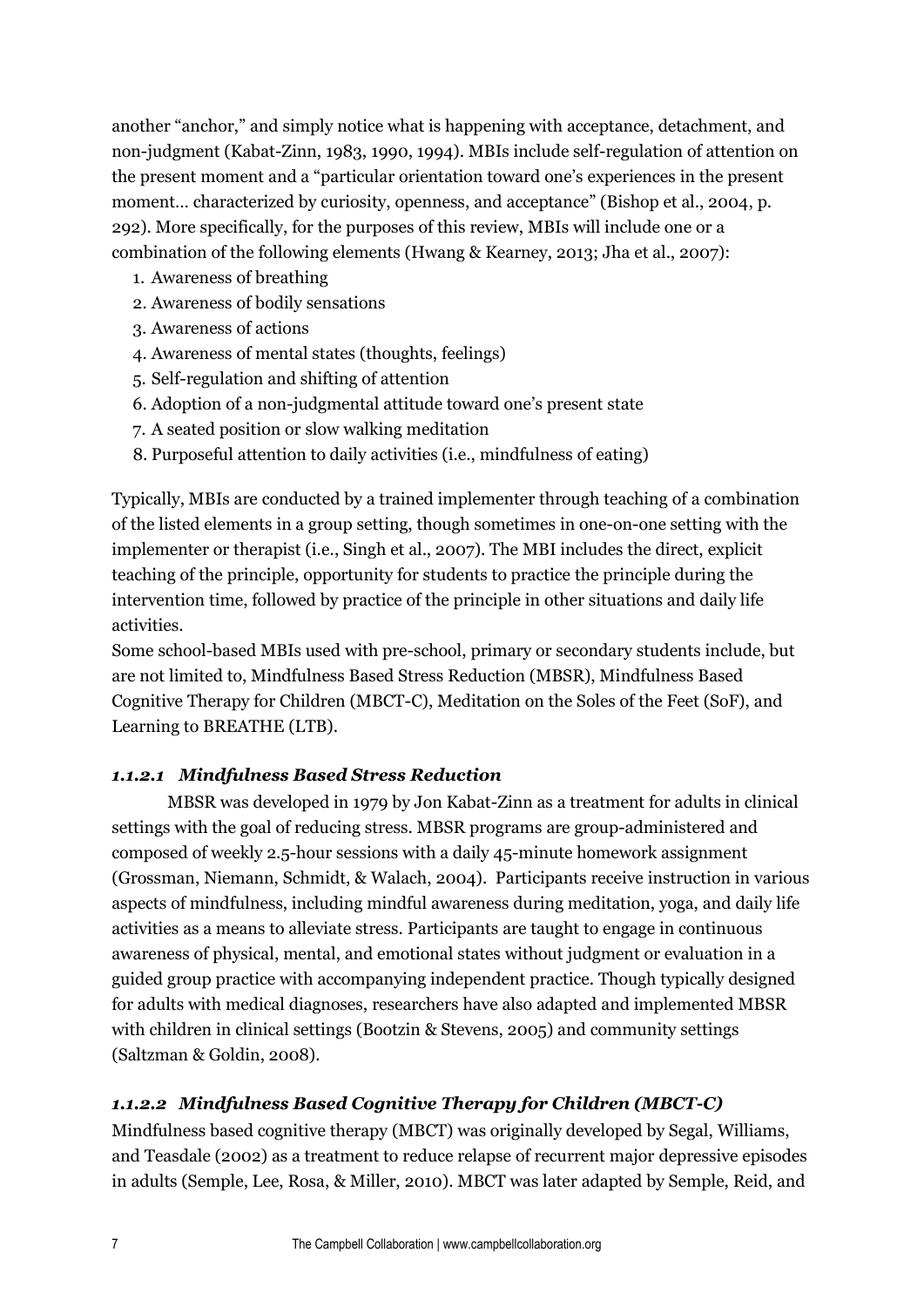another "anchor," and simply notice what is happening with acceptance, detachment, and non-judgment (Kabat-Zinn, 1983, 1990, 1994). MBIs include self-regulation of attention on the present moment and a "particular orientation toward one's experiences in the present moment… characterized by curiosity, openness, and acceptance" (Bishop et al., 2004, p. 292). More specifically, for the purposes of this review, MBIs will include one or a combination of the following elements (Hwang & Kearney, 2013; Jha et al., 2007):

1. Awareness of breathing
2. Awareness of bodily sensations
3. Awareness of actions
4. Awareness of mental states (thoughts, feelings)
5. Self-regulation and shifting of attention
6. Adoption of a non-judgmental attitude toward one's present state
7. A seated position or slow walking meditation
8. Purposeful attention to daily activities (i.e., mindfulness of eating)

Typically, MBIs are conducted by a trained implementer through teaching of a combination of the listed elements in a group setting, though sometimes in one-on-one setting with the implementer or therapist (i.e., Singh et al., 2007). The MBI includes the direct, explicit teaching of the principle, opportunity for students to practice the principle during the intervention time, followed by practice of the principle in other situations and daily life activities.

Some school-based MBIs used with pre-school, primary or secondary students include, but are not limited to, Mindfulness Based Stress Reduction (MBSR), Mindfulness Based Cognitive Therapy for Children (MBCT-C), Meditation on the Soles of the Feet (SoF), and Learning to BREATHE (LTB).

#### *1.1.2.1 Mindfulness Based Stress Reduction*

MBSR was developed in 1979 by Jon Kabat-Zinn as a treatment for adults in clinical settings with the goal of reducing stress. MBSR programs are group-administered and composed of weekly 2.5-hour sessions with a daily 45-minute homework assignment (Grossman, Niemann, Schmidt, & Walach, 2004). Participants receive instruction in various aspects of mindfulness, including mindful awareness during meditation, yoga, and daily life activities as a means to alleviate stress. Participants are taught to engage in continuous awareness of physical, mental, and emotional states without judgment or evaluation in a guided group practice with accompanying independent practice. Though typically designed for adults with medical diagnoses, researchers have also adapted and implemented MBSR with children in clinical settings (Bootzin & Stevens, 2005) and community settings (Saltzman & Goldin, 2008).

#### *1.1.2.2 Mindfulness Based Cognitive Therapy for Children (MBCT-C)*

Mindfulness based cognitive therapy (MBCT) was originally developed by Segal, Williams, and Teasdale (2002) as a treatment to reduce relapse of recurrent major depressive episodes in adults (Semple, Lee, Rosa, & Miller, 2010). MBCT was later adapted by Semple, Reid, and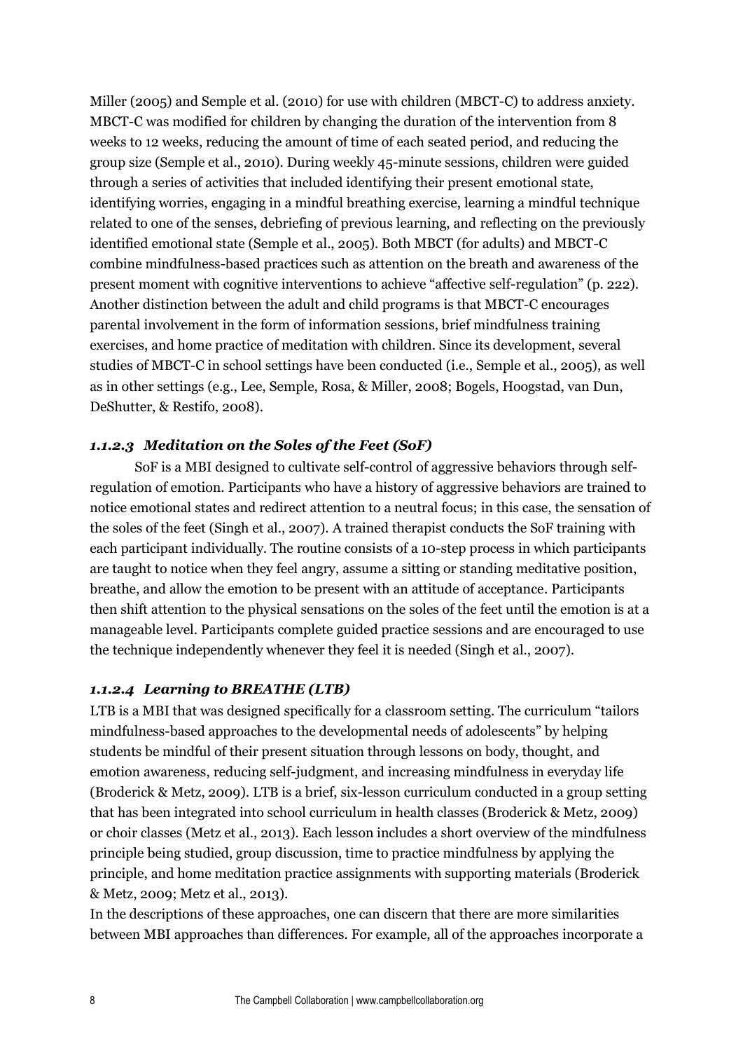Miller (2005) and Semple et al. (2010) for use with children (MBCT-C) to address anxiety. MBCT-C was modified for children by changing the duration of the intervention from 8 weeks to 12 weeks, reducing the amount of time of each seated period, and reducing the group size (Semple et al., 2010). During weekly 45-minute sessions, children were guided through a series of activities that included identifying their present emotional state, identifying worries, engaging in a mindful breathing exercise, learning a mindful technique related to one of the senses, debriefing of previous learning, and reflecting on the previously identified emotional state (Semple et al., 2005). Both MBCT (for adults) and MBCT-C combine mindfulness-based practices such as attention on the breath and awareness of the present moment with cognitive interventions to achieve "affective self-regulation" (p. 222). Another distinction between the adult and child programs is that MBCT-C encourages parental involvement in the form of information sessions, brief mindfulness training exercises, and home practice of meditation with children. Since its development, several studies of MBCT-C in school settings have been conducted (i.e., Semple et al., 2005), as well as in other settings (e.g., Lee, Semple, Rosa, & Miller, 2008; Bogels, Hoogstad, van Dun, DeShutter, & Restifo, 2008).

#### *1.1.2.3 Meditation on the Soles of the Feet (SoF)*

SoF is a MBI designed to cultivate self-control of aggressive behaviors through self-regulation of emotion. Participants who have a history of aggressive behaviors are trained to notice emotional states and redirect attention to a neutral focus; in this case, the sensation of the soles of the feet (Singh et al., 2007). A trained therapist conducts the SoF training with each participant individually. The routine consists of a 10-step process in which participants are taught to notice when they feel angry, assume a sitting or standing meditative position, breathe, and allow the emotion to be present with an attitude of acceptance. Participants then shift attention to the physical sensations on the soles of the feet until the emotion is at a manageable level. Participants complete guided practice sessions and are encouraged to use the technique independently whenever they feel it is needed (Singh et al., 2007).

#### *1.1.2.4 Learning to BREATHE (LTB)*

LTB is a MBI that was designed specifically for a classroom setting. The curriculum "tailors mindfulness-based approaches to the developmental needs of adolescents" by helping students be mindful of their present situation through lessons on body, thought, and emotion awareness, reducing self-judgment, and increasing mindfulness in everyday life (Broderick & Metz, 2009). LTB is a brief, six-lesson curriculum conducted in a group setting that has been integrated into school curriculum in health classes (Broderick & Metz, 2009) or choir classes (Metz et al., 2013). Each lesson includes a short overview of the mindfulness principle being studied, group discussion, time to practice mindfulness by applying the principle, and home meditation practice assignments with supporting materials (Broderick & Metz, 2009; Metz et al., 2013).

In the descriptions of these approaches, one can discern that there are more similarities between MBI approaches than differences. For example, all of the approaches incorporate a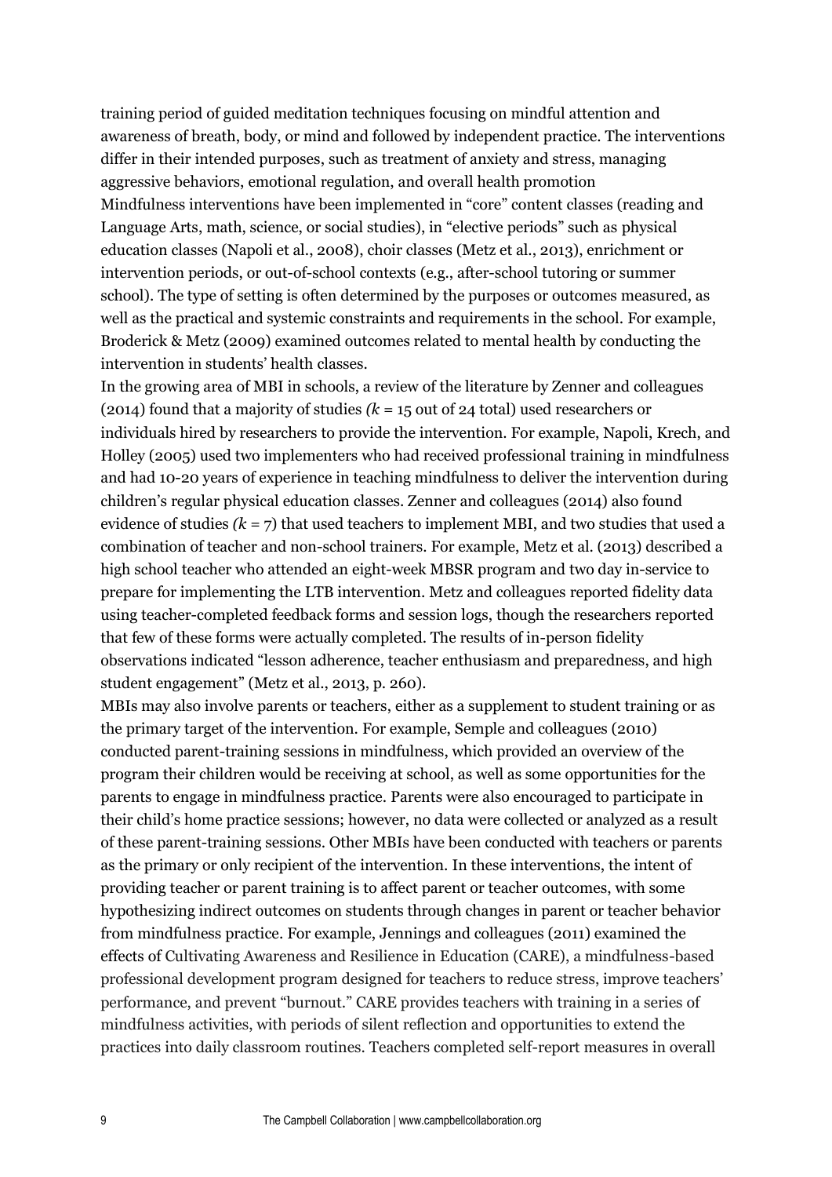training period of guided meditation techniques focusing on mindful attention and awareness of breath, body, or mind and followed by independent practice. The interventions differ in their intended purposes, such as treatment of anxiety and stress, managing aggressive behaviors, emotional regulation, and overall health promotion

Mindfulness interventions have been implemented in "core" content classes (reading and Language Arts, math, science, or social studies), in "elective periods" such as physical education classes (Napoli et al., 2008), choir classes (Metz et al., 2013), enrichment or intervention periods, or out-of-school contexts (e.g., after-school tutoring or summer school). The type of setting is often determined by the purposes or outcomes measured, as well as the practical and systemic constraints and requirements in the school. For example, Broderick & Metz (2009) examined outcomes related to mental health by conducting the intervention in students' health classes.

In the growing area of MBI in schools, a review of the literature by Zenner and colleagues (2014) found that a majority of studies *(k* = 15 out of 24 total) used researchers or individuals hired by researchers to provide the intervention. For example, Napoli, Krech, and Holley (2005) used two implementers who had received professional training in mindfulness and had 10-20 years of experience in teaching mindfulness to deliver the intervention during children's regular physical education classes. Zenner and colleagues (2014) also found evidence of studies *(k* = 7) that used teachers to implement MBI, and two studies that used a combination of teacher and non-school trainers. For example, Metz et al. (2013) described a high school teacher who attended an eight-week MBSR program and two day in-service to prepare for implementing the LTB intervention. Metz and colleagues reported fidelity data using teacher-completed feedback forms and session logs, though the researchers reported that few of these forms were actually completed. The results of in-person fidelity observations indicated "lesson adherence, teacher enthusiasm and preparedness, and high student engagement" (Metz et al., 2013, p. 260).

MBIs may also involve parents or teachers, either as a supplement to student training or as the primary target of the intervention. For example, Semple and colleagues (2010) conducted parent-training sessions in mindfulness, which provided an overview of the program their children would be receiving at school, as well as some opportunities for the parents to engage in mindfulness practice. Parents were also encouraged to participate in their child's home practice sessions; however, no data were collected or analyzed as a result of these parent-training sessions. Other MBIs have been conducted with teachers or parents as the primary or only recipient of the intervention. In these interventions, the intent of providing teacher or parent training is to affect parent or teacher outcomes, with some hypothesizing indirect outcomes on students through changes in parent or teacher behavior from mindfulness practice. For example, Jennings and colleagues (2011) examined the effects of Cultivating Awareness and Resilience in Education (CARE), a mindfulness-based professional development program designed for teachers to reduce stress, improve teachers' performance, and prevent "burnout." CARE provides teachers with training in a series of mindfulness activities, with periods of silent reflection and opportunities to extend the practices into daily classroom routines. Teachers completed self-report measures in overall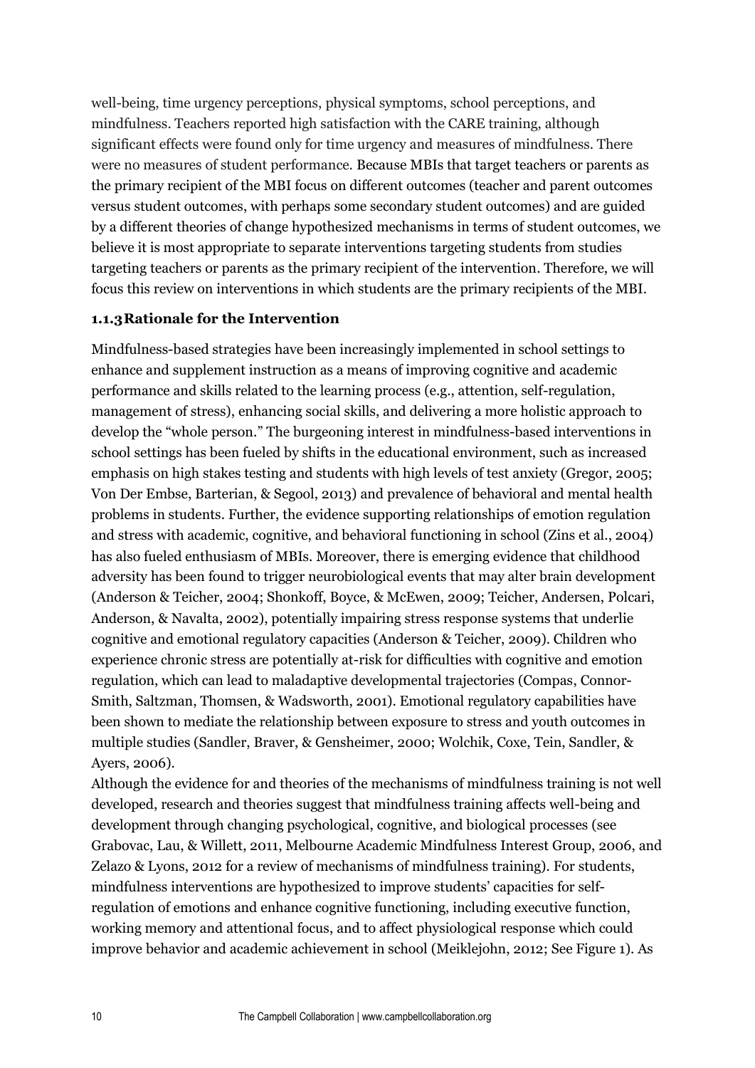well-being, time urgency perceptions, physical symptoms, school perceptions, and mindfulness. Teachers reported high satisfaction with the CARE training, although significant effects were found only for time urgency and measures of mindfulness. There were no measures of student performance. Because MBIs that target teachers or parents as the primary recipient of the MBI focus on different outcomes (teacher and parent outcomes versus student outcomes, with perhaps some secondary student outcomes) and are guided by a different theories of change hypothesized mechanisms in terms of student outcomes, we believe it is most appropriate to separate interventions targeting students from studies targeting teachers or parents as the primary recipient of the intervention. Therefore, we will focus this review on interventions in which students are the primary recipients of the MBI.

### 1.1.3 Rationale for the Intervention

Mindfulness-based strategies have been increasingly implemented in school settings to enhance and supplement instruction as a means of improving cognitive and academic performance and skills related to the learning process (e.g., attention, self-regulation, management of stress), enhancing social skills, and delivering a more holistic approach to develop the "whole person." The burgeoning interest in mindfulness-based interventions in school settings has been fueled by shifts in the educational environment, such as increased emphasis on high stakes testing and students with high levels of test anxiety (Gregor, 2005; Von Der Embse, Barterian, & Segool, 2013) and prevalence of behavioral and mental health problems in students. Further, the evidence supporting relationships of emotion regulation and stress with academic, cognitive, and behavioral functioning in school (Zins et al., 2004) has also fueled enthusiasm of MBIs. Moreover, there is emerging evidence that childhood adversity has been found to trigger neurobiological events that may alter brain development (Anderson & Teicher, 2004; Shonkoff, Boyce, & McEwen, 2009; Teicher, Andersen, Polcari, Anderson, & Navalta, 2002), potentially impairing stress response systems that underlie cognitive and emotional regulatory capacities (Anderson & Teicher, 2009). Children who experience chronic stress are potentially at-risk for difficulties with cognitive and emotion regulation, which can lead to maladaptive developmental trajectories (Compas, Connor-Smith, Saltzman, Thomsen, & Wadsworth, 2001). Emotional regulatory capabilities have been shown to mediate the relationship between exposure to stress and youth outcomes in multiple studies (Sandler, Braver, & Gensheimer, 2000; Wolchik, Coxe, Tein, Sandler, & Ayers, 2006).

Although the evidence for and theories of the mechanisms of mindfulness training is not well developed, research and theories suggest that mindfulness training affects well-being and development through changing psychological, cognitive, and biological processes (see Grabovac, Lau, & Willett, 2011, Melbourne Academic Mindfulness Interest Group, 2006, and Zelazo & Lyons, 2012 for a review of mechanisms of mindfulness training). For students, mindfulness interventions are hypothesized to improve students' capacities for self-regulation of emotions and enhance cognitive functioning, including executive function, working memory and attentional focus, and to affect physiological response which could improve behavior and academic achievement in school (Meiklejohn, 2012; See Figure 1). As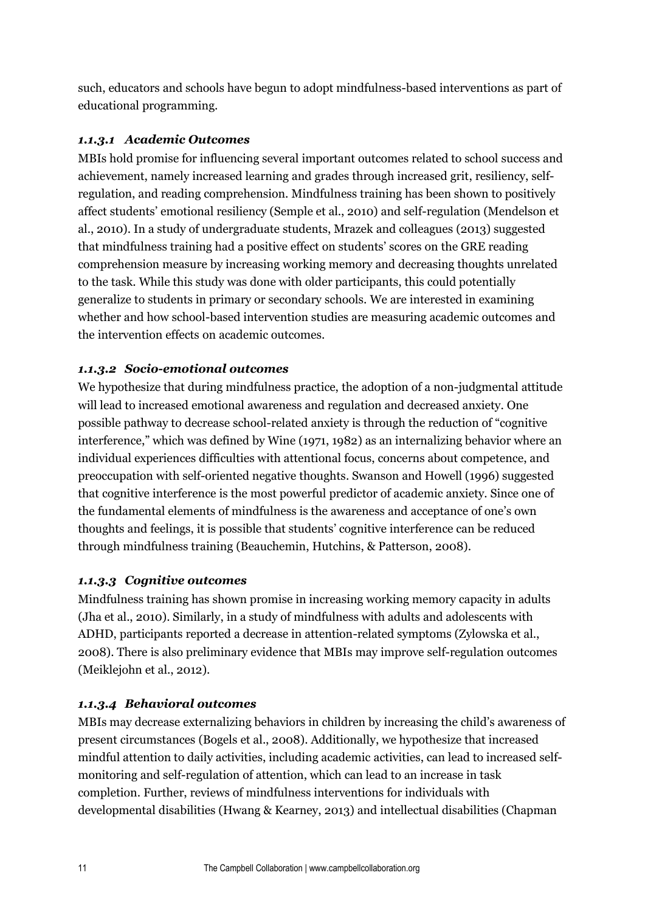such, educators and schools have begun to adopt mindfulness-based interventions as part of educational programming.

#### *1.1.3.1 Academic Outcomes*

MBIs hold promise for influencing several important outcomes related to school success and achievement, namely increased learning and grades through increased grit, resiliency, self-regulation, and reading comprehension. Mindfulness training has been shown to positively affect students' emotional resiliency (Semple et al., 2010) and self-regulation (Mendelson et al., 2010). In a study of undergraduate students, Mrazek and colleagues (2013) suggested that mindfulness training had a positive effect on students' scores on the GRE reading comprehension measure by increasing working memory and decreasing thoughts unrelated to the task. While this study was done with older participants, this could potentially generalize to students in primary or secondary schools. We are interested in examining whether and how school-based intervention studies are measuring academic outcomes and the intervention effects on academic outcomes.

#### *1.1.3.2 Socio-emotional outcomes*

We hypothesize that during mindfulness practice, the adoption of a non-judgmental attitude will lead to increased emotional awareness and regulation and decreased anxiety. One possible pathway to decrease school-related anxiety is through the reduction of "cognitive interference," which was defined by Wine (1971, 1982) as an internalizing behavior where an individual experiences difficulties with attentional focus, concerns about competence, and preoccupation with self-oriented negative thoughts. Swanson and Howell (1996) suggested that cognitive interference is the most powerful predictor of academic anxiety. Since one of the fundamental elements of mindfulness is the awareness and acceptance of one's own thoughts and feelings, it is possible that students' cognitive interference can be reduced through mindfulness training (Beauchemin, Hutchins, & Patterson, 2008).

#### *1.1.3.3 Cognitive outcomes*

Mindfulness training has shown promise in increasing working memory capacity in adults (Jha et al., 2010). Similarly, in a study of mindfulness with adults and adolescents with ADHD, participants reported a decrease in attention-related symptoms (Zylowska et al., 2008). There is also preliminary evidence that MBIs may improve self-regulation outcomes (Meiklejohn et al., 2012).

#### *1.1.3.4 Behavioral outcomes*

MBIs may decrease externalizing behaviors in children by increasing the child's awareness of present circumstances (Bogels et al., 2008). Additionally, we hypothesize that increased mindful attention to daily activities, including academic activities, can lead to increased self-monitoring and self-regulation of attention, which can lead to an increase in task completion. Further, reviews of mindfulness interventions for individuals with developmental disabilities (Hwang & Kearney, 2013) and intellectual disabilities (Chapman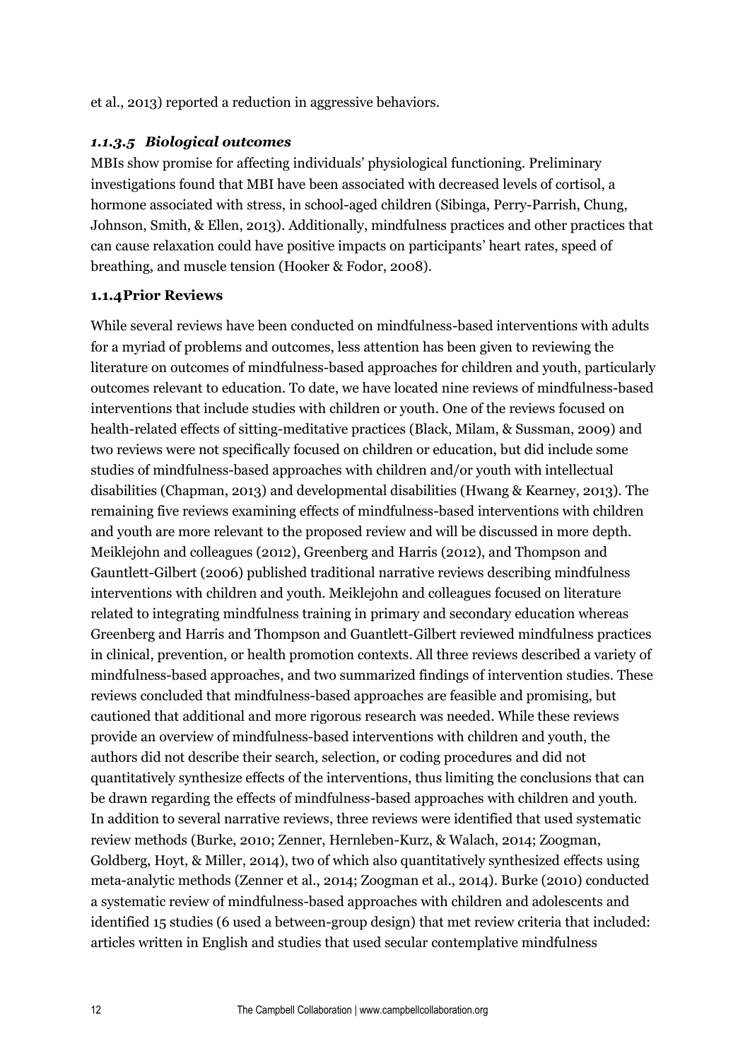et al., 2013) reported a reduction in aggressive behaviors.

#### *1.1.3.5 Biological outcomes*

MBIs show promise for affecting individuals' physiological functioning. Preliminary investigations found that MBI have been associated with decreased levels of cortisol, a hormone associated with stress, in school-aged children (Sibinga, Perry-Parrish, Chung, Johnson, Smith, & Ellen, 2013). Additionally, mindfulness practices and other practices that can cause relaxation could have positive impacts on participants' heart rates, speed of breathing, and muscle tension (Hooker & Fodor, 2008).

### 1.1.4 Prior Reviews

While several reviews have been conducted on mindfulness-based interventions with adults for a myriad of problems and outcomes, less attention has been given to reviewing the literature on outcomes of mindfulness-based approaches for children and youth, particularly outcomes relevant to education. To date, we have located nine reviews of mindfulness-based interventions that include studies with children or youth. One of the reviews focused on health-related effects of sitting-meditative practices (Black, Milam, & Sussman, 2009) and two reviews were not specifically focused on children or education, but did include some studies of mindfulness-based approaches with children and/or youth with intellectual disabilities (Chapman, 2013) and developmental disabilities (Hwang & Kearney, 2013). The remaining five reviews examining effects of mindfulness-based interventions with children and youth are more relevant to the proposed review and will be discussed in more depth. Meiklejohn and colleagues (2012), Greenberg and Harris (2012), and Thompson and Gauntlett-Gilbert (2006) published traditional narrative reviews describing mindfulness interventions with children and youth. Meiklejohn and colleagues focused on literature related to integrating mindfulness training in primary and secondary education whereas Greenberg and Harris and Thompson and Guantlett-Gilbert reviewed mindfulness practices in clinical, prevention, or health promotion contexts. All three reviews described a variety of mindfulness-based approaches, and two summarized findings of intervention studies. These reviews concluded that mindfulness-based approaches are feasible and promising, but cautioned that additional and more rigorous research was needed. While these reviews provide an overview of mindfulness-based interventions with children and youth, the authors did not describe their search, selection, or coding procedures and did not quantitatively synthesize effects of the interventions, thus limiting the conclusions that can be drawn regarding the effects of mindfulness-based approaches with children and youth. In addition to several narrative reviews, three reviews were identified that used systematic review methods (Burke, 2010; Zenner, Hernleben-Kurz, & Walach, 2014; Zoogman, Goldberg, Hoyt, & Miller, 2014), two of which also quantitatively synthesized effects using meta-analytic methods (Zenner et al., 2014; Zoogman et al., 2014). Burke (2010) conducted a systematic review of mindfulness-based approaches with children and adolescents and identified 15 studies (6 used a between-group design) that met review criteria that included: articles written in English and studies that used secular contemplative mindfulness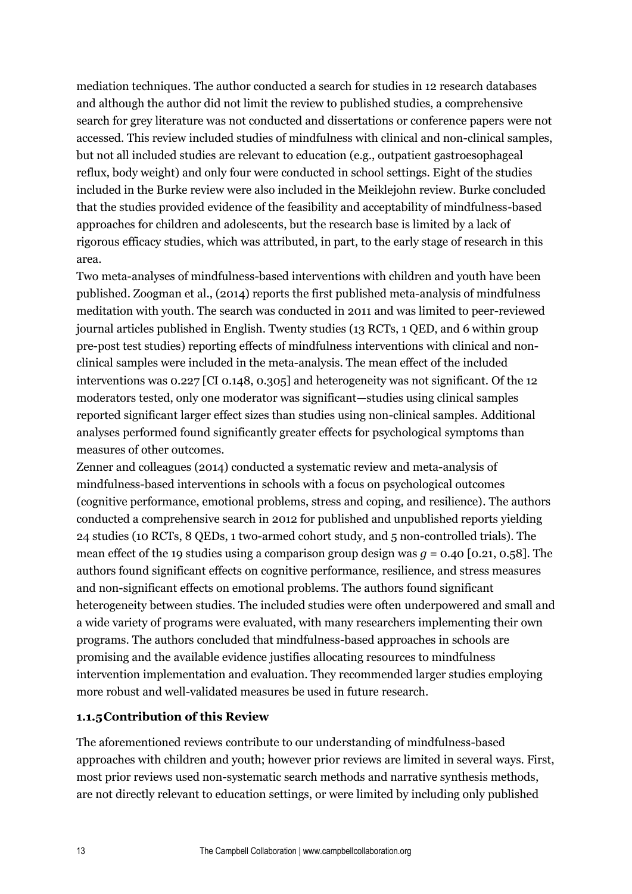mediation techniques. The author conducted a search for studies in 12 research databases and although the author did not limit the review to published studies, a comprehensive search for grey literature was not conducted and dissertations or conference papers were not accessed. This review included studies of mindfulness with clinical and non-clinical samples, but not all included studies are relevant to education (e.g., outpatient gastroesophageal reflux, body weight) and only four were conducted in school settings. Eight of the studies included in the Burke review were also included in the Meiklejohn review. Burke concluded that the studies provided evidence of the feasibility and acceptability of mindfulness-based approaches for children and adolescents, but the research base is limited by a lack of rigorous efficacy studies, which was attributed, in part, to the early stage of research in this area.

Two meta-analyses of mindfulness-based interventions with children and youth have been published. Zoogman et al., (2014) reports the first published meta-analysis of mindfulness meditation with youth. The search was conducted in 2011 and was limited to peer-reviewed journal articles published in English. Twenty studies (13 RCTs, 1 QED, and 6 within group pre-post test studies) reporting effects of mindfulness interventions with clinical and non-clinical samples were included in the meta-analysis. The mean effect of the included interventions was 0.227 [CI 0.148, 0.305] and heterogeneity was not significant. Of the 12 moderators tested, only one moderator was significant—studies using clinical samples reported significant larger effect sizes than studies using non-clinical samples. Additional analyses performed found significantly greater effects for psychological symptoms than measures of other outcomes.

Zenner and colleagues (2014) conducted a systematic review and meta-analysis of mindfulness-based interventions in schools with a focus on psychological outcomes (cognitive performance, emotional problems, stress and coping, and resilience). The authors conducted a comprehensive search in 2012 for published and unpublished reports yielding 24 studies (10 RCTs, 8 QEDs, 1 two-armed cohort study, and 5 non-controlled trials). The mean effect of the 19 studies using a comparison group design was $g = 0.40$ [0.21, 0.58]. The authors found significant effects on cognitive performance, resilience, and stress measures and non-significant effects on emotional problems. The authors found significant heterogeneity between studies. The included studies were often underpowered and small and a wide variety of programs were evaluated, with many researchers implementing their own programs. The authors concluded that mindfulness-based approaches in schools are promising and the available evidence justifies allocating resources to mindfulness intervention implementation and evaluation. They recommended larger studies employing more robust and well-validated measures be used in future research.

#### 1.1.5 Contribution of this Review

The aforementioned reviews contribute to our understanding of mindfulness-based approaches with children and youth; however prior reviews are limited in several ways. First, most prior reviews used non-systematic search methods and narrative synthesis methods, are not directly relevant to education settings, or were limited by including only published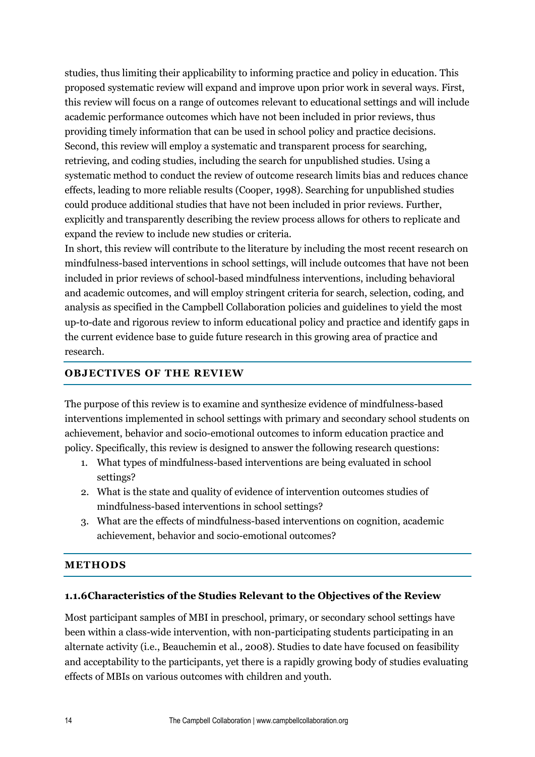studies, thus limiting their applicability to informing practice and policy in education. This proposed systematic review will expand and improve upon prior work in several ways. First, this review will focus on a range of outcomes relevant to educational settings and will include academic performance outcomes which have not been included in prior reviews, thus providing timely information that can be used in school policy and practice decisions. Second, this review will employ a systematic and transparent process for searching, retrieving, and coding studies, including the search for unpublished studies. Using a systematic method to conduct the review of outcome research limits bias and reduces chance effects, leading to more reliable results (Cooper, 1998). Searching for unpublished studies could produce additional studies that have not been included in prior reviews. Further, explicitly and transparently describing the review process allows for others to replicate and expand the review to include new studies or criteria.

In short, this review will contribute to the literature by including the most recent research on mindfulness-based interventions in school settings, will include outcomes that have not been included in prior reviews of school-based mindfulness interventions, including behavioral and academic outcomes, and will employ stringent criteria for search, selection, coding, and analysis as specified in the Campbell Collaboration policies and guidelines to yield the most up-to-date and rigorous review to inform educational policy and practice and identify gaps in the current evidence base to guide future research in this growing area of practice and research.

## OBJECTIVES OF THE REVIEW

The purpose of this review is to examine and synthesize evidence of mindfulness-based interventions implemented in school settings with primary and secondary school students on achievement, behavior and socio-emotional outcomes to inform education practice and policy. Specifically, this review is designed to answer the following research questions:

1. What types of mindfulness-based interventions are being evaluated in school settings?
2. What is the state and quality of evidence of intervention outcomes studies of mindfulness-based interventions in school settings?
3. What are the effects of mindfulness-based interventions on cognition, academic achievement, behavior and socio-emotional outcomes?

## METHODS

### 1.1.6Characteristics of the Studies Relevant to the Objectives of the Review

Most participant samples of MBI in preschool, primary, or secondary school settings have been within a class-wide intervention, with non-participating students participating in an alternate activity (i.e., Beauchemin et al., 2008). Studies to date have focused on feasibility and acceptability to the participants, yet there is a rapidly growing body of studies evaluating effects of MBIs on various outcomes with children and youth.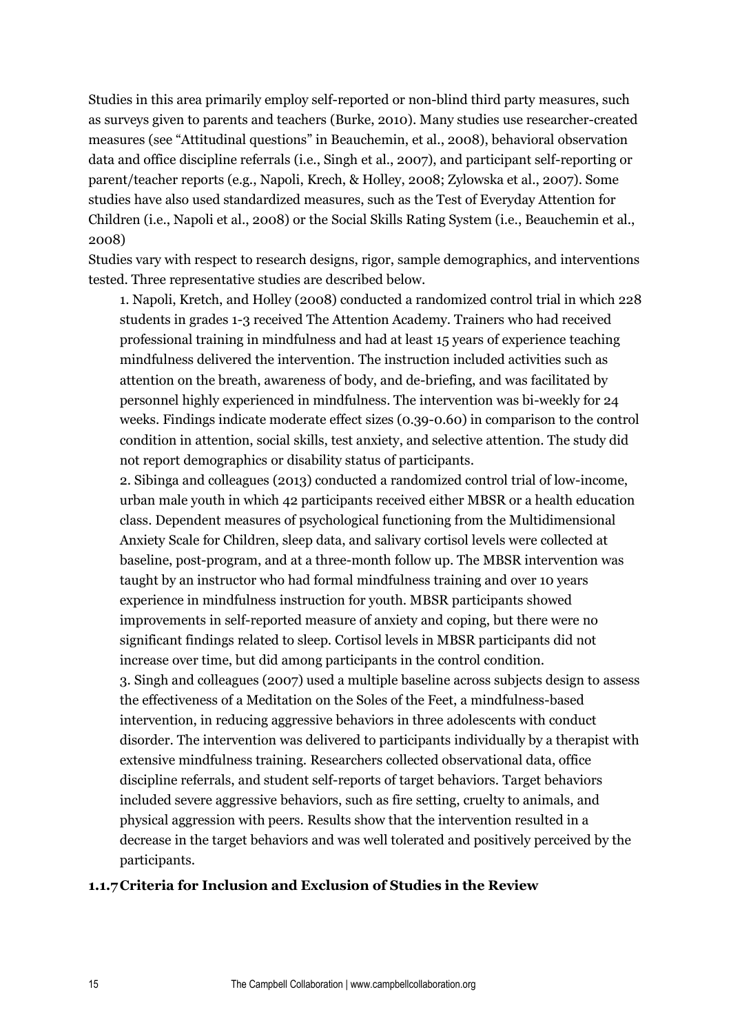Studies in this area primarily employ self-reported or non-blind third party measures, such as surveys given to parents and teachers (Burke, 2010). Many studies use researcher-created measures (see "Attitudinal questions" in Beauchemin, et al., 2008), behavioral observation data and office discipline referrals (i.e., Singh et al., 2007), and participant self-reporting or parent/teacher reports (e.g., Napoli, Krech, & Holley, 2008; Zylowska et al., 2007). Some studies have also used standardized measures, such as the Test of Everyday Attention for Children (i.e., Napoli et al., 2008) or the Social Skills Rating System (i.e., Beauchemin et al., 2008)

Studies vary with respect to research designs, rigor, sample demographics, and interventions tested. Three representative studies are described below.

1. Napoli, Kretch, and Holley (2008) conducted a randomized control trial in which 228 students in grades 1-3 received The Attention Academy. Trainers who had received professional training in mindfulness and had at least 15 years of experience teaching mindfulness delivered the intervention. The instruction included activities such as attention on the breath, awareness of body, and de-briefing, and was facilitated by personnel highly experienced in mindfulness. The intervention was bi-weekly for 24 weeks. Findings indicate moderate effect sizes (0.39-0.60) in comparison to the control condition in attention, social skills, test anxiety, and selective attention. The study did not report demographics or disability status of participants.
2. Sibinga and colleagues (2013) conducted a randomized control trial of low-income, urban male youth in which 42 participants received either MBSR or a health education class. Dependent measures of psychological functioning from the Multidimensional Anxiety Scale for Children, sleep data, and salivary cortisol levels were collected at baseline, post-program, and at a three-month follow up. The MBSR intervention was taught by an instructor who had formal mindfulness training and over 10 years experience in mindfulness instruction for youth. MBSR participants showed improvements in self-reported measure of anxiety and coping, but there were no significant findings related to sleep. Cortisol levels in MBSR participants did not increase over time, but did among participants in the control condition.
3. Singh and colleagues (2007) used a multiple baseline across subjects design to assess the effectiveness of a Meditation on the Soles of the Feet, a mindfulness-based intervention, in reducing aggressive behaviors in three adolescents with conduct disorder. The intervention was delivered to participants individually by a therapist with extensive mindfulness training. Researchers collected observational data, office discipline referrals, and student self-reports of target behaviors. Target behaviors included severe aggressive behaviors, such as fire setting, cruelty to animals, and physical aggression with peers. Results show that the intervention resulted in a decrease in the target behaviors and was well tolerated and positively perceived by the participants.

### 1.1.7 Criteria for Inclusion and Exclusion of Studies in the Review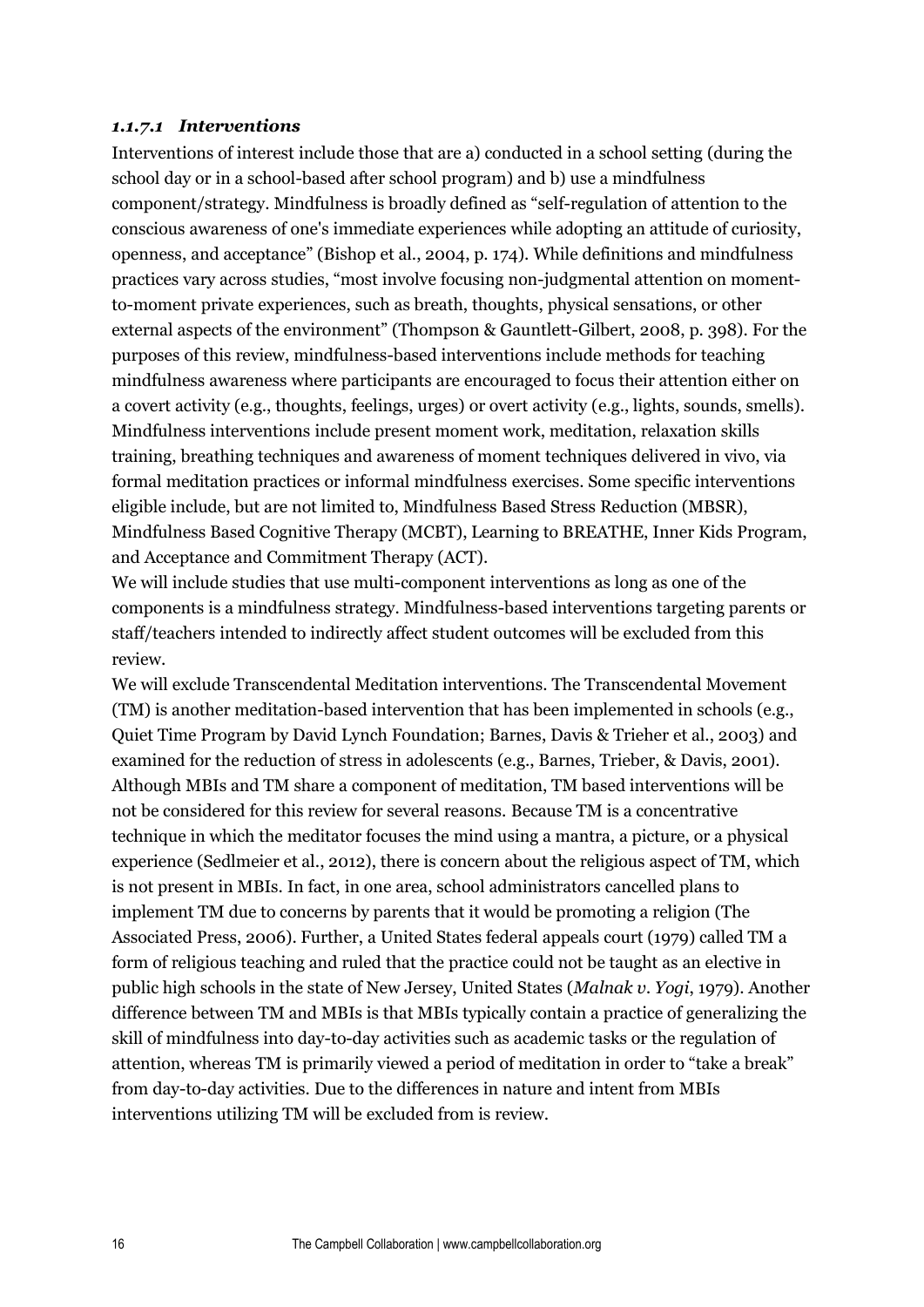#### *1.1.7.1 Interventions*

Interventions of interest include those that are a) conducted in a school setting (during the school day or in a school-based after school program) and b) use a mindfulness component/strategy. Mindfulness is broadly defined as "self-regulation of attention to the conscious awareness of one's immediate experiences while adopting an attitude of curiosity, openness, and acceptance" (Bishop et al., 2004, p. 174). While definitions and mindfulness practices vary across studies, "most involve focusing non-judgmental attention on moment-to-moment private experiences, such as breath, thoughts, physical sensations, or other external aspects of the environment" (Thompson & Gauntlett-Gilbert, 2008, p. 398). For the purposes of this review, mindfulness-based interventions include methods for teaching mindfulness awareness where participants are encouraged to focus their attention either on a covert activity (e.g., thoughts, feelings, urges) or overt activity (e.g., lights, sounds, smells). Mindfulness interventions include present moment work, meditation, relaxation skills training, breathing techniques and awareness of moment techniques delivered in vivo, via formal meditation practices or informal mindfulness exercises. Some specific interventions eligible include, but are not limited to, Mindfulness Based Stress Reduction (MBSR), Mindfulness Based Cognitive Therapy (MCBT), Learning to BREATHE, Inner Kids Program, and Acceptance and Commitment Therapy (ACT).

We will include studies that use multi-component interventions as long as one of the components is a mindfulness strategy. Mindfulness-based interventions targeting parents or staff/teachers intended to indirectly affect student outcomes will be excluded from this review.

We will exclude Transcendental Meditation interventions. The Transcendental Movement (TM) is another meditation-based intervention that has been implemented in schools (e.g., Quiet Time Program by David Lynch Foundation; Barnes, Davis & Trieher et al., 2003) and examined for the reduction of stress in adolescents (e.g., Barnes, Trieber, & Davis, 2001). Although MBIs and TM share a component of meditation, TM based interventions will be not be considered for this review for several reasons. Because TM is a concentrative technique in which the meditator focuses the mind using a mantra, a picture, or a physical experience (Sedlmeier et al., 2012), there is concern about the religious aspect of TM, which is not present in MBIs. In fact, in one area, school administrators cancelled plans to implement TM due to concerns by parents that it would be promoting a religion (The Associated Press, 2006). Further, a United States federal appeals court (1979) called TM a form of religious teaching and ruled that the practice could not be taught as an elective in public high schools in the state of New Jersey, United States (*Malnak v. Yogi*, 1979). Another difference between TM and MBIs is that MBIs typically contain a practice of generalizing the skill of mindfulness into day-to-day activities such as academic tasks or the regulation of attention, whereas TM is primarily viewed a period of meditation in order to "take a break" from day-to-day activities. Due to the differences in nature and intent from MBIs interventions utilizing TM will be excluded from is review.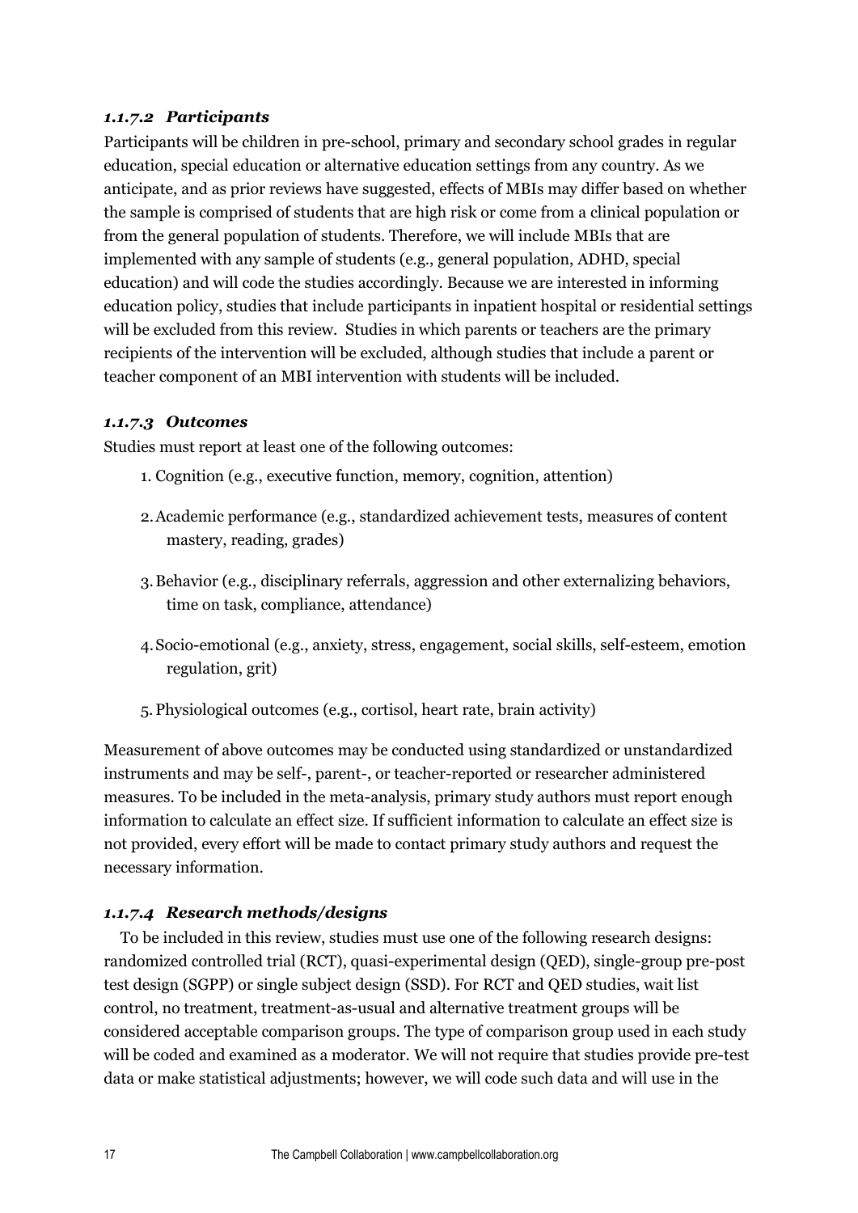#### *1.1.7.2 Participants*

Participants will be children in pre-school, primary and secondary school grades in regular education, special education or alternative education settings from any country. As we anticipate, and as prior reviews have suggested, effects of MBIs may differ based on whether the sample is comprised of students that are high risk or come from a clinical population or from the general population of students. Therefore, we will include MBIs that are implemented with any sample of students (e.g., general population, ADHD, special education) and will code the studies accordingly. Because we are interested in informing education policy, studies that include participants in inpatient hospital or residential settings will be excluded from this review. Studies in which parents or teachers are the primary recipients of the intervention will be excluded, although studies that include a parent or teacher component of an MBI intervention with students will be included.

#### *1.1.7.3 Outcomes*

Studies must report at least one of the following outcomes:

1. Cognition (e.g., executive function, memory, cognition, attention)
2. Academic performance (e.g., standardized achievement tests, measures of content mastery, reading, grades)
3. Behavior (e.g., disciplinary referrals, aggression and other externalizing behaviors, time on task, compliance, attendance)
4. Socio-emotional (e.g., anxiety, stress, engagement, social skills, self-esteem, emotion regulation, grit)
5. Physiological outcomes (e.g., cortisol, heart rate, brain activity)

Measurement of above outcomes may be conducted using standardized or unstandardized instruments and may be self-, parent-, or teacher-reported or researcher administered measures. To be included in the meta-analysis, primary study authors must report enough information to calculate an effect size. If sufficient information to calculate an effect size is not provided, every effort will be made to contact primary study authors and request the necessary information.

#### *1.1.7.4 Research methods/designs*

To be included in this review, studies must use one of the following research designs: randomized controlled trial (RCT), quasi-experimental design (QED), single-group pre-post test design (SGPP) or single subject design (SSD). For RCT and QED studies, wait list control, no treatment, treatment-as-usual and alternative treatment groups will be considered acceptable comparison groups. The type of comparison group used in each study will be coded and examined as a moderator. We will not require that studies provide pre-test data or make statistical adjustments; however, we will code such data and will use in the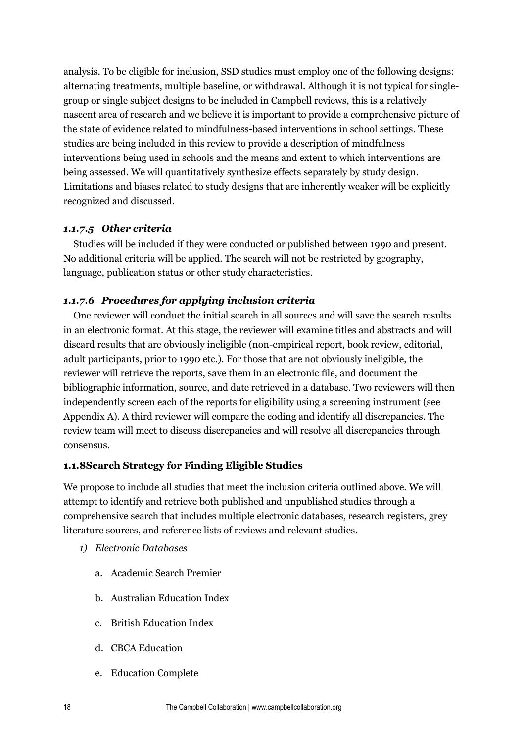analysis. To be eligible for inclusion, SSD studies must employ one of the following designs: alternating treatments, multiple baseline, or withdrawal. Although it is not typical for single-group or single subject designs to be included in Campbell reviews, this is a relatively nascent area of research and we believe it is important to provide a comprehensive picture of the state of evidence related to mindfulness-based interventions in school settings. These studies are being included in this review to provide a description of mindfulness interventions being used in schools and the means and extent to which interventions are being assessed. We will quantitatively synthesize effects separately by study design. Limitations and biases related to study designs that are inherently weaker will be explicitly recognized and discussed.

#### *1.1.7.5 Other criteria*

Studies will be included if they were conducted or published between 1990 and present. No additional criteria will be applied. The search will not be restricted by geography, language, publication status or other study characteristics.

#### *1.1.7.6 Procedures for applying inclusion criteria*

One reviewer will conduct the initial search in all sources and will save the search results in an electronic format. At this stage, the reviewer will examine titles and abstracts and will discard results that are obviously ineligible (non-empirical report, book review, editorial, adult participants, prior to 1990 etc.). For those that are not obviously ineligible, the reviewer will retrieve the reports, save them in an electronic file, and document the bibliographic information, source, and date retrieved in a database. Two reviewers will then independently screen each of the reports for eligibility using a screening instrument (see Appendix A). A third reviewer will compare the coding and identify all discrepancies. The review team will meet to discuss discrepancies and will resolve all discrepancies through consensus.

### **1.1.8Search Strategy for Finding Eligible Studies**

We propose to include all studies that meet the inclusion criteria outlined above. We will attempt to identify and retrieve both published and unpublished studies through a comprehensive search that includes multiple electronic databases, research registers, grey literature sources, and reference lists of reviews and relevant studies.

1) *Electronic Databases*
   a. Academic Search Premier
   b. Australian Education Index
   c. British Education Index
   d. CBCA Education
   e. Education Complete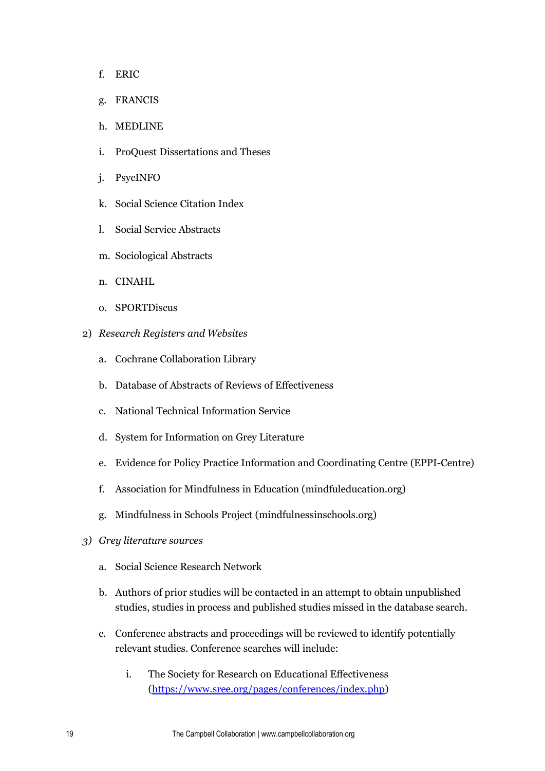f. ERIC

g. FRANCIS

h. MEDLINE

i. ProQuest Dissertations and Theses

j. PsycINFO

k. Social Science Citation Index

l. Social Service Abstracts

m. Sociological Abstracts

n. CINAHL

o. SPORTDiscus

2) *Research Registers and Websites*

   a. Cochrane Collaboration Library

   b. Database of Abstracts of Reviews of Effectiveness

   c. National Technical Information Service

   d. System for Information on Grey Literature

   e. Evidence for Policy Practice Information and Coordinating Centre (EPPI-Centre)

   f. Association for Mindfulness in Education (mindfuleducation.org)

   g. Mindfulness in Schools Project (mindfulnessinschools.org)

*3) Grey literature sources*

   a. Social Science Research Network

   b. Authors of prior studies will be contacted in an attempt to obtain unpublished studies, studies in process and published studies missed in the database search.

   c. Conference abstracts and proceedings will be reviewed to identify potentially relevant studies. Conference searches will include:

      i. The Society for Research on Educational Effectiveness (https://www.sree.org/pages/conferences/index.php)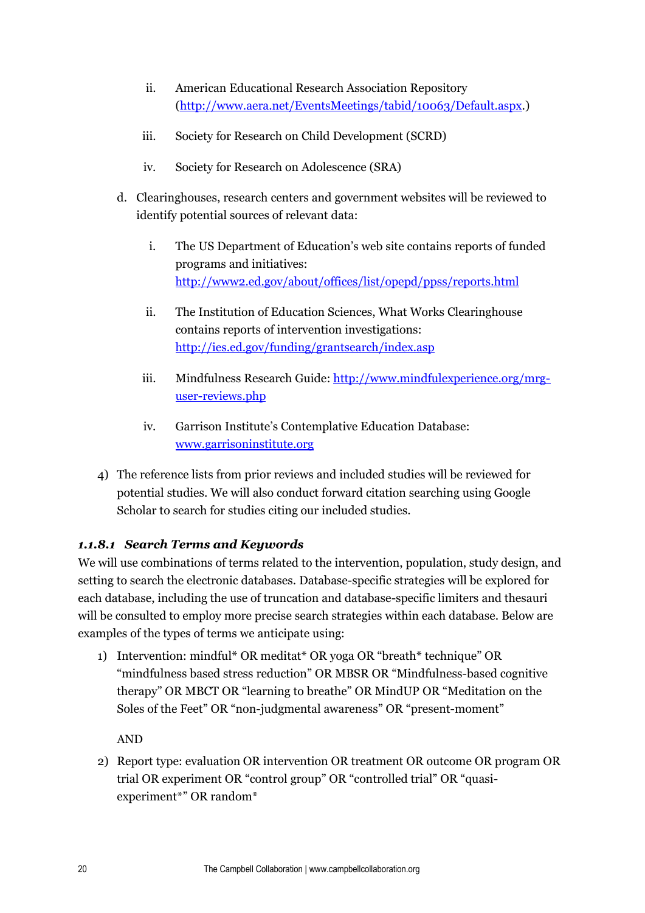ii. American Educational Research Association Repository ([http://www.aera.net/EventsMeetings/tabid/10063/Default.aspx](http://www.aera.net/EventsMeetings/tabid/10063/Default.aspx).)

   iii. Society for Research on Child Development (SCRD)

   iv. Society for Research on Adolescence (SRA)

   d. Clearinghouses, research centers and government websites will be reviewed to identify potential sources of relevant data:

   i. The US Department of Education's web site contains reports of funded programs and initiatives: [http://www2.ed.gov/about/offices/list/opepd/ppss/reports.html](http://www2.ed.gov/about/offices/list/opepd/ppss/reports.html)

   ii. The Institution of Education Sciences, What Works Clearinghouse contains reports of intervention investigations: [http://ies.ed.gov/funding/grantsearch/index.asp](http://ies.ed.gov/funding/grantsearch/index.asp)

   iii. Mindfulness Research Guide: [http://www.mindfulexperience.org/mrg-user-reviews.php](http://www.mindfulexperience.org/mrg-user-reviews.php)

   iv. Garrison Institute's Contemplative Education Database: [www.garrisoninstitute.org](www.garrisoninstitute.org)

4) The reference lists from prior reviews and included studies will be reviewed for potential studies. We will also conduct forward citation searching using Google Scholar to search for studies citing our included studies.

#### *1.1.8.1 Search Terms and Keywords*

We will use combinations of terms related to the intervention, population, study design, and setting to search the electronic databases. Database-specific strategies will be explored for each database, including the use of truncation and database-specific limiters and thesauri will be consulted to employ more precise search strategies within each database. Below are examples of the types of terms we anticipate using:

1) Intervention: mindful* OR meditat* OR yoga OR "breath* technique" OR "mindfulness based stress reduction" OR MBSR OR "Mindfulness-based cognitive therapy" OR MBCT OR "learning to breathe" OR MindUP OR "Meditation on the Soles of the Feet" OR "non-judgmental awareness" OR "present-moment"

   AND

2) Report type: evaluation OR intervention OR treatment OR outcome OR program OR trial OR experiment OR "control group" OR "controlled trial" OR "quasi-experiment*" OR random*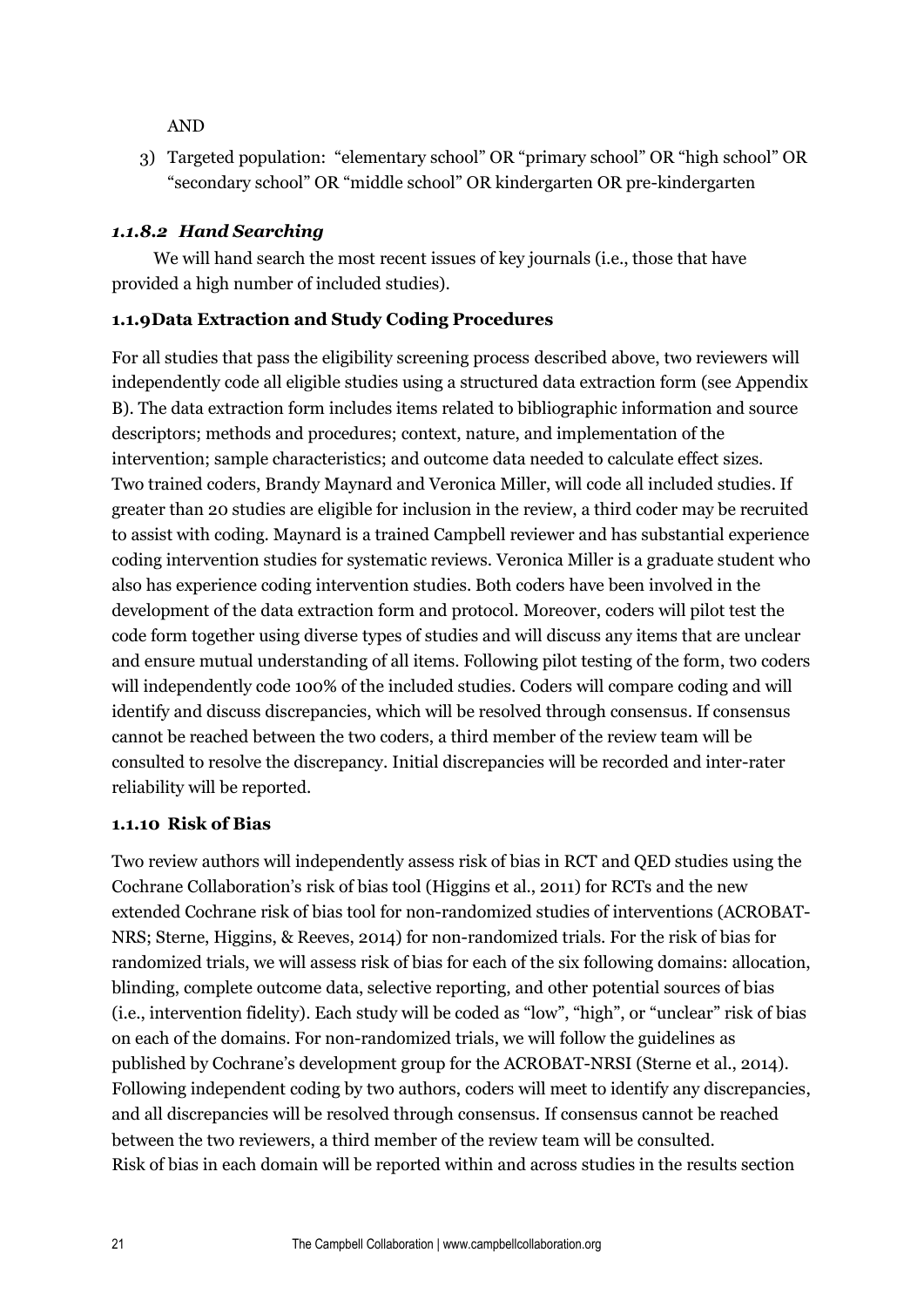AND

3) Targeted population: "elementary school" OR "primary school" OR "high school" OR "secondary school" OR "middle school" OR kindergarten OR pre-kindergarten

#### *1.1.8.2 Hand Searching*

We will hand search the most recent issues of key journals (i.e., those that have provided a high number of included studies).

### 1.1.9Data Extraction and Study Coding Procedures

For all studies that pass the eligibility screening process described above, two reviewers will independently code all eligible studies using a structured data extraction form (see Appendix B). The data extraction form includes items related to bibliographic information and source descriptors; methods and procedures; context, nature, and implementation of the intervention; sample characteristics; and outcome data needed to calculate effect sizes. Two trained coders, Brandy Maynard and Veronica Miller, will code all included studies. If greater than 20 studies are eligible for inclusion in the review, a third coder may be recruited to assist with coding. Maynard is a trained Campbell reviewer and has substantial experience coding intervention studies for systematic reviews. Veronica Miller is a graduate student who also has experience coding intervention studies. Both coders have been involved in the development of the data extraction form and protocol. Moreover, coders will pilot test the code form together using diverse types of studies and will discuss any items that are unclear and ensure mutual understanding of all items. Following pilot testing of the form, two coders will independently code 100% of the included studies. Coders will compare coding and will identify and discuss discrepancies, which will be resolved through consensus. If consensus cannot be reached between the two coders, a third member of the review team will be consulted to resolve the discrepancy. Initial discrepancies will be recorded and inter-rater reliability will be reported.

### 1.1.10 Risk of Bias

Two review authors will independently assess risk of bias in RCT and QED studies using the Cochrane Collaboration's risk of bias tool (Higgins et al., 2011) for RCTs and the new extended Cochrane risk of bias tool for non-randomized studies of interventions (ACROBAT-NRS; Sterne, Higgins, & Reeves, 2014) for non-randomized trials. For the risk of bias for randomized trials, we will assess risk of bias for each of the six following domains: allocation, blinding, complete outcome data, selective reporting, and other potential sources of bias (i.e., intervention fidelity). Each study will be coded as "low", "high", or "unclear" risk of bias on each of the domains. For non-randomized trials, we will follow the guidelines as published by Cochrane's development group for the ACROBAT-NRSI (Sterne et al., 2014). Following independent coding by two authors, coders will meet to identify any discrepancies, and all discrepancies will be resolved through consensus. If consensus cannot be reached between the two reviewers, a third member of the review team will be consulted.
Risk of bias in each domain will be reported within and across studies in the results section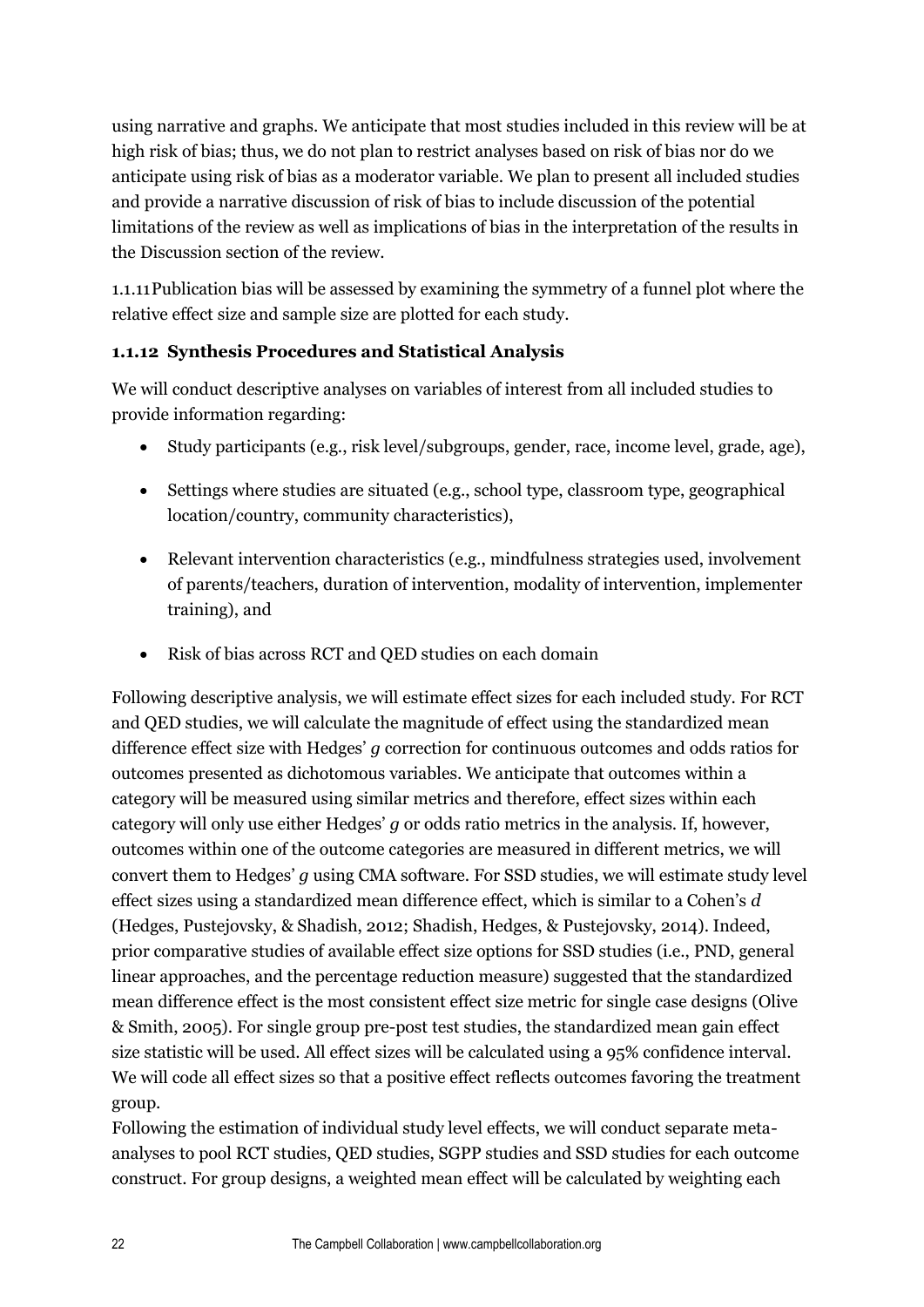using narrative and graphs. We anticipate that most studies included in this review will be at high risk of bias; thus, we do not plan to restrict analyses based on risk of bias nor do we anticipate using risk of bias as a moderator variable. We plan to present all included studies and provide a narrative discussion of risk of bias to include discussion of the potential limitations of the review as well as implications of bias in the interpretation of the results in the Discussion section of the review.

1.1.11 Publication bias will be assessed by examining the symmetry of a funnel plot where the relative effect size and sample size are plotted for each study.

### 1.1.12 Synthesis Procedures and Statistical Analysis

We will conduct descriptive analyses on variables of interest from all included studies to provide information regarding:

- Study participants (e.g., risk level/subgroups, gender, race, income level, grade, age),
- Settings where studies are situated (e.g., school type, classroom type, geographical location/country, community characteristics),
- Relevant intervention characteristics (e.g., mindfulness strategies used, involvement of parents/teachers, duration of intervention, modality of intervention, implementer training), and
- Risk of bias across RCT and QED studies on each domain

Following descriptive analysis, we will estimate effect sizes for each included study. For RCT and QED studies, we will calculate the magnitude of effect using the standardized mean difference effect size with Hedges' *g* correction for continuous outcomes and odds ratios for outcomes presented as dichotomous variables. We anticipate that outcomes within a category will be measured using similar metrics and therefore, effect sizes within each category will only use either Hedges' *g* or odds ratio metrics in the analysis. If, however, outcomes within one of the outcome categories are measured in different metrics, we will convert them to Hedges' *g* using CMA software. For SSD studies, we will estimate study level effect sizes using a standardized mean difference effect, which is similar to a Cohen's *d* (Hedges, Pustejovsky, & Shadish, 2012; Shadish, Hedges, & Pustejovsky, 2014). Indeed, prior comparative studies of available effect size options for SSD studies (i.e., PND, general linear approaches, and the percentage reduction measure) suggested that the standardized mean difference effect is the most consistent effect size metric for single case designs (Olive & Smith, 2005). For single group pre-post test studies, the standardized mean gain effect size statistic will be used. All effect sizes will be calculated using a 95% confidence interval. We will code all effect sizes so that a positive effect reflects outcomes favoring the treatment group.

Following the estimation of individual study level effects, we will conduct separate meta-analyses to pool RCT studies, QED studies, SGPP studies and SSD studies for each outcome construct. For group designs, a weighted mean effect will be calculated by weighting each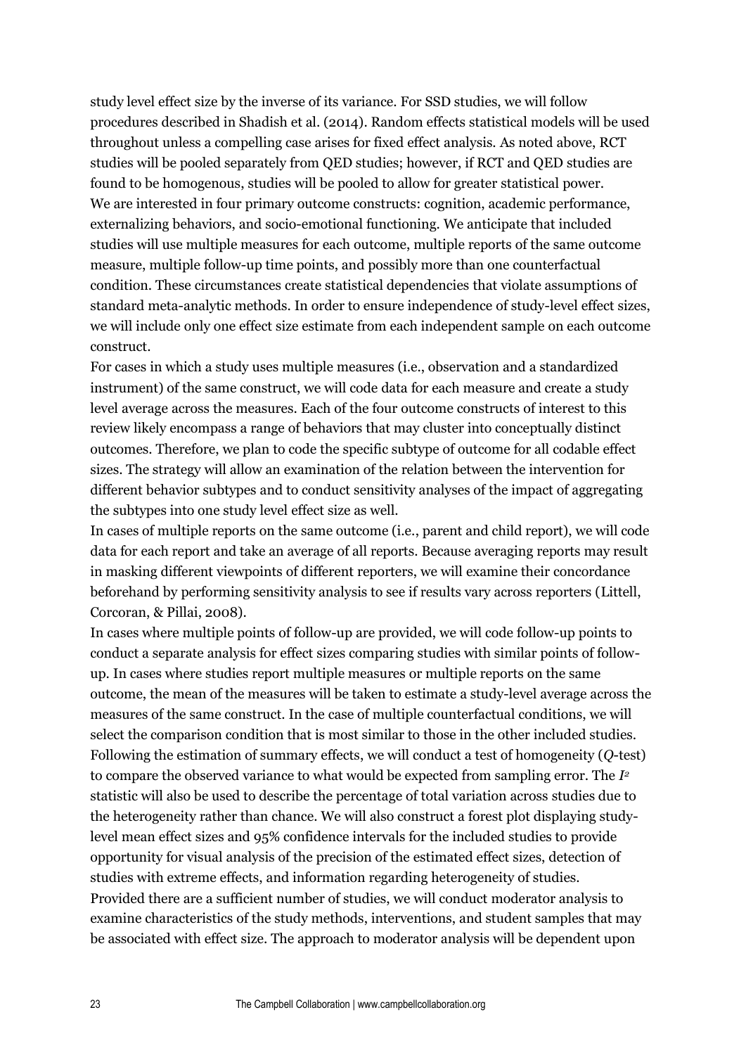study level effect size by the inverse of its variance. For SSD studies, we will follow procedures described in Shadish et al. (2014). Random effects statistical models will be used throughout unless a compelling case arises for fixed effect analysis. As noted above, RCT studies will be pooled separately from QED studies; however, if RCT and QED studies are found to be homogenous, studies will be pooled to allow for greater statistical power.

We are interested in four primary outcome constructs: cognition, academic performance, externalizing behaviors, and socio-emotional functioning. We anticipate that included studies will use multiple measures for each outcome, multiple reports of the same outcome measure, multiple follow-up time points, and possibly more than one counterfactual condition. These circumstances create statistical dependencies that violate assumptions of standard meta-analytic methods. In order to ensure independence of study-level effect sizes, we will include only one effect size estimate from each independent sample on each outcome construct.

For cases in which a study uses multiple measures (i.e., observation and a standardized instrument) of the same construct, we will code data for each measure and create a study level average across the measures. Each of the four outcome constructs of interest to this review likely encompass a range of behaviors that may cluster into conceptually distinct outcomes. Therefore, we plan to code the specific subtype of outcome for all codable effect sizes. The strategy will allow an examination of the relation between the intervention for different behavior subtypes and to conduct sensitivity analyses of the impact of aggregating the subtypes into one study level effect size as well.

In cases of multiple reports on the same outcome (i.e., parent and child report), we will code data for each report and take an average of all reports. Because averaging reports may result in masking different viewpoints of different reporters, we will examine their concordance beforehand by performing sensitivity analysis to see if results vary across reporters (Littell, Corcoran, & Pillai, 2008).

In cases where multiple points of follow-up are provided, we will code follow-up points to conduct a separate analysis for effect sizes comparing studies with similar points of follow-up. In cases where studies report multiple measures or multiple reports on the same outcome, the mean of the measures will be taken to estimate a study-level average across the measures of the same construct. In the case of multiple counterfactual conditions, we will select the comparison condition that is most similar to those in the other included studies.

Following the estimation of summary effects, we will conduct a test of homogeneity ($Q$-test) to compare the observed variance to what would be expected from sampling error. The $I^2$ statistic will also be used to describe the percentage of total variation across studies due to the heterogeneity rather than chance. We will also construct a forest plot displaying study-level mean effect sizes and 95% confidence intervals for the included studies to provide opportunity for visual analysis of the precision of the estimated effect sizes, detection of studies with extreme effects, and information regarding heterogeneity of studies.

Provided there are a sufficient number of studies, we will conduct moderator analysis to examine characteristics of the study methods, interventions, and student samples that may be associated with effect size. The approach to moderator analysis will be dependent upon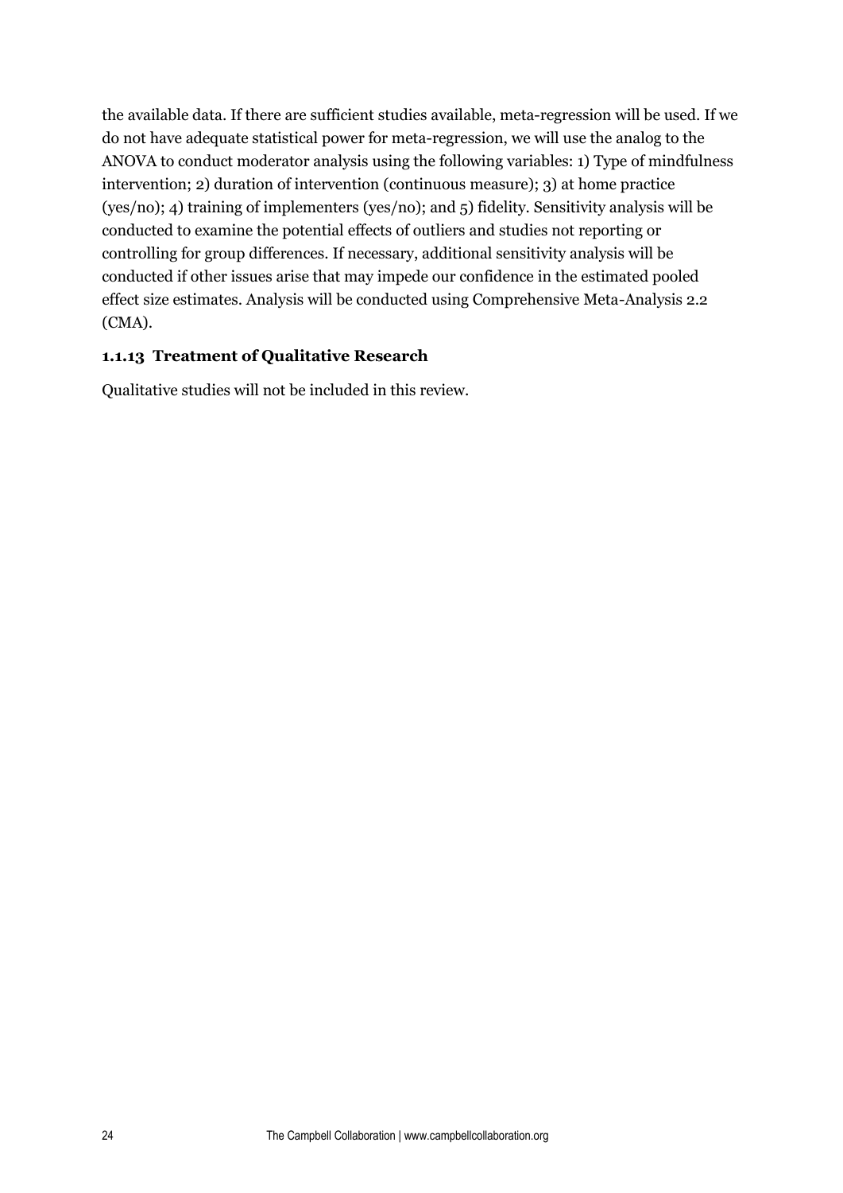the available data. If there are sufficient studies available, meta-regression will be used. If we do not have adequate statistical power for meta-regression, we will use the analog to the ANOVA to conduct moderator analysis using the following variables: 1) Type of mindfulness intervention; 2) duration of intervention (continuous measure); 3) at home practice (yes/no); 4) training of implementers (yes/no); and 5) fidelity. Sensitivity analysis will be conducted to examine the potential effects of outliers and studies not reporting or controlling for group differences. If necessary, additional sensitivity analysis will be conducted if other issues arise that may impede our confidence in the estimated pooled effect size estimates. Analysis will be conducted using Comprehensive Meta-Analysis 2.2 (CMA).

### 1.1.13 Treatment of Qualitative Research

Qualitative studies will not be included in this review.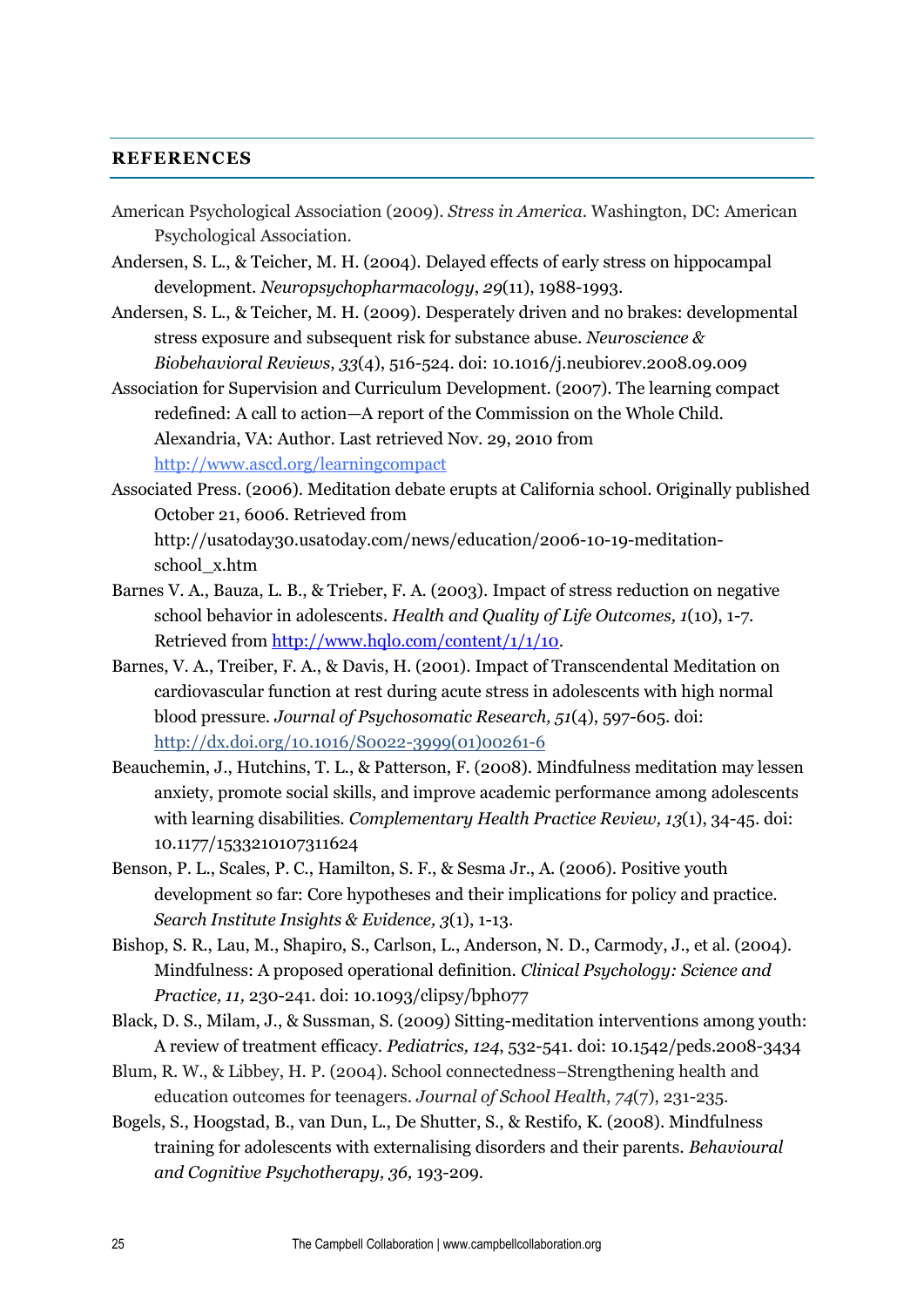## REFERENCES

American Psychological Association (2009). *Stress in America*. Washington, DC: American Psychological Association.

Andersen, S. L., & Teicher, M. H. (2004). Delayed effects of early stress on hippocampal development. *Neuropsychopharmacology*, *29*(11), 1988-1993.

Andersen, S. L., & Teicher, M. H. (2009). Desperately driven and no brakes: developmental stress exposure and subsequent risk for substance abuse. *Neuroscience & Biobehavioral Reviews*, *33*(4), 516-524. doi: 10.1016/j.neubiorev.2008.09.009

Association for Supervision and Curriculum Development. (2007). The learning compact redefined: A call to action—A report of the Commission on the Whole Child. Alexandria, VA: Author. Last retrieved Nov. 29, 2010 from http://www.ascd.org/learningcompact

Associated Press. (2006). Meditation debate erupts at California school. Originally published October 21, 6006. Retrieved from http://usatoday30.usatoday.com/news/education/2006-10-19-meditation-school_x.htm

Barnes V. A., Bauza, L. B., & Trieber, F. A. (2003). Impact of stress reduction on negative school behavior in adolescents. *Health and Quality of Life Outcomes, 1*(10), 1-7. Retrieved from http://www.hqlo.com/content/1/1/10.

Barnes, V. A., Treiber, F. A., & Davis, H. (2001). Impact of Transcendental Meditation on cardiovascular function at rest during acute stress in adolescents with high normal blood pressure. *Journal of Psychosomatic Research, 51*(4), 597-605. doi: http://dx.doi.org/10.1016/S0022-3999(01)00261-6

Beauchemin, J., Hutchins, T. L., & Patterson, F. (2008). Mindfulness meditation may lessen anxiety, promote social skills, and improve academic performance among adolescents with learning disabilities. *Complementary Health Practice Review, 13*(1), 34-45. doi: 10.1177/1533210107311624

Benson, P. L., Scales, P. C., Hamilton, S. F., & Sesma Jr., A. (2006). Positive youth development so far: Core hypotheses and their implications for policy and practice. *Search Institute Insights & Evidence, 3*(1), 1-13.

Bishop, S. R., Lau, M., Shapiro, S., Carlson, L., Anderson, N. D., Carmody, J., et al. (2004). Mindfulness: A proposed operational definition. *Clinical Psychology: Science and Practice, 11,* 230-241. doi: 10.1093/clipsy/bph077

Black, D. S., Milam, J., & Sussman, S. (2009) Sitting-meditation interventions among youth: A review of treatment efficacy. *Pediatrics, 124*, 532-541. doi: 10.1542/peds.2008-3434

Blum, R. W., & Libbey, H. P. (2004). School connectedness–Strengthening health and education outcomes for teenagers. *Journal of School Health*, *74*(7), 231-235.

Bogels, S., Hoogstad, B., van Dun, L., De Shutter, S., & Restifo, K. (2008). Mindfulness training for adolescents with externalising disorders and their parents. *Behavioural and Cognitive Psychotherapy, 36,* 193-209.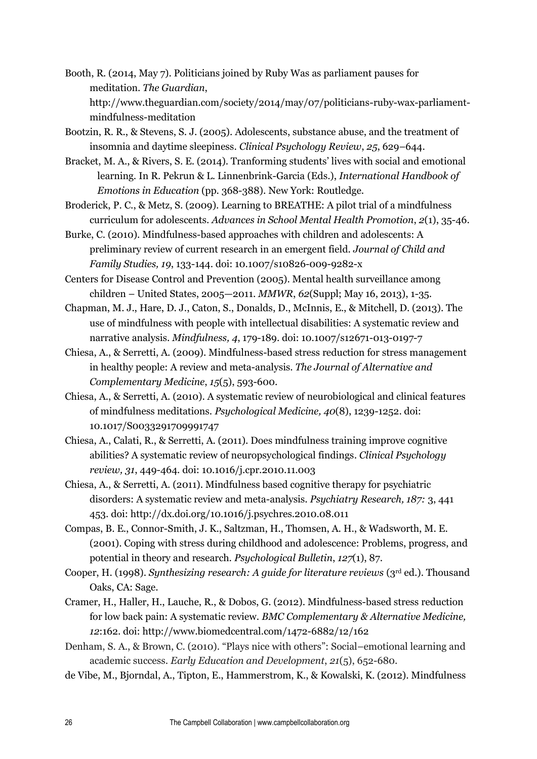Booth, R. (2014, May 7). Politicians joined by Ruby Was as parliament pauses for meditation. *The Guardian*, http://www.theguardian.com/society/2014/may/07/politicians-ruby-wax-parliament-mindfulness-meditation

Bootzin, R. R., & Stevens, S. J. (2005). Adolescents, substance abuse, and the treatment of insomnia and daytime sleepiness. *Clinical Psychology Review*, *25*, 629–644.

Bracket, M. A., & Rivers, S. E. (2014). Tranforming students' lives with social and emotional learning. In R. Pekrun & L. Linnenbrink-Garcia (Eds.), *International Handbook of Emotions in Education* (pp. 368-388). New York: Routledge.

Broderick, P. C., & Metz, S. (2009). Learning to BREATHE: A pilot trial of a mindfulness curriculum for adolescents. *Advances in School Mental Health Promotion*, *2*(1), 35-46.

Burke, C. (2010). Mindfulness-based approaches with children and adolescents: A preliminary review of current research in an emergent field. *Journal of Child and Family Studies, 19*, 133-144. doi: 10.1007/s10826-009-9282-x

Centers for Disease Control and Prevention (2005). Mental health surveillance among children – United States, 2005—2011. *MMWR*, *62*(Suppl; May 16, 2013), 1-35.

Chapman, M. J., Hare, D. J., Caton, S., Donalds, D., McInnis, E., & Mitchell, D. (2013). The use of mindfulness with people with intellectual disabilities: A systematic review and narrative analysis. *Mindfulness, 4*, 179-189. doi: 10.1007/s12671-013-0197-7

Chiesa, A., & Serretti, A. (2009). Mindfulness-based stress reduction for stress management in healthy people: A review and meta-analysis. *The Journal of Alternative and Complementary Medicine*, *15*(5), 593-600.

Chiesa, A., & Serretti, A. (2010). A systematic review of neurobiological and clinical features of mindfulness meditations. *Psychological Medicine, 40*(8), 1239-1252. doi: 10.1017/S0033291709991747

Chiesa, A., Calati, R., & Serretti, A. (2011). Does mindfulness training improve cognitive abilities? A systematic review of neuropsychological findings. *Clinical Psychology review, 31*, 449-464. doi: 10.1016/j.cpr.2010.11.003

Chiesa, A., & Serretti, A. (2011). Mindfulness based cognitive therapy for psychiatric disorders: A systematic review and meta-analysis. *Psychiatry Research, 187:* 3, 441 453. doi: http://dx.doi.org/10.1016/j.psychres.2010.08.011

Compas, B. E., Connor-Smith, J. K., Saltzman, H., Thomsen, A. H., & Wadsworth, M. E. (2001). Coping with stress during childhood and adolescence: Problems, progress, and potential in theory and research. *Psychological Bulletin*, *127*(1), 87.

Cooper, H. (1998). *Synthesizing research: A guide for literature reviews* (3rd ed.). Thousand Oaks, CA: Sage.

Cramer, H., Haller, H., Lauche, R., & Dobos, G. (2012). Mindfulness-based stress reduction for low back pain: A systematic review. *BMC Complementary & Alternative Medicine, 12*:162. doi: http://www.biomedcentral.com/1472-6882/12/162

Denham, S. A., & Brown, C. (2010). "Plays nice with others": Social–emotional learning and academic success. *Early Education and Development*, *21*(5), 652-680.

de Vibe, M., Bjorndal, A., Tipton, E., Hammerstrom, K., & Kowalski, K. (2012). Mindfulness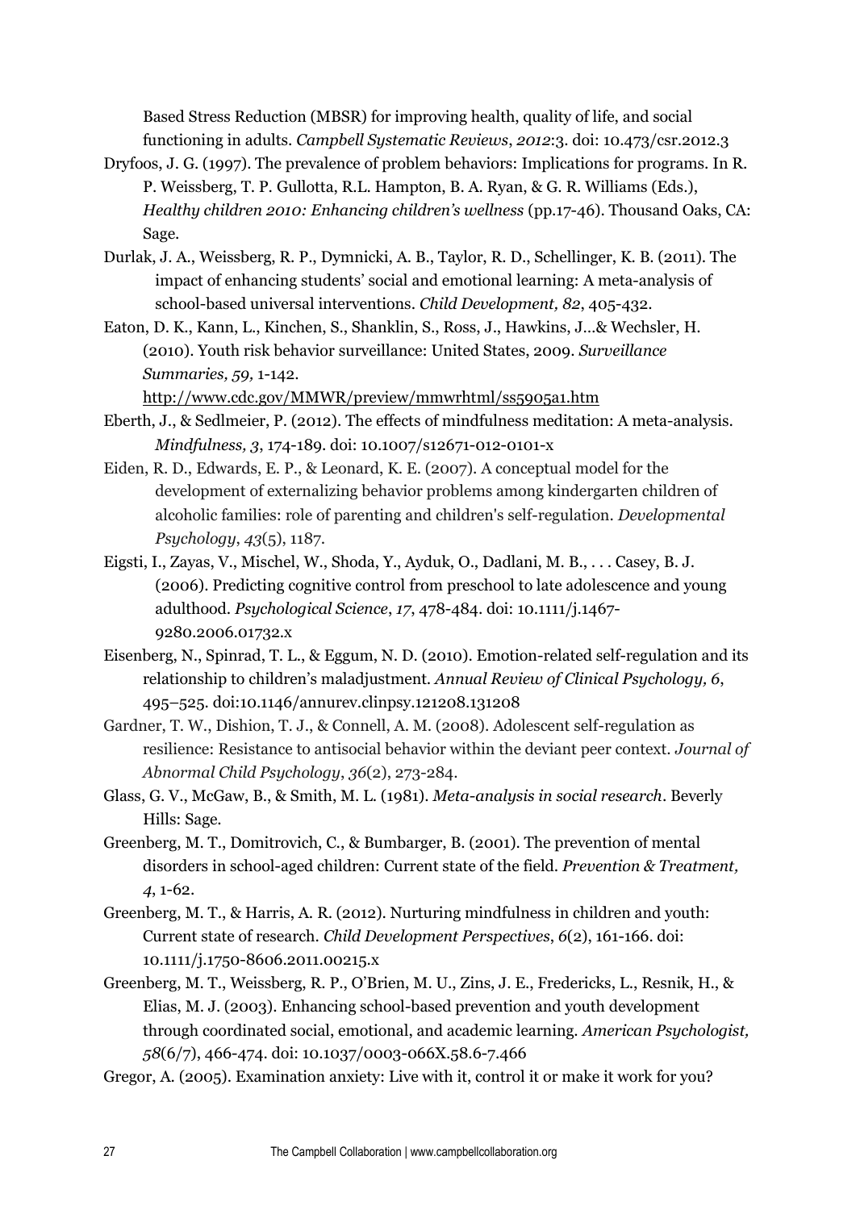Based Stress Reduction (MBSR) for improving health, quality of life, and social functioning in adults. *Campbell Systematic Reviews*, *2012*:3. doi: 10.473/csr.2012.3

Dryfoos, J. G. (1997). The prevalence of problem behaviors: Implications for programs. In R. P. Weissberg, T. P. Gullotta, R.L. Hampton, B. A. Ryan, & G. R. Williams (Eds.), *Healthy children 2010: Enhancing children's wellness* (pp.17-46). Thousand Oaks, CA: Sage.

Durlak, J. A., Weissberg, R. P., Dymnicki, A. B., Taylor, R. D., Schellinger, K. B. (2011). The impact of enhancing students' social and emotional learning: A meta-analysis of school-based universal interventions. *Child Development, 82*, 405-432.

Eaton, D. K., Kann, L., Kinchen, S., Shanklin, S., Ross, J., Hawkins, J…& Wechsler, H. (2010). Youth risk behavior surveillance: United States, 2009. *Surveillance Summaries, 59,* 1-142. http://www.cdc.gov/MMWR/preview/mmwrhtml/ss5905a1.htm

Eberth, J., & Sedlmeier, P. (2012). The effects of mindfulness meditation: A meta-analysis. *Mindfulness, 3*, 174-189. doi: 10.1007/s12671-012-0101-x

Eiden, R. D., Edwards, E. P., & Leonard, K. E. (2007). A conceptual model for the development of externalizing behavior problems among kindergarten children of alcoholic families: role of parenting and children's self-regulation. *Developmental Psychology*, *43*(5), 1187.

Eigsti, I., Zayas, V., Mischel, W., Shoda, Y., Ayduk, O., Dadlani, M. B., . . . Casey, B. J. (2006). Predicting cognitive control from preschool to late adolescence and young adulthood. *Psychological Science*, *17*, 478-484. doi: 10.1111/j.1467-9280.2006.01732.x

Eisenberg, N., Spinrad, T. L., & Eggum, N. D. (2010). Emotion-related self-regulation and its relationship to children's maladjustment. *Annual Review of Clinical Psychology, 6*, 495–525. doi:10.1146/annurev.clinpsy.121208.131208

Gardner, T. W., Dishion, T. J., & Connell, A. M. (2008). Adolescent self-regulation as resilience: Resistance to antisocial behavior within the deviant peer context. *Journal of Abnormal Child Psychology*, *36*(2), 273-284.

Glass, G. V., McGaw, B., & Smith, M. L. (1981). *Meta-analysis in social research*. Beverly Hills: Sage.

Greenberg, M. T., Domitrovich, C., & Bumbarger, B. (2001). The prevention of mental disorders in school-aged children: Current state of the field. *Prevention & Treatment, 4*, 1-62.

Greenberg, M. T., & Harris, A. R. (2012). Nurturing mindfulness in children and youth: Current state of research. *Child Development Perspectives*, *6*(2), 161-166. doi: 10.1111/j.1750-8606.2011.00215.x

Greenberg, M. T., Weissberg, R. P., O'Brien, M. U., Zins, J. E., Fredericks, L., Resnik, H., & Elias, M. J. (2003). Enhancing school-based prevention and youth development through coordinated social, emotional, and academic learning. *American Psychologist, 58*(6/7), 466-474. doi: 10.1037/0003-066X.58.6-7.466

Gregor, A. (2005). Examination anxiety: Live with it, control it or make it work for you?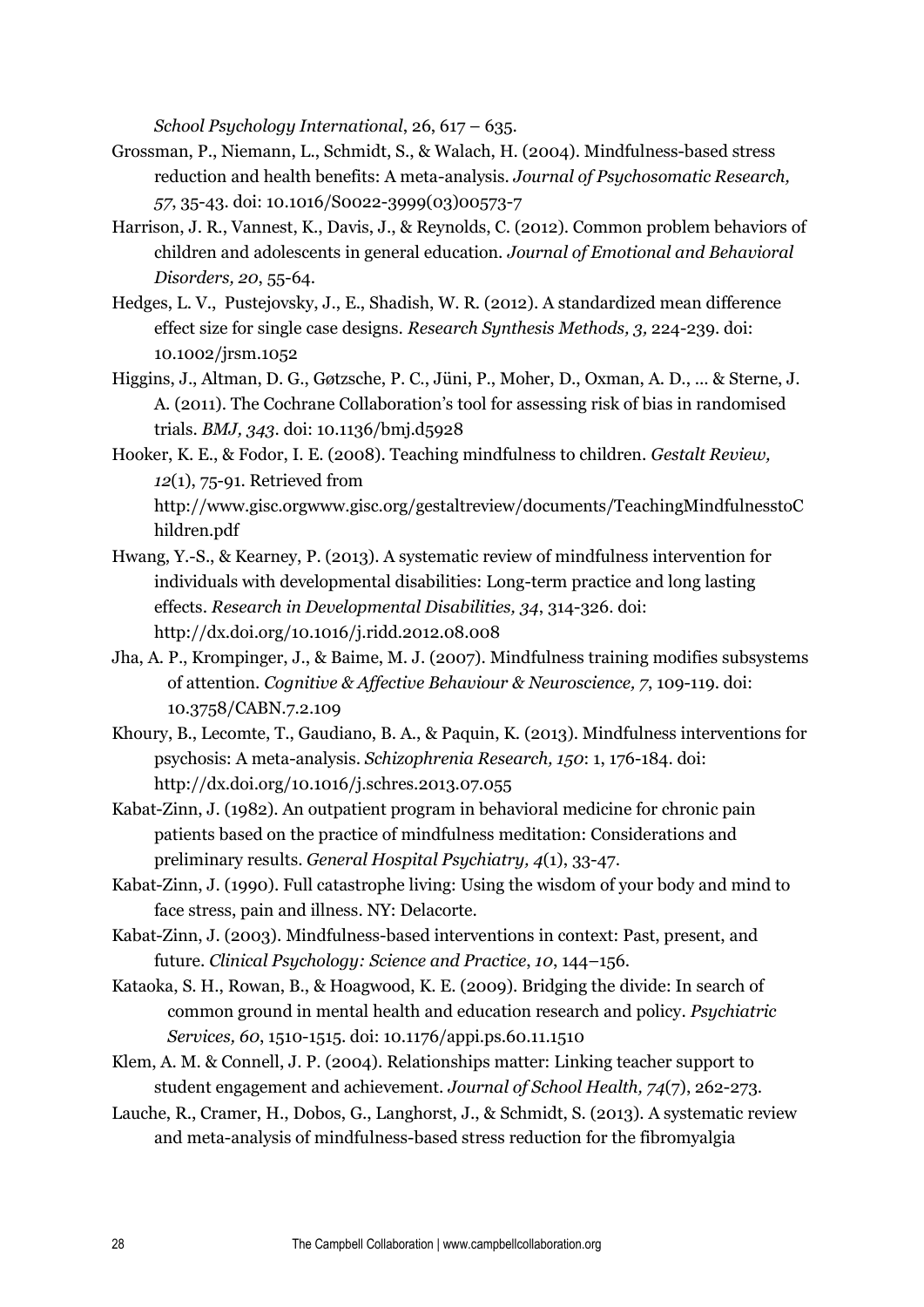*School Psychology International*, 26, 617 – 635.

Grossman, P., Niemann, L., Schmidt, S., & Walach, H. (2004). Mindfulness-based stress reduction and health benefits: A meta-analysis. *Journal of Psychosomatic Research, 57*, 35-43. doi: 10.1016/S0022-3999(03)00573-7

Harrison, J. R., Vannest, K., Davis, J., & Reynolds, C. (2012). Common problem behaviors of children and adolescents in general education. *Journal of Emotional and Behavioral Disorders, 20*, 55-64.

Hedges, L. V., Pustejovsky, J., E., Shadish, W. R. (2012). A standardized mean difference effect size for single case designs. *Research Synthesis Methods, 3,* 224-239. doi: 10.1002/jrsm.1052

Higgins, J., Altman, D. G., Gøtzsche, P. C., Jüni, P., Moher, D., Oxman, A. D., ... & Sterne, J. A. (2011). The Cochrane Collaboration's tool for assessing risk of bias in randomised trials. *BMJ, 343*. doi: 10.1136/bmj.d5928

Hooker, K. E., & Fodor, I. E. (2008). Teaching mindfulness to children. *Gestalt Review, 12*(1), 75-91. Retrieved from http://www.gisc.orgwww.gisc.org/gestaltreview/documents/TeachingMindfulnesstoChildren.pdf

Hwang, Y.-S., & Kearney, P. (2013). A systematic review of mindfulness intervention for individuals with developmental disabilities: Long-term practice and long lasting effects. *Research in Developmental Disabilities, 34*, 314-326. doi: http://dx.doi.org/10.1016/j.ridd.2012.08.008

Jha, A. P., Krompinger, J., & Baime, M. J. (2007). Mindfulness training modifies subsystems of attention. *Cognitive & Affective Behaviour & Neuroscience, 7*, 109-119. doi: 10.3758/CABN.7.2.109

Khoury, B., Lecomte, T., Gaudiano, B. A., & Paquin, K. (2013). Mindfulness interventions for psychosis: A meta-analysis. *Schizophrenia Research, 150*: 1, 176-184. doi: http://dx.doi.org/10.1016/j.schres.2013.07.055

Kabat-Zinn, J. (1982). An outpatient program in behavioral medicine for chronic pain patients based on the practice of mindfulness meditation: Considerations and preliminary results. *General Hospital Psychiatry, 4*(1), 33-47.

Kabat-Zinn, J. (1990). Full catastrophe living: Using the wisdom of your body and mind to face stress, pain and illness. NY: Delacorte.

Kabat-Zinn, J. (2003). Mindfulness-based interventions in context: Past, present, and future. *Clinical Psychology: Science and Practice*, *10*, 144–156.

Kataoka, S. H., Rowan, B., & Hoagwood, K. E. (2009). Bridging the divide: In search of common ground in mental health and education research and policy. *Psychiatric Services, 60*, 1510-1515. doi: 10.1176/appi.ps.60.11.1510

Klem, A. M. & Connell, J. P. (2004). Relationships matter: Linking teacher support to student engagement and achievement. *Journal of School Health, 74*(7), 262-273.

Lauche, R., Cramer, H., Dobos, G., Langhorst, J., & Schmidt, S. (2013). A systematic review and meta-analysis of mindfulness-based stress reduction for the fibromyalgia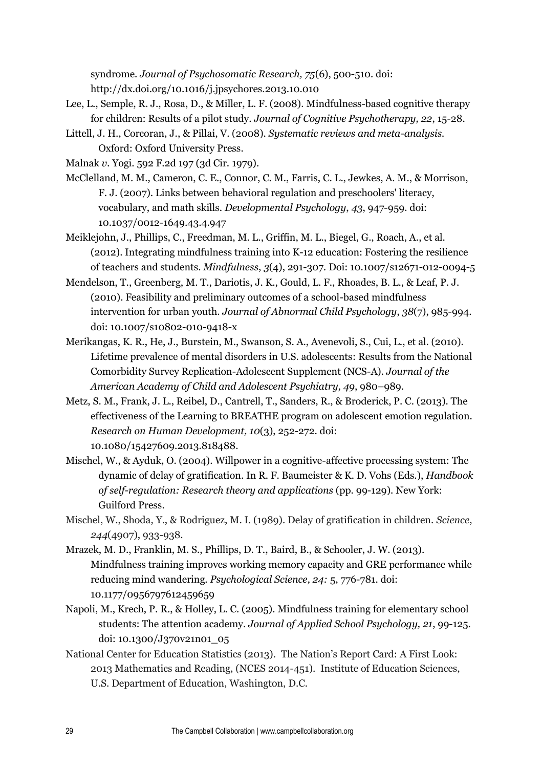syndrome. *Journal of Psychosomatic Research, 75*(6), 500-510. doi: http://dx.doi.org/10.1016/j.jpsychores.2013.10.010

Lee, L., Semple, R. J., Rosa, D., & Miller, L. F. (2008). Mindfulness-based cognitive therapy for children: Results of a pilot study. *Journal of Cognitive Psychotherapy, 22*, 15-28.

Littell, J. H., Corcoran, J., & Pillai, V. (2008). *Systematic reviews and meta-analysis.* Oxford: Oxford University Press.

Malnak *v.* Yogi. 592 F.2d 197 (3d Cir. 1979).

McClelland, M. M., Cameron, C. E., Connor, C. M., Farris, C. L., Jewkes, A. M., & Morrison, F. J. (2007). Links between behavioral regulation and preschoolers' literacy, vocabulary, and math skills. *Developmental Psychology*, *43*, 947-959. doi: 10.1037/0012-1649.43.4.947

Meiklejohn, J., Phillips, C., Freedman, M. L., Griffin, M. L., Biegel, G., Roach, A., et al. (2012). Integrating mindfulness training into K-12 education: Fostering the resilience of teachers and students. *Mindfulness*, *3*(4), 291-307. Doi: 10.1007/s12671-012-0094-5

Mendelson, T., Greenberg, M. T., Dariotis, J. K., Gould, L. F., Rhoades, B. L., & Leaf, P. J. (2010). Feasibility and preliminary outcomes of a school-based mindfulness intervention for urban youth. *Journal of Abnormal Child Psychology*, *38*(7), 985-994. doi: 10.1007/s10802-010-9418-x

Merikangas, K. R., He, J., Burstein, M., Swanson, S. A., Avenevoli, S., Cui, L., et al. (2010). Lifetime prevalence of mental disorders in U.S. adolescents: Results from the National Comorbidity Survey Replication-Adolescent Supplement (NCS-A). *Journal of the American Academy of Child and Adolescent Psychiatry, 49*, 980–989.

Metz, S. M., Frank, J. L., Reibel, D., Cantrell, T., Sanders, R., & Broderick, P. C. (2013). The effectiveness of the Learning to BREATHE program on adolescent emotion regulation. *Research on Human Development, 10*(3), 252-272. doi: 10.1080/15427609.2013.818488.

Mischel, W., & Ayduk, O. (2004). Willpower in a cognitive-affective processing system: The dynamic of delay of gratification. In R. F. Baumeister & K. D. Vohs (Eds.), *Handbook of self-regulation: Research theory and applications* (pp. 99-129). New York: Guilford Press.

Mischel, W., Shoda, Y., & Rodriguez, M. I. (1989). Delay of gratification in children. *Science*, *244*(4907), 933-938.

Mrazek, M. D., Franklin, M. S., Phillips, D. T., Baird, B., & Schooler, J. W. (2013). Mindfulness training improves working memory capacity and GRE performance while reducing mind wandering. *Psychological Science, 24:* 5, 776-781. doi: 10.1177/0956797612459659

Napoli, M., Krech, P. R., & Holley, L. C. (2005). Mindfulness training for elementary school students: The attention academy. *Journal of Applied School Psychology, 21*, 99-125. doi: 10.1300/J370v21n01_05

National Center for Education Statistics (2013). The Nation's Report Card: A First Look: 2013 Mathematics and Reading, (NCES 2014-451). Institute of Education Sciences, U.S. Department of Education, Washington, D.C.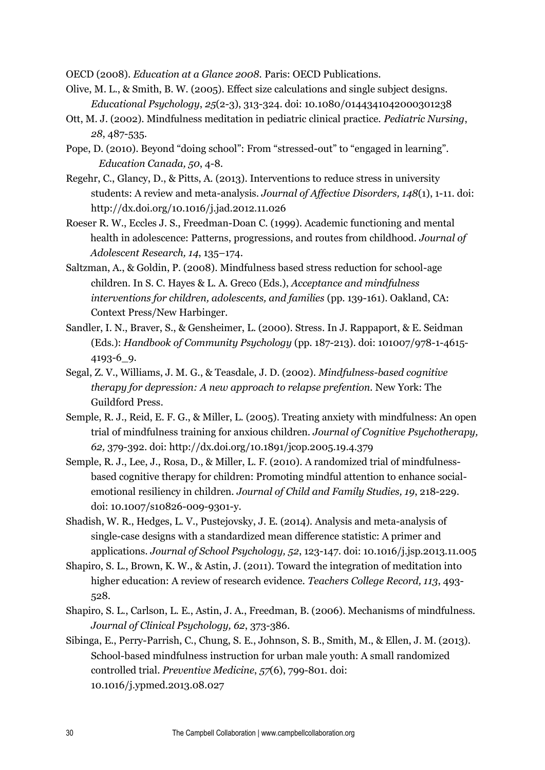OECD (2008). *Education at a Glance 2008*. Paris: OECD Publications.

Olive, M. L., & Smith, B. W. (2005). Effect size calculations and single subject designs. *Educational Psychology*, *25*(2-3), 313-324. doi: 10.1080/0144341042000301238

Ott, M. J. (2002). Mindfulness meditation in pediatric clinical practice. *Pediatric Nursing*, *28*, 487-535.

Pope, D. (2010). Beyond "doing school": From "stressed-out" to "engaged in learning". *Education Canada, 50*, 4-8.

Regehr, C., Glancy, D., & Pitts, A. (2013). Interventions to reduce stress in university students: A review and meta-analysis. *Journal of Affective Disorders, 148*(1), 1-11. doi: http://dx.doi.org/10.1016/j.jad.2012.11.026

Roeser R. W., Eccles J. S., Freedman-Doan C. (1999). Academic functioning and mental health in adolescence: Patterns, progressions, and routes from childhood. *Journal of Adolescent Research, 14*, 135–174.

Saltzman, A., & Goldin, P. (2008). Mindfulness based stress reduction for school-age children. In S. C. Hayes & L. A. Greco (Eds.), *Acceptance and mindfulness interventions for children, adolescents, and families* (pp. 139-161). Oakland, CA: Context Press/New Harbinger.

Sandler, I. N., Braver, S., & Gensheimer, L. (2000). Stress. In J. Rappaport, & E. Seidman (Eds.): *Handbook of Community Psychology* (pp. 187-213). doi: 101007/978-1-4615-4193-6_9.

Segal, Z. V., Williams, J. M. G., & Teasdale, J. D. (2002). *Mindfulness-based cognitive therapy for depression: A new approach to relapse prefention*. New York: The Guildford Press.

Semple, R. J., Reid, E. F. G., & Miller, L. (2005). Treating anxiety with mindfulness: An open trial of mindfulness training for anxious children. *Journal of Cognitive Psychotherapy, 62,* 379-392. doi: http://dx.doi.org/10.1891/jcop.2005.19.4.379

Semple, R. J., Lee, J., Rosa, D., & Miller, L. F. (2010). A randomized trial of mindfulness-based cognitive therapy for children: Promoting mindful attention to enhance social-emotional resiliency in children. *Journal of Child and Family Studies, 19*, 218-229. doi: 10.1007/s10826-009-9301-y.

Shadish, W. R., Hedges, L. V., Pustejovsky, J. E. (2014). Analysis and meta-analysis of single-case designs with a standardized mean difference statistic: A primer and applications. *Journal of School Psychology, 52*, 123-147. doi: 10.1016/j.jsp.2013.11.005

Shapiro, S. L., Brown, K. W., & Astin, J. (2011). Toward the integration of meditation into higher education: A review of research evidence. *Teachers College Record, 113*, 493-528.

Shapiro, S. L., Carlson, L. E., Astin, J. A., Freedman, B. (2006). Mechanisms of mindfulness. *Journal of Clinical Psychology, 62*, 373-386.

Sibinga, E., Perry-Parrish, C., Chung, S. E., Johnson, S. B., Smith, M., & Ellen, J. M. (2013). School-based mindfulness instruction for urban male youth: A small randomized controlled trial. *Preventive Medicine*, *57*(6), 799-801. doi: 10.1016/j.ypmed.2013.08.027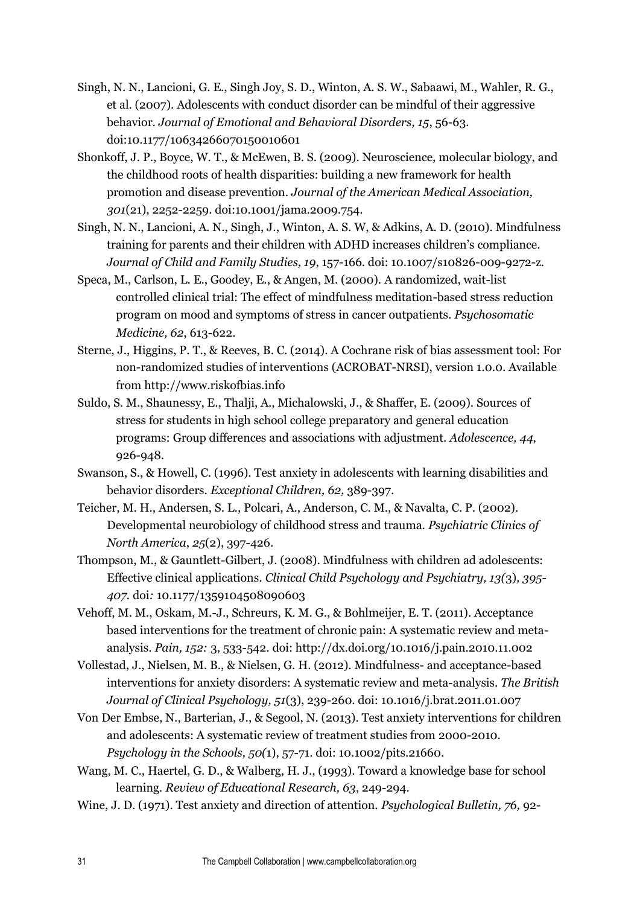Singh, N. N., Lancioni, G. E., Singh Joy, S. D., Winton, A. S. W., Sabaawi, M., Wahler, R. G., et al. (2007). Adolescents with conduct disorder can be mindful of their aggressive behavior. *Journal of Emotional and Behavioral Disorders, 15*, 56-63. doi:10.1177/10634266070150010601

Shonkoff, J. P., Boyce, W. T., & McEwen, B. S. (2009). Neuroscience, molecular biology, and the childhood roots of health disparities: building a new framework for health promotion and disease prevention. *Journal of the American Medical Association, 301*(21), 2252-2259. doi:10.1001/jama.2009.754.

Singh, N. N., Lancioni, A. N., Singh, J., Winton, A. S. W, & Adkins, A. D. (2010). Mindfulness training for parents and their children with ADHD increases children's compliance. *Journal of Child and Family Studies, 19*, 157-166. doi: 10.1007/s10826-009-9272-z.

Speca, M., Carlson, L. E., Goodey, E., & Angen, M. (2000). A randomized, wait-list controlled clinical trial: The effect of mindfulness meditation-based stress reduction program on mood and symptoms of stress in cancer outpatients. *Psychosomatic Medicine, 62*, 613-622.

Sterne, J., Higgins, P. T., & Reeves, B. C. (2014). A Cochrane risk of bias assessment tool: For non-randomized studies of interventions (ACROBAT-NRSI), version 1.0.0. Available from http://www.riskofbias.info

Suldo, S. M., Shaunessy, E., Thalji, A., Michalowski, J., & Shaffer, E. (2009). Sources of stress for students in high school college preparatory and general education programs: Group differences and associations with adjustment. *Adolescence, 44*, 926-948.

Swanson, S., & Howell, C. (1996). Test anxiety in adolescents with learning disabilities and behavior disorders. *Exceptional Children, 62,* 389-397.

Teicher, M. H., Andersen, S. L., Polcari, A., Anderson, C. M., & Navalta, C. P. (2002). Developmental neurobiology of childhood stress and trauma. *Psychiatric Clinics of North America*, *25*(2), 397-426.

Thompson, M., & Gauntlett-Gilbert, J. (2008). Mindfulness with children ad adolescents: Effective clinical applications. *Clinical Child Psychology and Psychiatry, 13(*3)*, 395-407.* doi*:* 10.1177/1359104508090603

Vehoff, M. M., Oskam, M.-J., Schreurs, K. M. G., & Bohlmeijer, E. T. (2011). Acceptance based interventions for the treatment of chronic pain: A systematic review and meta-analysis. *Pain, 152:* 3, 533-542. doi: http://dx.doi.org/10.1016/j.pain.2010.11.002

Vollestad, J., Nielsen, M. B., & Nielsen, G. H. (2012). Mindfulness- and acceptance-based interventions for anxiety disorders: A systematic review and meta-analysis. *The British Journal of Clinical Psychology, 51*(3), 239-260. doi: 10.1016/j.brat.2011.01.007

Von Der Embse, N., Barterian, J., & Segool, N. (2013). Test anxiety interventions for children and adolescents: A systematic review of treatment studies from 2000-2010. *Psychology in the Schools, 50(*1), 57-71. doi: 10.1002/pits.21660.

Wang, M. C., Haertel, G. D., & Walberg, H. J., (1993). Toward a knowledge base for school learning. *Review of Educational Research, 63*, 249-294.

Wine, J. D. (1971). Test anxiety and direction of attention. *Psychological Bulletin, 76,* 92-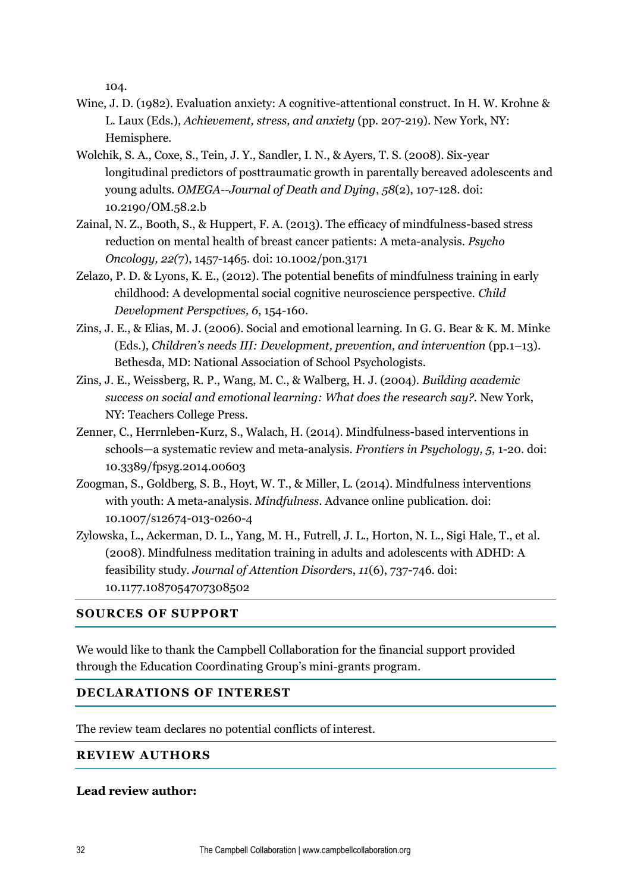104.

Wine, J. D. (1982). Evaluation anxiety: A cognitive-attentional construct. In H. W. Krohne & L. Laux (Eds.), *Achievement, stress, and anxiety* (pp. 207-219). New York, NY: Hemisphere.

Wolchik, S. A., Coxe, S., Tein, J. Y., Sandler, I. N., & Ayers, T. S. (2008). Six-year longitudinal predictors of posttraumatic growth in parentally bereaved adolescents and young adults. *OMEGA--Journal of Death and Dying*, *58*(2), 107-128. doi: 10.2190/OM.58.2.b

Zainal, N. Z., Booth, S., & Huppert, F. A. (2013). The efficacy of mindfulness-based stress reduction on mental health of breast cancer patients: A meta-analysis. *Psycho Oncology, 22(*7), 1457-1465. doi: 10.1002/pon.3171

Zelazo, P. D. & Lyons, K. E., (2012). The potential benefits of mindfulness training in early childhood: A developmental social cognitive neuroscience perspective. *Child Development Perspctives, 6*, 154-160.

Zins, J. E., & Elias, M. J. (2006). Social and emotional learning. In G. G. Bear & K. M. Minke (Eds.), *Children's needs III: Development, prevention, and intervention* (pp.1–13). Bethesda, MD: National Association of School Psychologists.

Zins, J. E., Weissberg, R. P., Wang, M. C., & Walberg, H. J. (2004). *Building academic success on social and emotional learning: What does the research say?*. New York, NY: Teachers College Press.

Zenner, C., Herrnleben-Kurz, S., Walach, H. (2014). Mindfulness-based interventions in schools—a systematic review and meta-analysis. *Frontiers in Psychology, 5*, 1-20. doi: 10.3389/fpsyg.2014.00603

Zoogman, S., Goldberg, S. B., Hoyt, W. T., & Miller, L. (2014). Mindfulness interventions with youth: A meta-analysis. *Mindfulness*. Advance online publication. doi: 10.1007/s12674-013-0260-4

Zylowska, L., Ackerman, D. L., Yang, M. H., Futrell, J. L., Horton, N. L., Sigi Hale, T., et al. (2008). Mindfulness meditation training in adults and adolescents with ADHD: A feasibility study. *Journal of Attention Disorders*, *11*(6), 737-746. doi: 10.1177.1087054707308502

## SOURCES OF SUPPORT

We would like to thank the Campbell Collaboration for the financial support provided through the Education Coordinating Group's mini-grants program.

## DECLARATIONS OF INTEREST

The review team declares no potential conflicts of interest.

## REVIEW AUTHORS

**Lead review author:**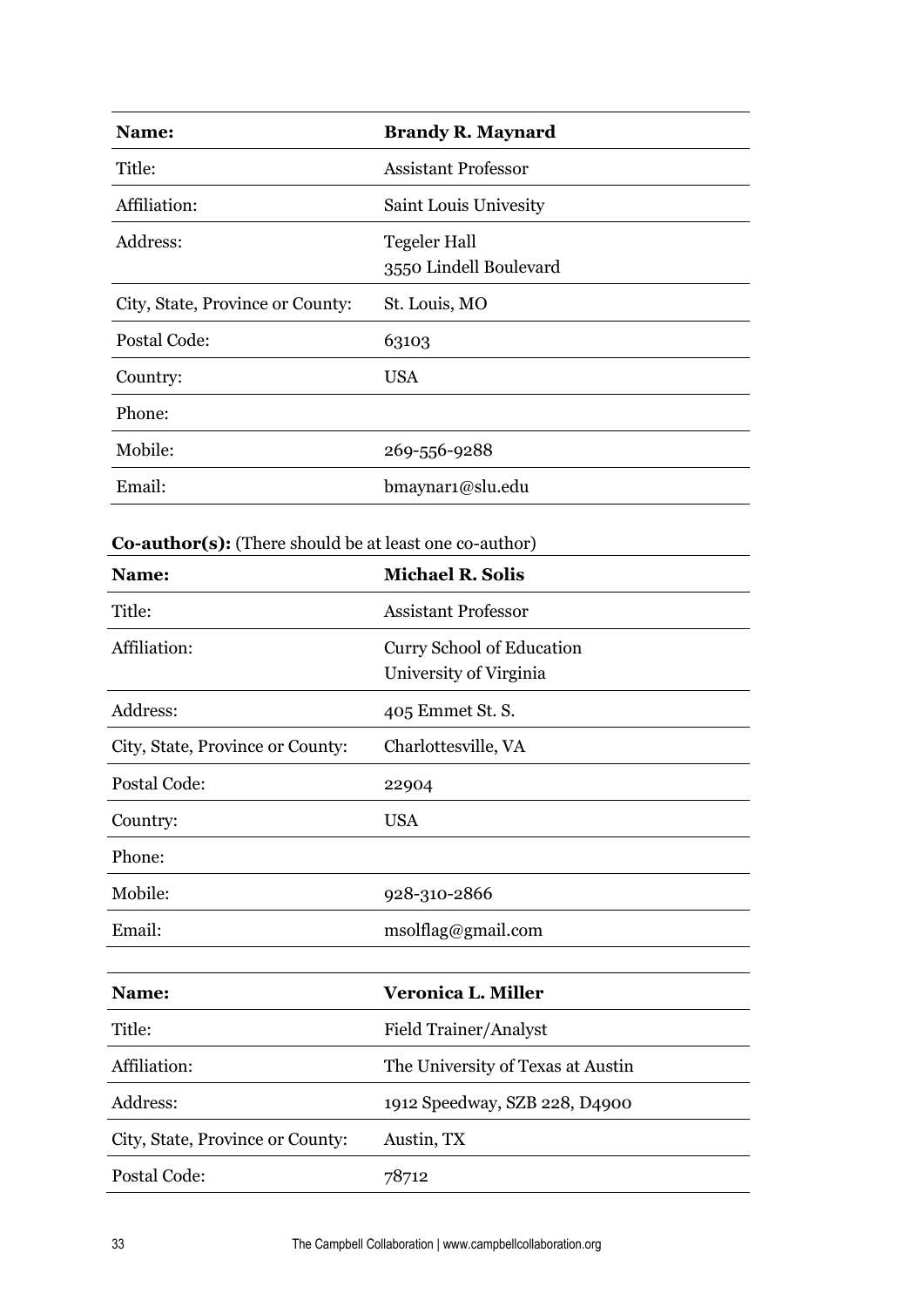| Name: | Brandy R. Maynard |
|---|---|
| Title: | Assistant Professor |
| Affiliation: | Saint Louis Univesity |
| Address: | Tegeler Hall<br>3550 Lindell Boulevard |
| City, State, Province or County: | St. Louis, MO |
| Postal Code: | 63103 |
| Country: | USA |
| Phone: | |
| Mobile: | 269-556-9288 |
| Email: | bmaynar1@slu.edu |

**Co-author(s):** (There should be at least one co-author)

| Name: | Michael R. Solis |
|---|---|
| Title: | Assistant Professor |
| Affiliation: | Curry School of Education<br>University of Virginia |
| Address: | 405 Emmet St. S. |
| City, State, Province or County: | Charlottesville, VA |
| Postal Code: | 22904 |
| Country: | USA |
| Phone: | |
| Mobile: | 928-310-2866 |
| Email: | msolflag@gmail.com |

| Name: | Veronica L. Miller |
|---|---|
| Title: | Field Trainer/Analyst |
| Affiliation: | The University of Texas at Austin |
| Address: | 1912 Speedway, SZB 228, D4900 |
| City, State, Province or County: | Austin, TX |
| Postal Code: | 78712 |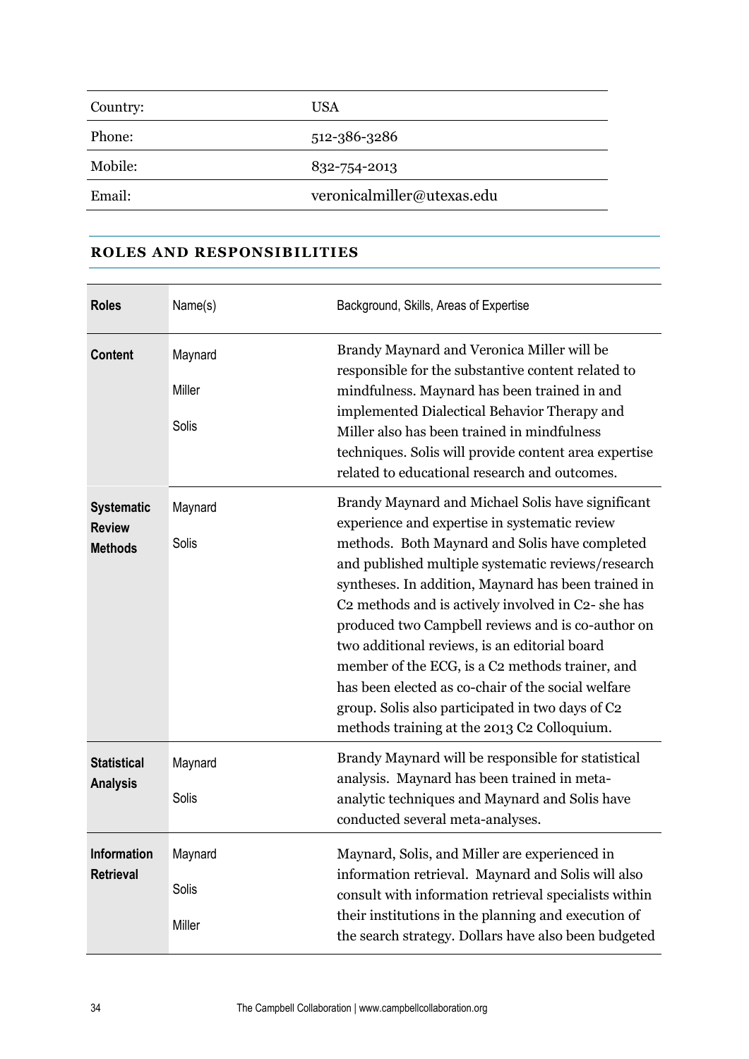| | |
|---|---|
| Country: | USA |
| Phone: | 512-386-3286 |
| Mobile: | 832-754-2013 |
| Email: | veronicalmiller@utexas.edu |

## ROLES AND RESPONSIBILITIES

| Roles | Name(s) | Background, Skills, Areas of Expertise |
|---|---|---|
| **Content** | Maynard<br>Miller<br>Solis | Brandy Maynard and Veronica Miller will be responsible for the substantive content related to mindfulness. Maynard has been trained in and implemented Dialectical Behavior Therapy and Miller also has been trained in mindfulness techniques. Solis will provide content area expertise related to educational research and outcomes. |
| **Systematic Review Methods** | Maynard<br>Solis | Brandy Maynard and Michael Solis have significant experience and expertise in systematic review methods. Both Maynard and Solis have completed and published multiple systematic reviews/research syntheses. In addition, Maynard has been trained in C2 methods and is actively involved in C2- she has produced two Campbell reviews and is co-author on two additional reviews, is an editorial board member of the ECG, is a C2 methods trainer, and has been elected as co-chair of the social welfare group. Solis also participated in two days of C2 methods training at the 2013 C2 Colloquium. |
| **Statistical Analysis** | Maynard<br>Solis | Brandy Maynard will be responsible for statistical analysis. Maynard has been trained in meta-analytic techniques and Maynard and Solis have conducted several meta-analyses. |
| **Information Retrieval** | Maynard<br>Solis<br>Miller | Maynard, Solis, and Miller are experienced in information retrieval. Maynard and Solis will also consult with information retrieval specialists within their institutions in the planning and execution of the search strategy. Dollars have also been budgeted |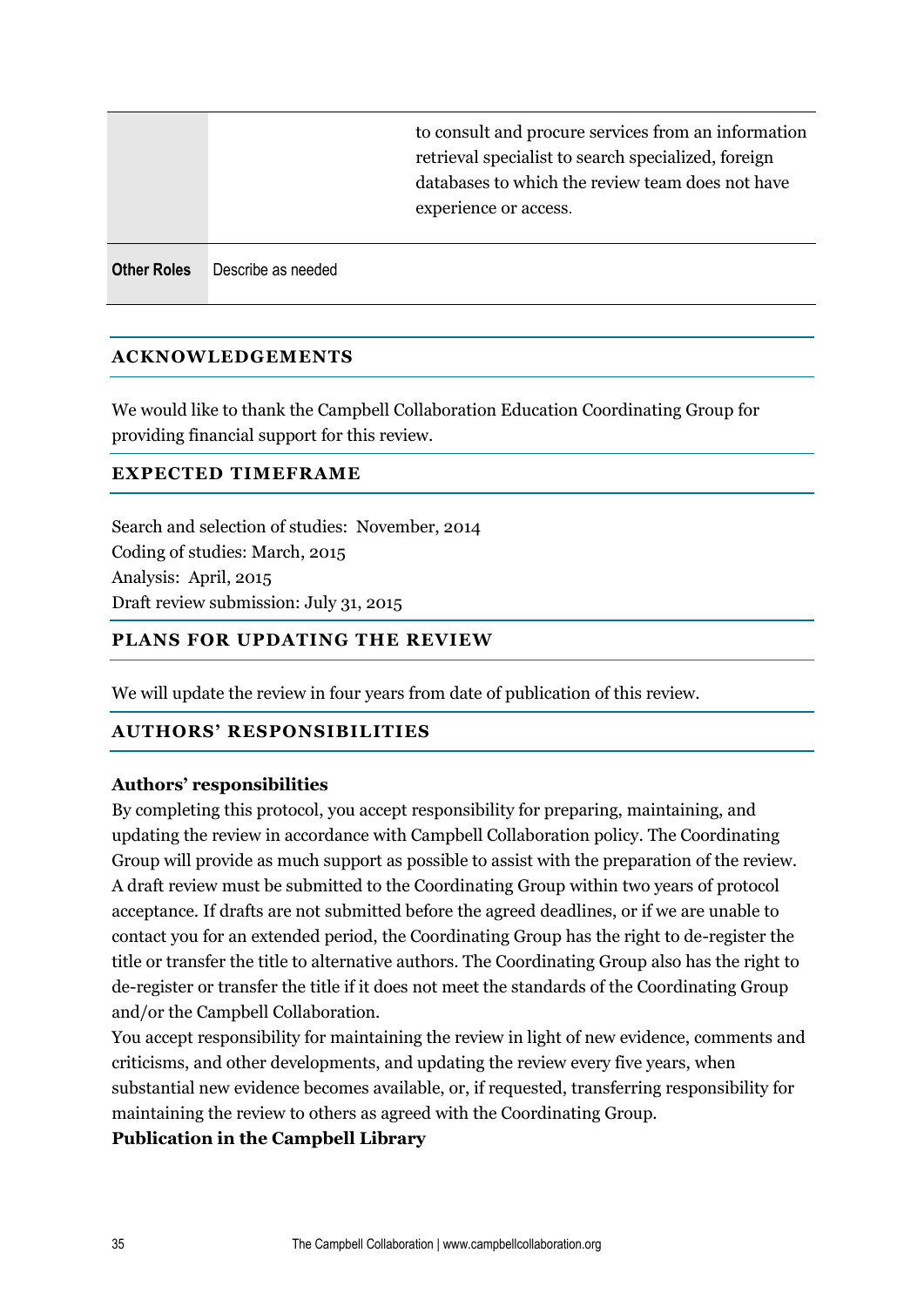| | | |
|---|---|---|
| | | to consult and procure services from an information retrieval specialist to search specialized, foreign databases to which the review team does not have experience or access. |
| **Other Roles** | Describe as needed | |

## ACKNOWLEDGEMENTS

We would like to thank the Campbell Collaboration Education Coordinating Group for providing financial support for this review.

## EXPECTED TIMEFRAME

Search and selection of studies: November, 2014
Coding of studies: March, 2015
Analysis: April, 2015
Draft review submission: July 31, 2015

## PLANS FOR UPDATING THE REVIEW

We will update the review in four years from date of publication of this review.

## AUTHORS' RESPONSIBILITIES

**Authors' responsibilities**

By completing this protocol, you accept responsibility for preparing, maintaining, and updating the review in accordance with Campbell Collaboration policy. The Coordinating Group will provide as much support as possible to assist with the preparation of the review. A draft review must be submitted to the Coordinating Group within two years of protocol acceptance. If drafts are not submitted before the agreed deadlines, or if we are unable to contact you for an extended period, the Coordinating Group has the right to de-register the title or transfer the title to alternative authors. The Coordinating Group also has the right to de-register or transfer the title if it does not meet the standards of the Coordinating Group and/or the Campbell Collaboration.

You accept responsibility for maintaining the review in light of new evidence, comments and criticisms, and other developments, and updating the review every five years, when substantial new evidence becomes available, or, if requested, transferring responsibility for maintaining the review to others as agreed with the Coordinating Group.

**Publication in the Campbell Library**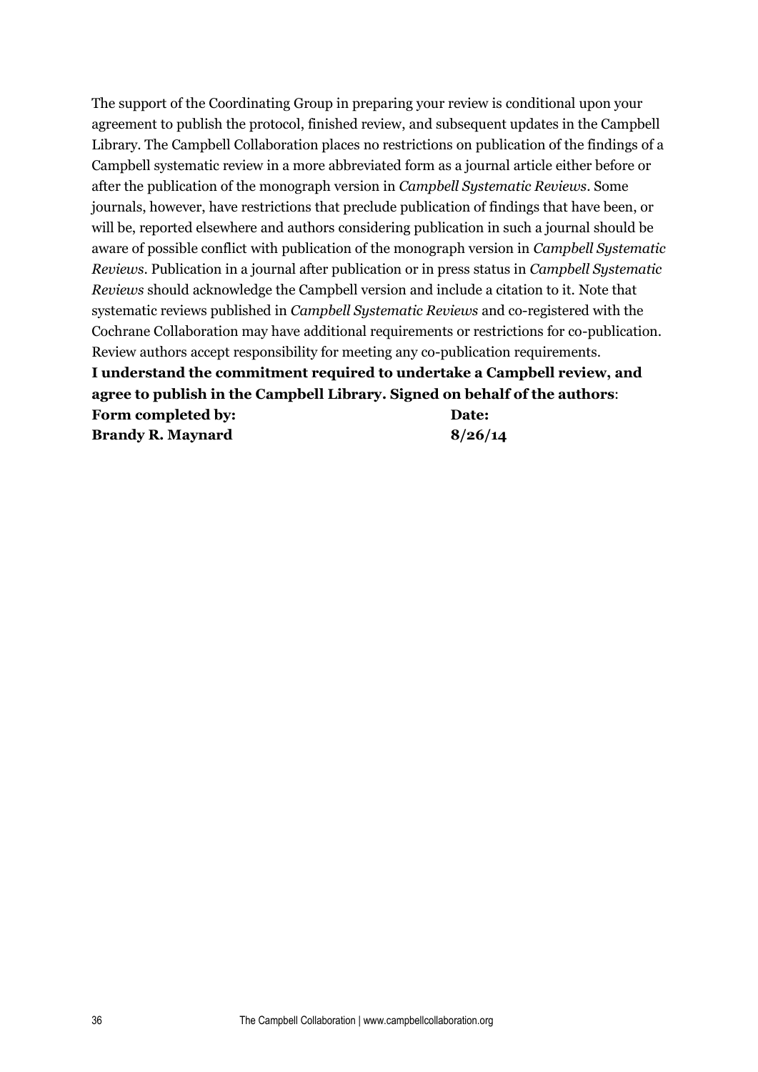The support of the Coordinating Group in preparing your review is conditional upon your agreement to publish the protocol, finished review, and subsequent updates in the Campbell Library. The Campbell Collaboration places no restrictions on publication of the findings of a Campbell systematic review in a more abbreviated form as a journal article either before or after the publication of the monograph version in *Campbell Systematic Reviews*. Some journals, however, have restrictions that preclude publication of findings that have been, or will be, reported elsewhere and authors considering publication in such a journal should be aware of possible conflict with publication of the monograph version in *Campbell Systematic Reviews*. Publication in a journal after publication or in press status in *Campbell Systematic Reviews* should acknowledge the Campbell version and include a citation to it. Note that systematic reviews published in *Campbell Systematic Reviews* and co-registered with the Cochrane Collaboration may have additional requirements or restrictions for co-publication. Review authors accept responsibility for meeting any co-publication requirements.

**I understand the commitment required to undertake a Campbell review, and agree to publish in the Campbell Library. Signed on behalf of the authors**:

| **Form completed by:** | **Date:** |
|---|---|
| **Brandy R. Maynard** | **8/26/14** |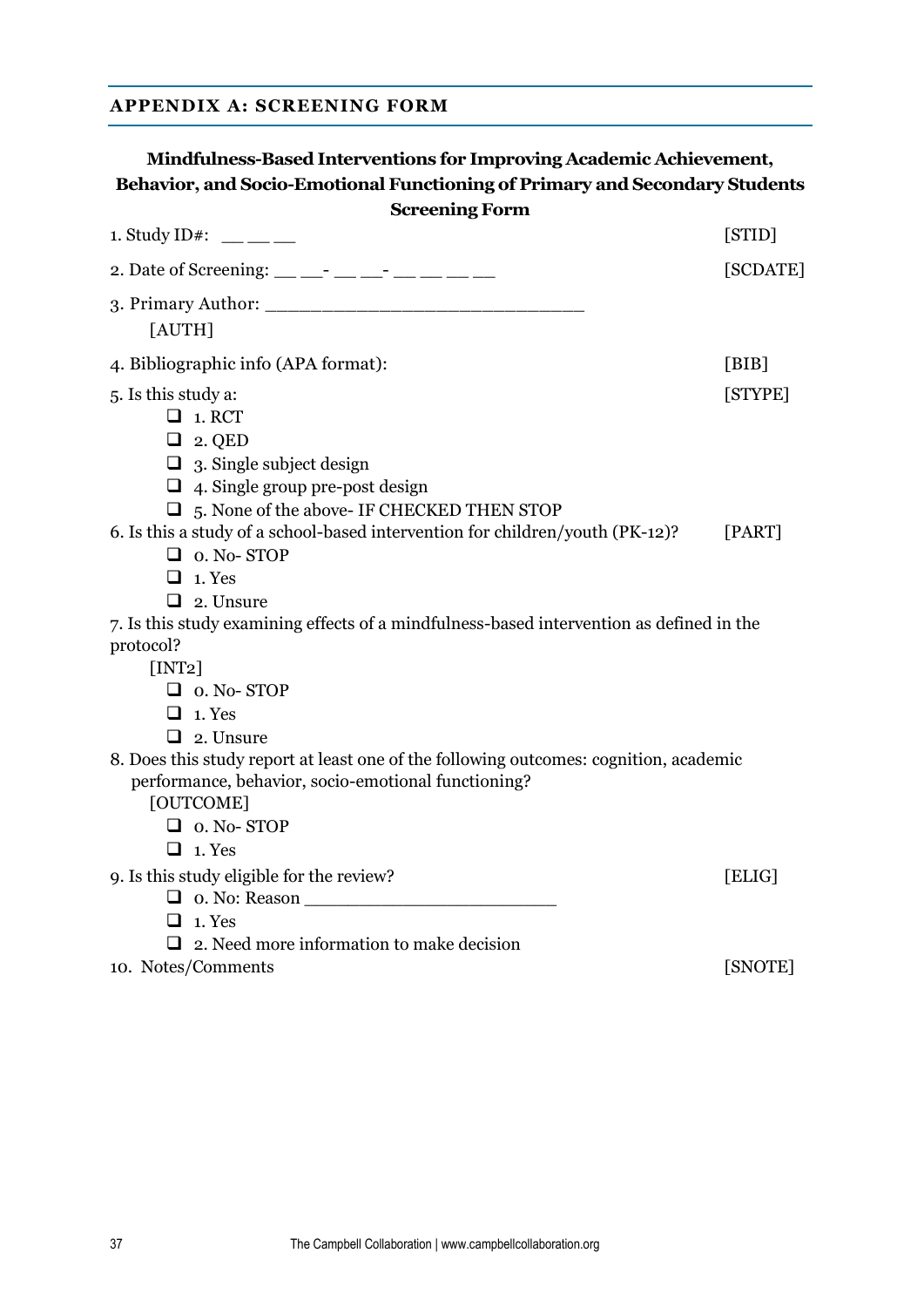## APPENDIX A: SCREENING FORM

**Mindfulness-Based Interventions for Improving Academic Achievement, Behavior, and Socio-Emotional Functioning of Primary and Secondary Students**
**Screening Form**

1. Study ID#: __ __ __ [STID]

2. Date of Screening: __ __- __ __- __ __ __ __ [SCDATE]

3. Primary Author: ___________________________ [AUTH]

4. Bibliographic info (APA format): [BIB]

5. Is this study a: [STYPE]
   - ❑ 1. RCT
   - ❑ 2. QED
   - ❑ 3. Single subject design
   - ❑ 4. Single group pre-post design
   - ❑ 5. None of the above- IF CHECKED THEN STOP

6. Is this a study of a school-based intervention for children/youth (PK-12)? [PART]
   - ❑ 0. No- STOP
   - ❑ 1. Yes
   - ❑ 2. Unsure

7. Is this study examining effects of a mindfulness-based intervention as defined in the protocol? [INT2]
   - ❑ 0. No- STOP
   - ❑ 1. Yes
   - ❑ 2. Unsure

8. Does this study report at least one of the following outcomes: cognition, academic performance, behavior, socio-emotional functioning? [OUTCOME]
   - ❑ 0. No- STOP
   - ❑ 1. Yes

9. Is this study eligible for the review? [ELIG]
   - ❑ 0. No: Reason ______________________
   - ❑ 1. Yes
   - ❑ 2. Need more information to make decision

10. Notes/Comments [SNOTE]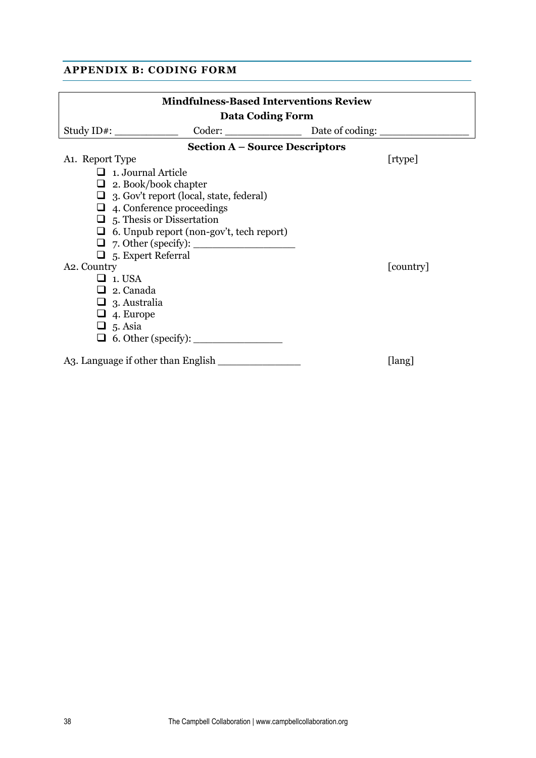## APPENDIX B: CODING FORM

**Mindfulness-Based Interventions Review**

**Data Coding Form**

Study ID#: ___________ Coder: _____________ Date of coding: _______________

**Section A – Source Descriptors**

A1. Report Type [rtype]

- ❑ 1. Journal Article
- ❑ 2. Book/book chapter
- ❑ 3. Gov't report (local, state, federal)
- ❑ 4. Conference proceedings
- ❑ 5. Thesis or Dissertation
- ❑ 6. Unpub report (non-gov't, tech report)
- ❑ 7. Other (specify): _________________
- ❑ 5. Expert Referral

A2. Country [country]

- ❑ 1. USA
- ❑ 2. Canada
- ❑ 3. Australia
- ❑ 4. Europe
- ❑ 5. Asia
- ❑ 6. Other (specify): _______________

A3. Language if other than English ______________ [lang]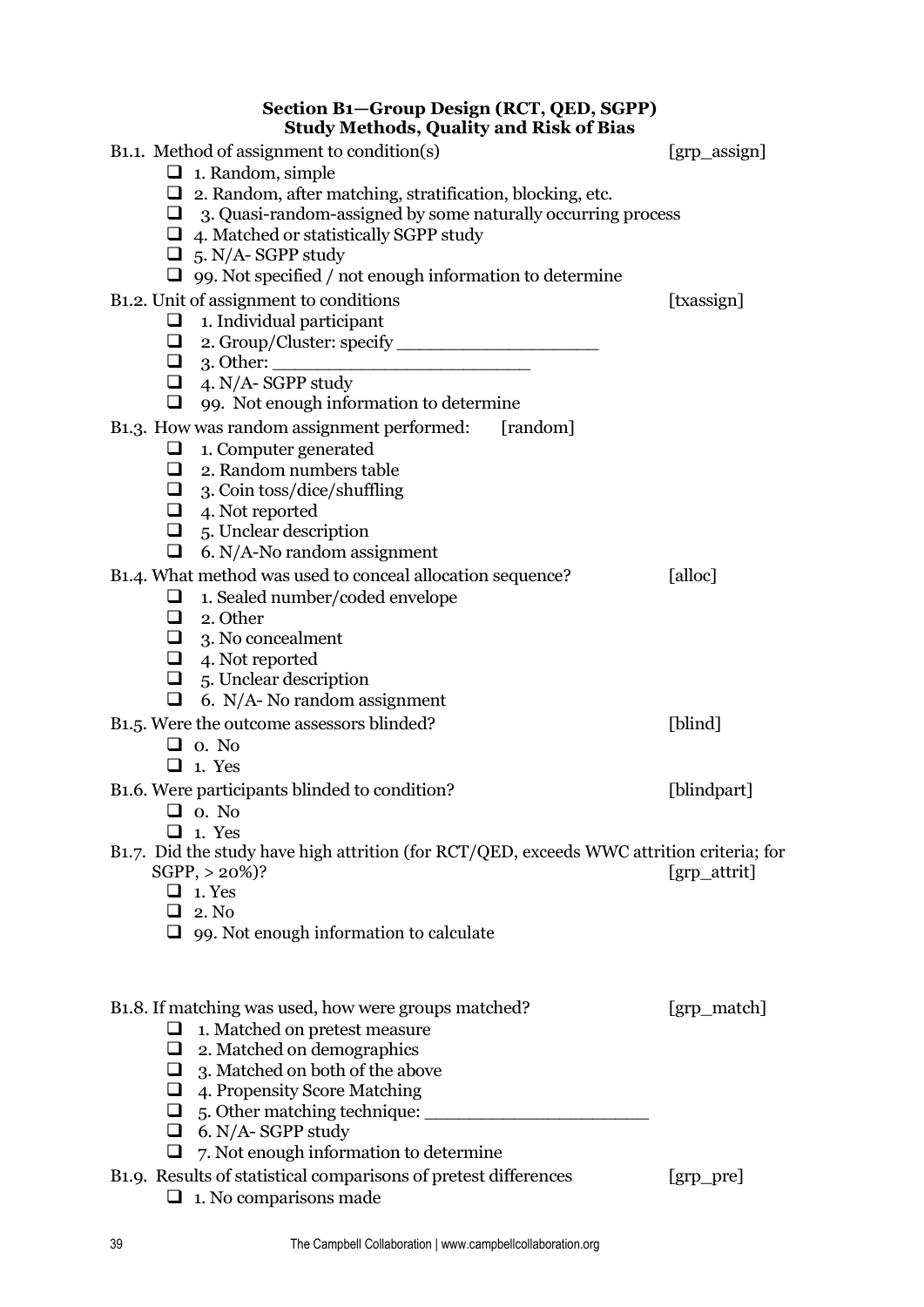### Section B1—Group Design (RCT, QED, SGPP)
### Study Methods, Quality and Risk of Bias

B1.1. Method of assignment to condition(s) [grp_assign]

- ❑ 1. Random, simple
- ❑ 2. Random, after matching, stratification, blocking, etc.
- ❑ 3. Quasi-random-assigned by some naturally occurring process
- ❑ 4. Matched or statistically SGPP study
- ❑ 5. N/A- SGPP study
- ❑ 99. Not specified / not enough information to determine

B1.2. Unit of assignment to conditions [txassign]

- ❑ 1. Individual participant
- ❑ 2. Group/Cluster: specify __________________
- ❑ 3. Other: _______________________
- ❑ 4. N/A- SGPP study
- ❑ 99. Not enough information to determine

B1.3. How was random assignment performed: [random]

- ❑ 1. Computer generated
- ❑ 2. Random numbers table
- ❑ 3. Coin toss/dice/shuffling
- ❑ 4. Not reported
- ❑ 5. Unclear description
- ❑ 6. N/A-No random assignment

B1.4. What method was used to conceal allocation sequence? [alloc]

- ❑ 1. Sealed number/coded envelope
- ❑ 2. Other
- ❑ 3. No concealment
- ❑ 4. Not reported
- ❑ 5. Unclear description
- ❑ 6. N/A- No random assignment

B1.5. Were the outcome assessors blinded? [blind]

- ❑ 0. No
- ❑ 1. Yes

B1.6. Were participants blinded to condition? [blindpart]

- ❑ 0. No
- ❑ 1. Yes

B1.7. Did the study have high attrition (for RCT/QED, exceeds WWC attrition criteria; for SGPP, > 20%)? [grp_attrit]

- ❑ 1. Yes
- ❑ 2. No
- ❑ 99. Not enough information to calculate

B1.8. If matching was used, how were groups matched? [grp_match]

- ❑ 1. Matched on pretest measure
- ❑ 2. Matched on demographics
- ❑ 3. Matched on both of the above
- ❑ 4. Propensity Score Matching
- ❑ 5. Other matching technique: ____________________
- ❑ 6. N/A- SGPP study
- ❑ 7. Not enough information to determine

B1.9. Results of statistical comparisons of pretest differences [grp_pre]

- ❑ 1. No comparisons made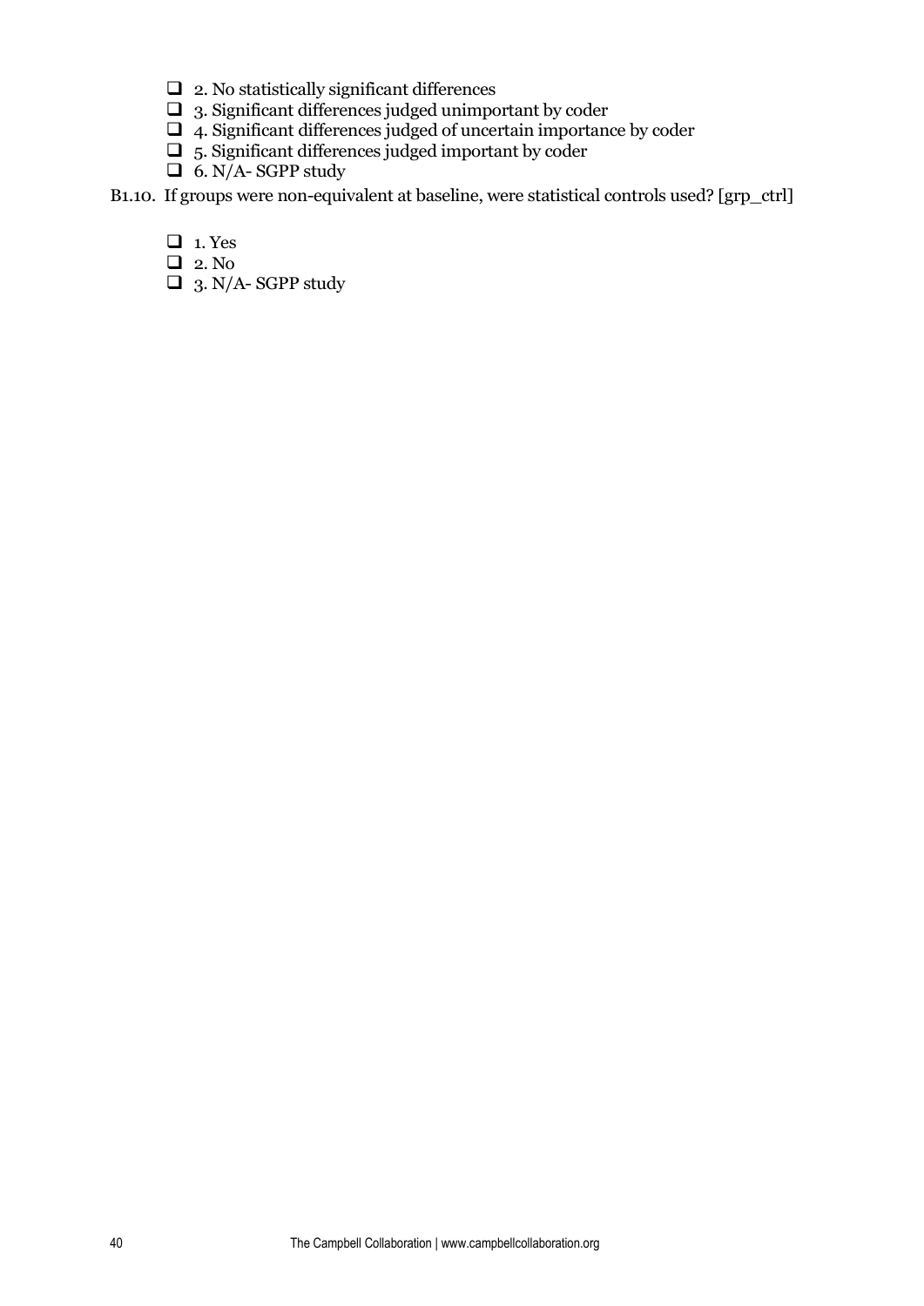- ❑ 2. No statistically significant differences
- ❑ 3. Significant differences judged unimportant by coder
- ❑ 4. Significant differences judged of uncertain importance by coder
- ❑ 5. Significant differences judged important by coder
- ❑ 6. N/A- SGPP study

B1.10. If groups were non-equivalent at baseline, were statistical controls used? [grp_ctrl]

- ❑ 1. Yes
- ❑ 2. No
- ❑ 3. N/A- SGPP study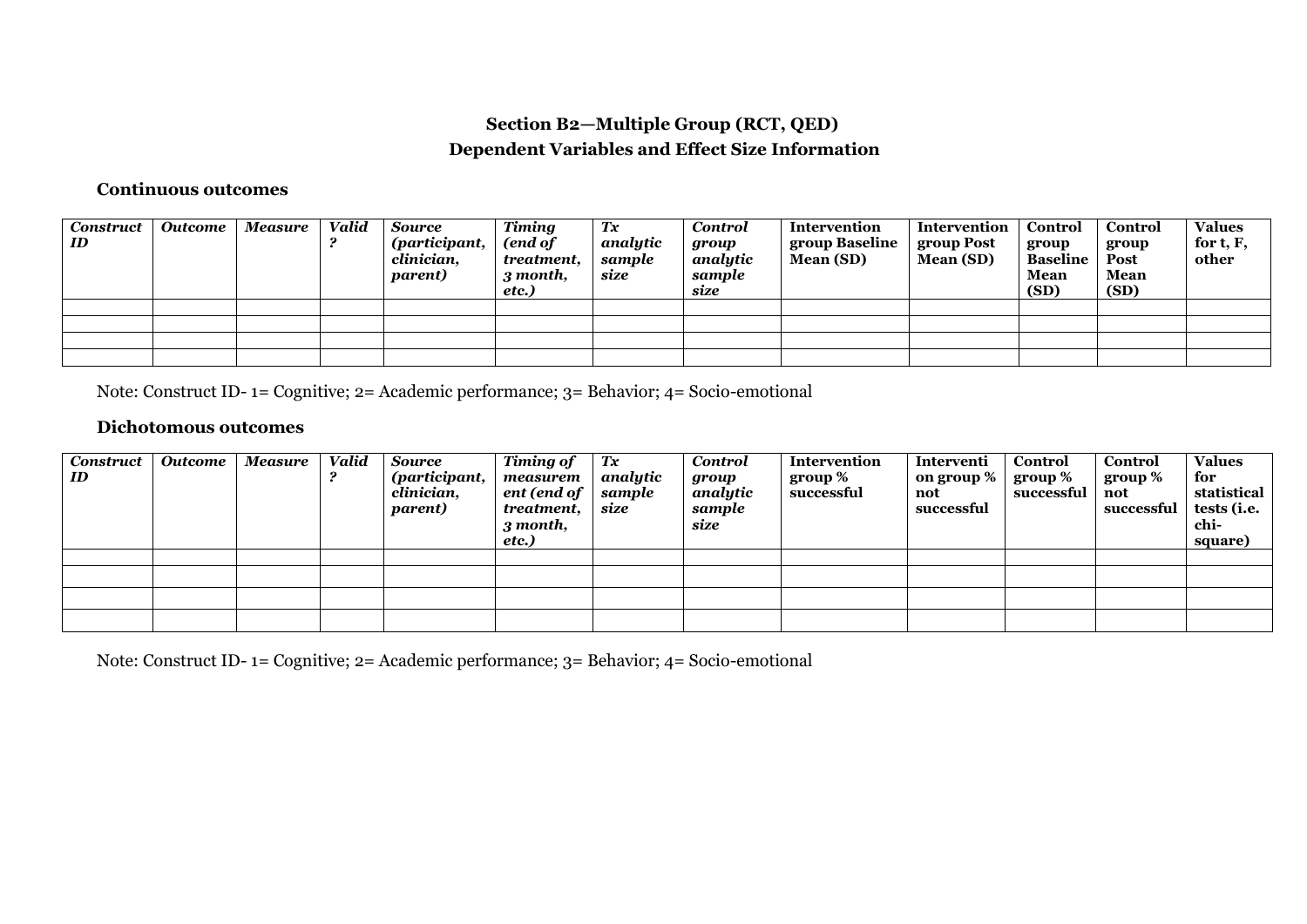## Section B2—Multiple Group (RCT, QED)
## Dependent Variables and Effect Size Information

### Continuous outcomes

| *Construct ID* | *Outcome* | *Measure* | *Valid?* | *Source (participant, clinician, parent)* | *Timing (end of treatment, 3 month, etc.)* | *Tx analytic sample size* | *Control group analytic sample size* | **Intervention group Baseline Mean (SD)** | **Intervention group Post Mean (SD)** | **Control group Baseline Mean (SD)** | **Control group Post Mean (SD)** | **Values for t, F, other** |
|---|---|---|---|---|---|---|---|---|---|---|---|---|
| | | | | | | | | | | | | |
| | | | | | | | | | | | | |
| | | | | | | | | | | | | |
| | | | | | | | | | | | | |

Note: Construct ID- 1= Cognitive; 2= Academic performance; 3= Behavior; 4= Socio-emotional

### Dichotomous outcomes

| *Construct ID* | *Outcome* | *Measure* | *Valid?* | *Source (participant, clinician, parent)* | *Timing of measurement (end of treatment, 3 month, etc.)* | *Tx analytic sample size* | *Control group analytic sample size* | **Intervention group % successful** | **Intervention group % not successful** | **Control group % successful** | **Control group % not successful** | **Values for statistical tests (i.e. chi-square)** |
|---|---|---|---|---|---|---|---|---|---|---|---|---|
| | | | | | | | | | | | | |
| | | | | | | | | | | | | |
| | | | | | | | | | | | | |
| | | | | | | | | | | | | |

Note: Construct ID- 1= Cognitive; 2= Academic performance; 3= Behavior; 4= Socio-emotional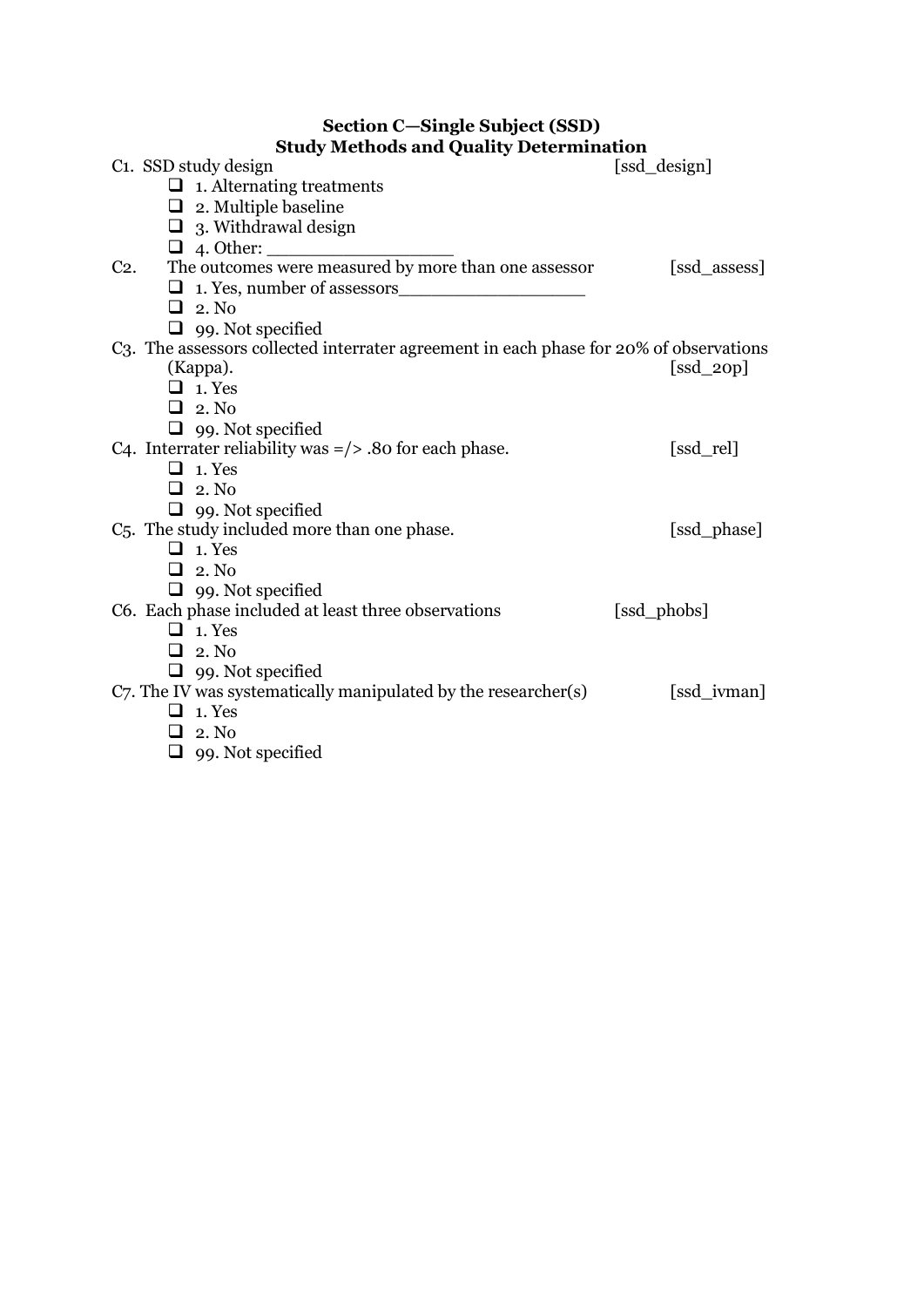**Section C—Single Subject (SSD)**
**Study Methods and Quality Determination**

C1. SSD study design [ssd_design]

- ❑ 1. Alternating treatments
- ❑ 2. Multiple baseline
- ❑ 3. Withdrawal design
- ❑ 4. Other: _________________

C2. The outcomes were measured by more than one assessor [ssd_assess]

- ❑ 1. Yes, number of assessors_________________
- ❑ 2. No
- ❑ 99. Not specified

C3. The assessors collected interrater agreement in each phase for 20% of observations (Kappa). [ssd_20p]

- ❑ 1. Yes
- ❑ 2. No
- ❑ 99. Not specified

C4. Interrater reliability was =/> .80 for each phase. [ssd_rel]

- ❑ 1. Yes
- ❑ 2. No
- ❑ 99. Not specified

C5. The study included more than one phase. [ssd_phase]

- ❑ 1. Yes
- ❑ 2. No
- ❑ 99. Not specified

C6. Each phase included at least three observations [ssd_phobs]

- ❑ 1. Yes
- ❑ 2. No
- ❑ 99. Not specified

C7. The IV was systematically manipulated by the researcher(s) [ssd_ivman]

- ❑ 1. Yes
- ❑ 2. No
- ❑ 99. Not specified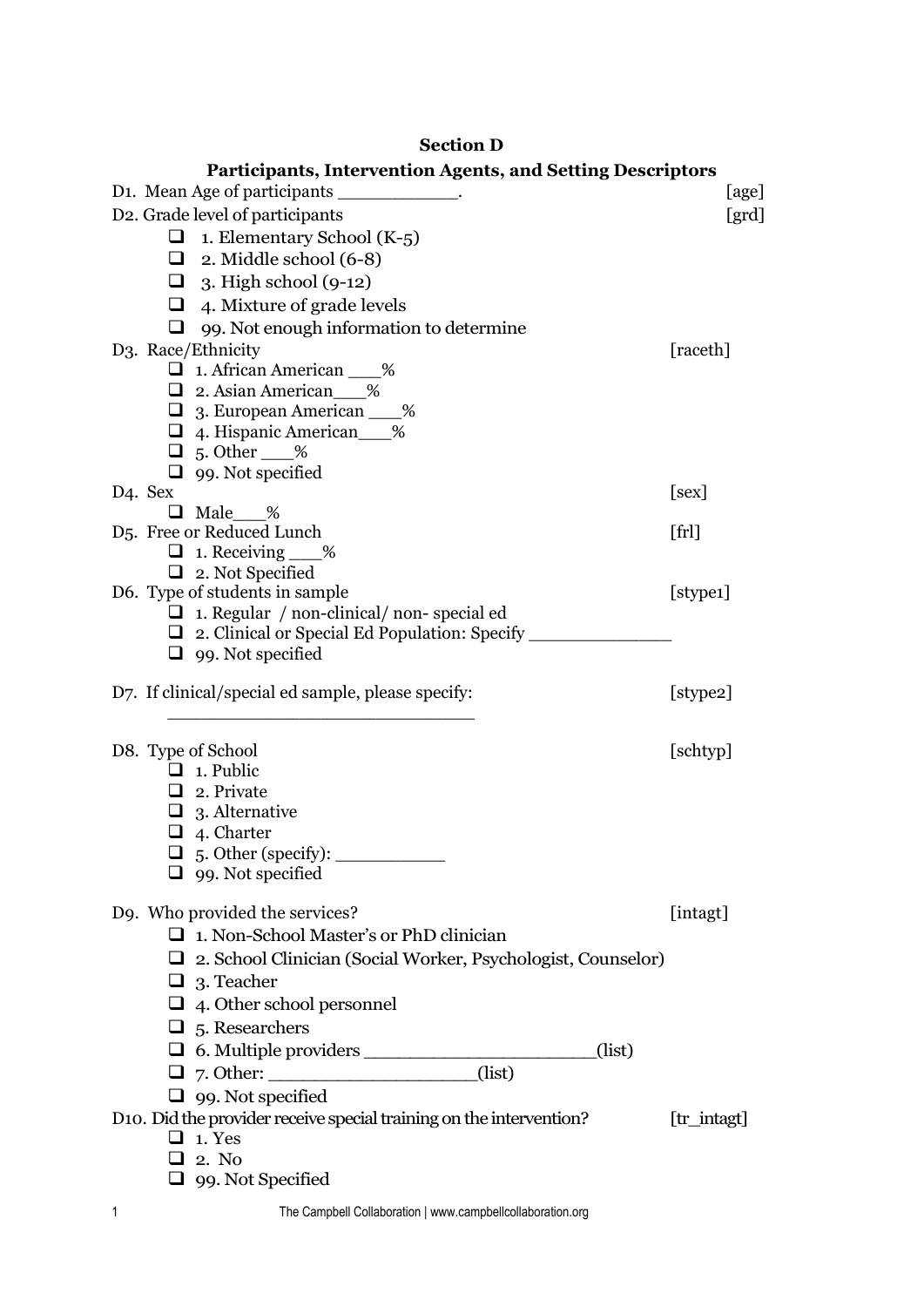**Section D**

**Participants, Intervention Agents, and Setting Descriptors**

D1. Mean Age of participants ___________. [age]

D2. Grade level of participants [grd]

- ❑ 1. Elementary School (K-5)
- ❑ 2. Middle school (6-8)
- ❑ 3. High school (9-12)
- ❑ 4. Mixture of grade levels
- ❑ 99. Not enough information to determine

D3. Race/Ethnicity [raceth]

- ❑ 1. African American ___%
- ❑ 2. Asian American___%
- ❑ 3. European American ___%
- ❑ 4. Hispanic American___%
- ❑ 5. Other ___%
- ❑ 99. Not specified

D4. Sex [sex]

- ❑ Male___%

D5. Free or Reduced Lunch [frl]

- ❑ 1. Receiving ___%
- ❑ 2. Not Specified

D6. Type of students in sample [stype1]

- ❑ 1. Regular / non-clinical/ non- special ed
- ❑ 2. Clinical or Special Ed Population: Specify _____________
- ❑ 99. Not specified

D7. If clinical/special ed sample, please specify: [stype2]

____________________________

D8. Type of School [schtyp]

- ❑ 1. Public
- ❑ 2. Private
- ❑ 3. Alternative
- ❑ 4. Charter
- ❑ 5. Other (specify): __________
- ❑ 99. Not specified

D9. Who provided the services? [intagt]

- ❑ 1. Non-School Master's or PhD clinician
- ❑ 2. School Clinician (Social Worker, Psychologist, Counselor)
- ❑ 3. Teacher
- ❑ 4. Other school personnel
- ❑ 5. Researchers
- ❑ 6. Multiple providers ____________________(list)
- ❑ 7. Other: __________________(list)
- ❑ 99. Not specified

D10. Did the provider receive special training on the intervention? [tr_intagt]

- ❑ 1. Yes
- ❑ 2. No
- ❑ 99. Not Specified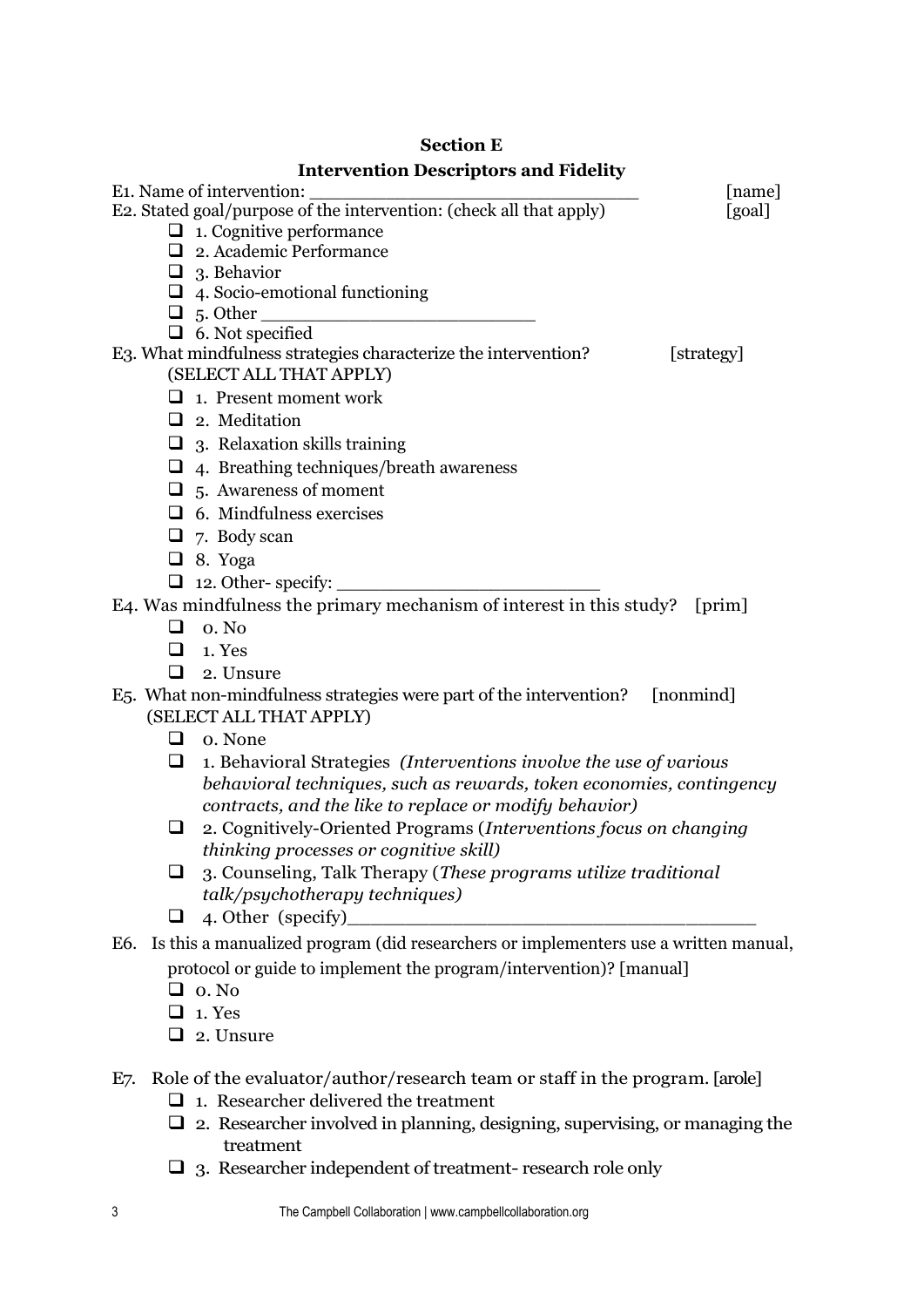## Section E

## Intervention Descriptors and Fidelity

E1. Name of intervention: ______________________________ [name]

E2. Stated goal/purpose of the intervention: (check all that apply) [goal]

- ❑ 1. Cognitive performance
- ❑ 2. Academic Performance
- ❑ 3. Behavior
- ❑ 4. Socio-emotional functioning
- ❑ 5. Other ________________________
- ❑ 6. Not specified

E3. What mindfulness strategies characterize the intervention? [strategy]
(SELECT ALL THAT APPLY)

- ❑ 1. Present moment work
- ❑ 2. Meditation
- ❑ 3. Relaxation skills training
- ❑ 4. Breathing techniques/breath awareness
- ❑ 5. Awareness of moment
- ❑ 6. Mindfulness exercises
- ❑ 7. Body scan
- ❑ 8. Yoga
- ❑ 12. Other- specify: ______________________

E4. Was mindfulness the primary mechanism of interest in this study? [prim]

- ❑ 0. No
- ❑ 1. Yes
- ❑ 2. Unsure

E5. What non-mindfulness strategies were part of the intervention? [nonmind]
(SELECT ALL THAT APPLY)

- ❑ 0. None
- ❑ 1. Behavioral Strategies *(Interventions involve the use of various behavioral techniques, such as rewards, token economies, contingency contracts, and the like to replace or modify behavior)*
- ❑ 2. Cognitively-Oriented Programs (*Interventions focus on changing thinking processes or cognitive skill)*
- ❑ 3. Counseling, Talk Therapy (*These programs utilize traditional talk/psychotherapy techniques)*
- ❑ 4. Other (specify)_________________________________

E6. Is this a manualized program (did researchers or implementers use a written manual, protocol or guide to implement the program/intervention)? [manual]

- ❑ 0. No
- ❑ 1. Yes
- ❑ 2. Unsure

E7. Role of the evaluator/author/research team or staff in the program. [arole]

- ❑ 1. Researcher delivered the treatment
- ❑ 2. Researcher involved in planning, designing, supervising, or managing the treatment
- ❑ 3. Researcher independent of treatment- research role only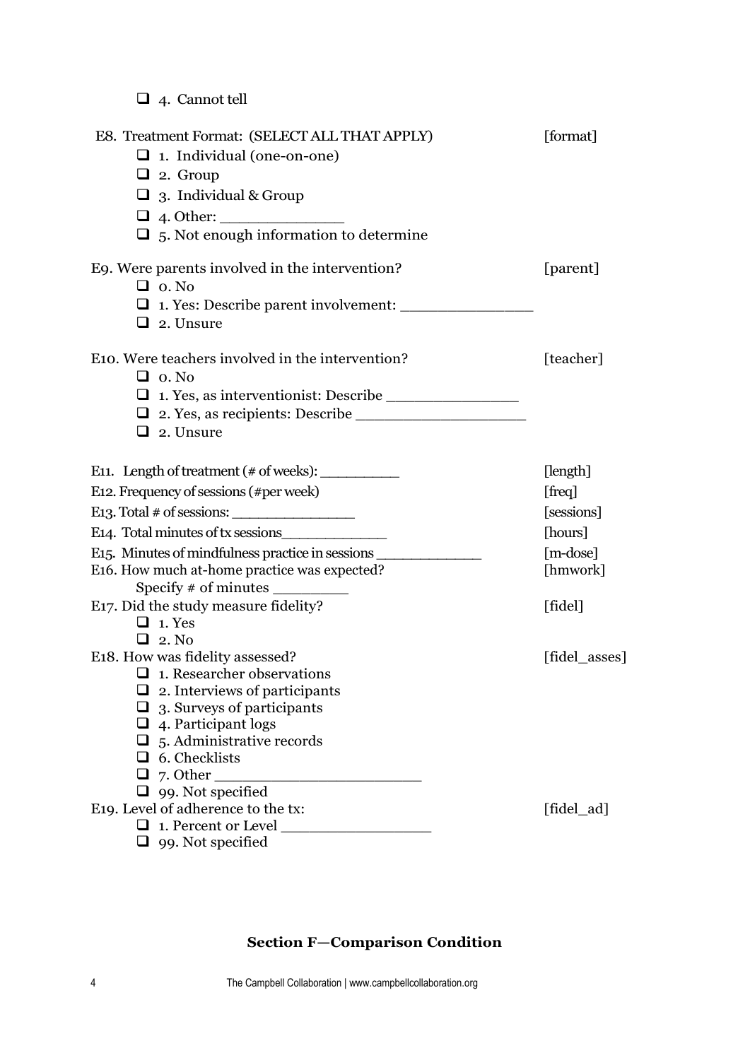- ❑ 4. Cannot tell

E8. Treatment Format: (SELECT ALL THAT APPLY) [format]

- ❑ 1. Individual (one-on-one)
- ❑ 2. Group
- ❑ 3. Individual & Group
- ❑ 4. Other: _______________
- ❑ 5. Not enough information to determine

E9. Were parents involved in the intervention? [parent]

- ❑ 0. No
- ❑ 1. Yes: Describe parent involvement: ________________
- ❑ 2. Unsure

E10. Were teachers involved in the intervention? [teacher]

- ❑ 0. No
- ❑ 1. Yes, as interventionist: Describe ________________
- ❑ 2. Yes, as recipients: Describe ____________________
- ❑ 2. Unsure

E11. Length of treatment (# of weeks): __________ [length]

E12. Frequency of sessions (#per week) [freq]

E13. Total # of sessions: _______________ [sessions]

E14. Total minutes of tx sessions_____________ [hours]

E15. Minutes of mindfulness practice in sessions _____________ [m-dose]

E16. How much at-home practice was expected? [hmwork]

Specify # of minutes _________

E17. Did the study measure fidelity? [fidel]

- ❑ 1. Yes
- ❑ 2. No

E18. How was fidelity assessed? [fidel_asses]

- ❑ 1. Researcher observations
- ❑ 2. Interviews of participants
- ❑ 3. Surveys of participants
- ❑ 4. Participant logs
- ❑ 5. Administrative records
- ❑ 6. Checklists
- ❑ 7. Other ________________________
- ❑ 99. Not specified

E19. Level of adherence to the tx: [fidel_ad]

- ❑ 1. Percent or Level __________________
- ❑ 99. Not specified

## Section F—Comparison Condition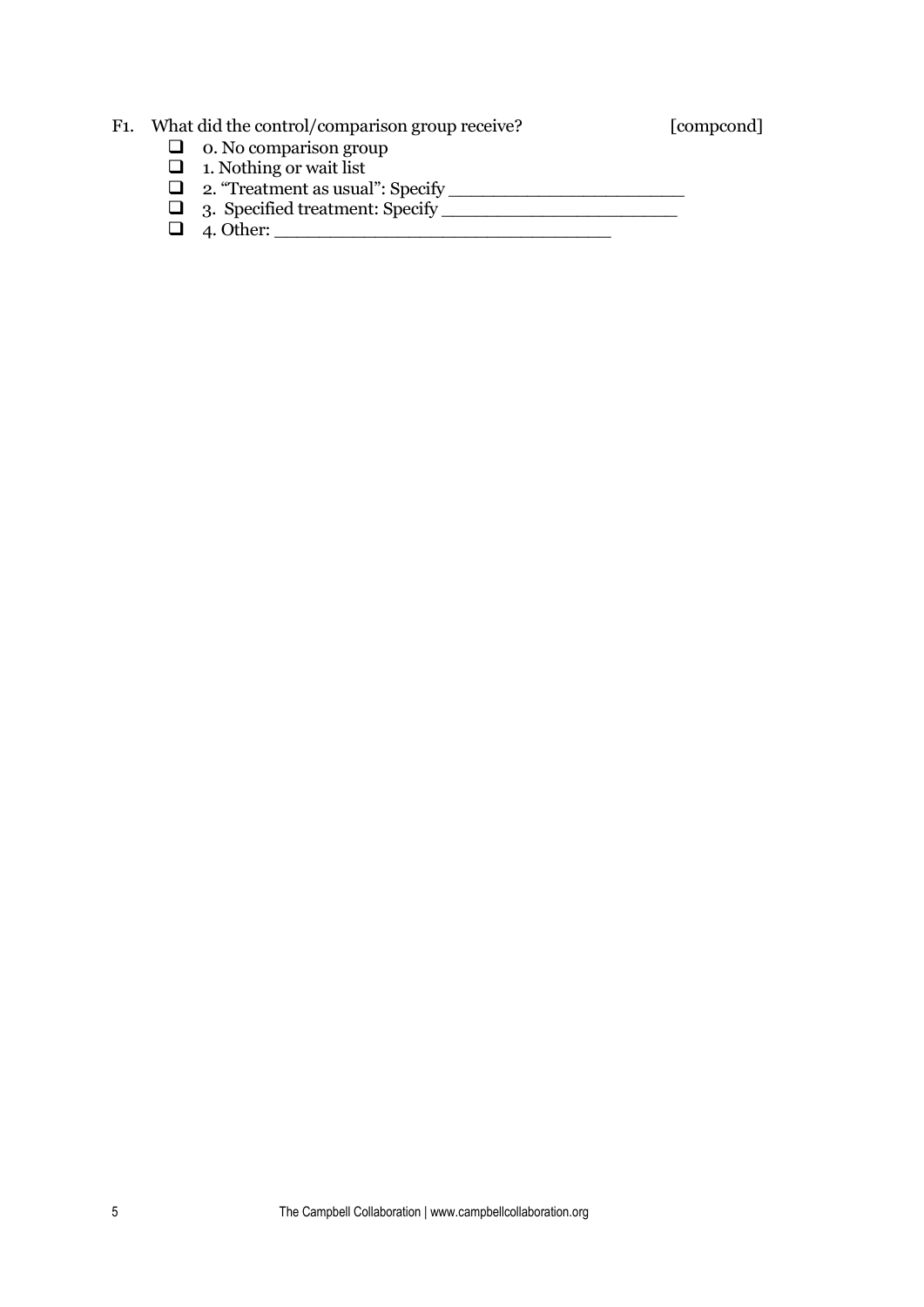F1. What did the control/comparison group receive? [compcond]

- ❑ 0. No comparison group
- ❑ 1. Nothing or wait list
- ❑ 2. "Treatment as usual": Specify ____________________
- ❑ 3. Specified treatment: Specify ____________________
- ❑ 4. Other: ____________________________